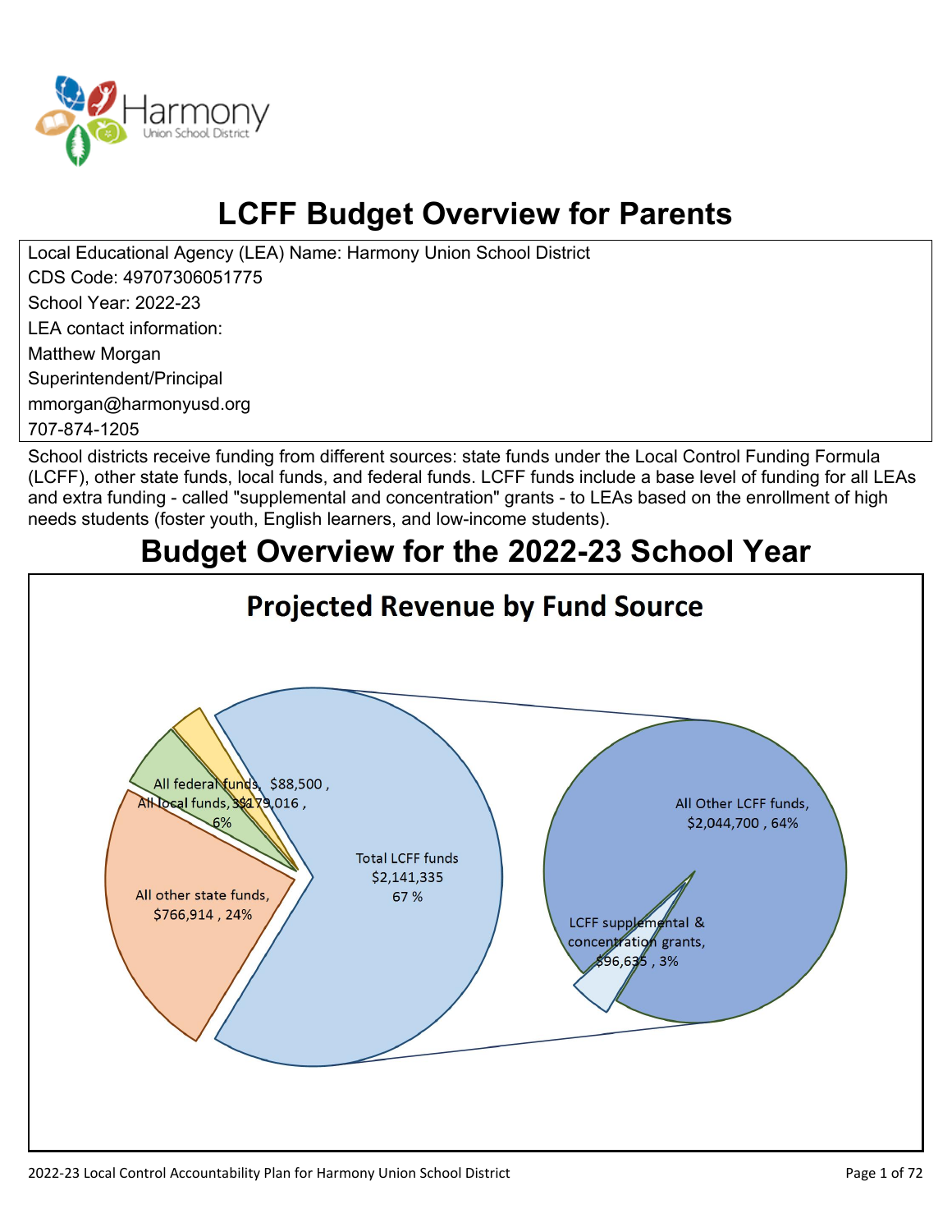# LCFF Budget Overview for Parents

Local Educational Agency (LEA) Name: Harmony Union School District
CDS Code: 49707306051775
School Year: 2022-23
LEA contact information:
Matthew Morgan
Superintendent/Principal
mmorgan@harmonyusd.org
707-874-1205

School districts receive funding from different sources: state funds under the Local Control Funding Formula (LCFF), other state funds, local funds, and federal funds. LCFF funds include a base level of funding for all LEAs and extra funding - called "supplemental and concentration" grants - to LEAs based on the enrollment of high needs students (foster youth, English learners, and low-income students).

## Budget Overview for the 2022-23 School Year

### Projected Revenue by Fund Source

All federal funds, $88,500, 3%

All local funds, $179,016, 6%

All other state funds, $766,914, 24%

Total LCFF funds $2,141,335 67 %

All Other LCFF funds, $2,044,700, 64%

LCFF supplemental & concentration grants, $96,635, 3%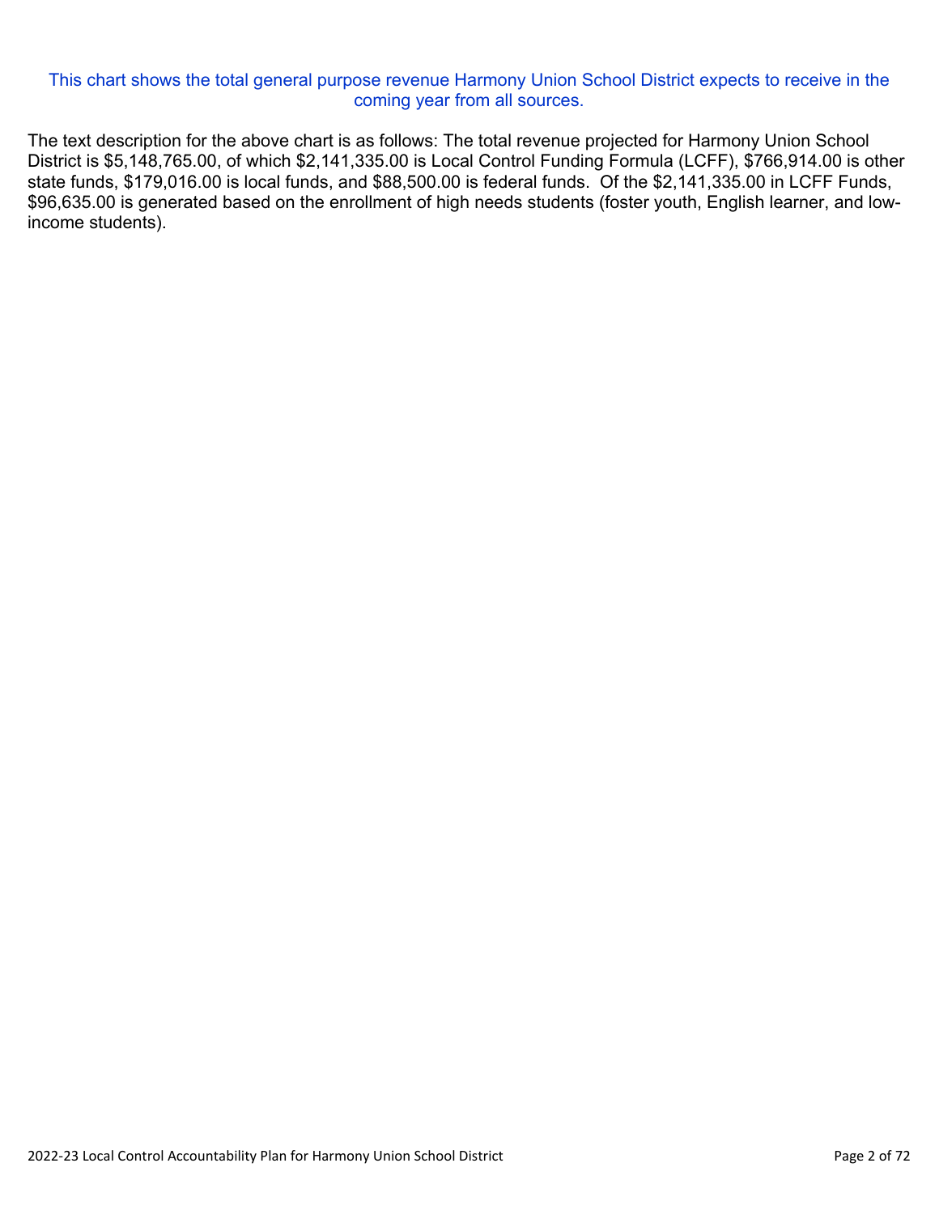This chart shows the total general purpose revenue Harmony Union School District expects to receive in the coming year from all sources.

The text description for the above chart is as follows: The total revenue projected for Harmony Union School District is $5,148,765.00, of which $2,141,335.00 is Local Control Funding Formula (LCFF), $766,914.00 is other state funds, $179,016.00 is local funds, and $88,500.00 is federal funds. Of the $2,141,335.00 in LCFF Funds, $96,635.00 is generated based on the enrollment of high needs students (foster youth, English learner, and low-income students).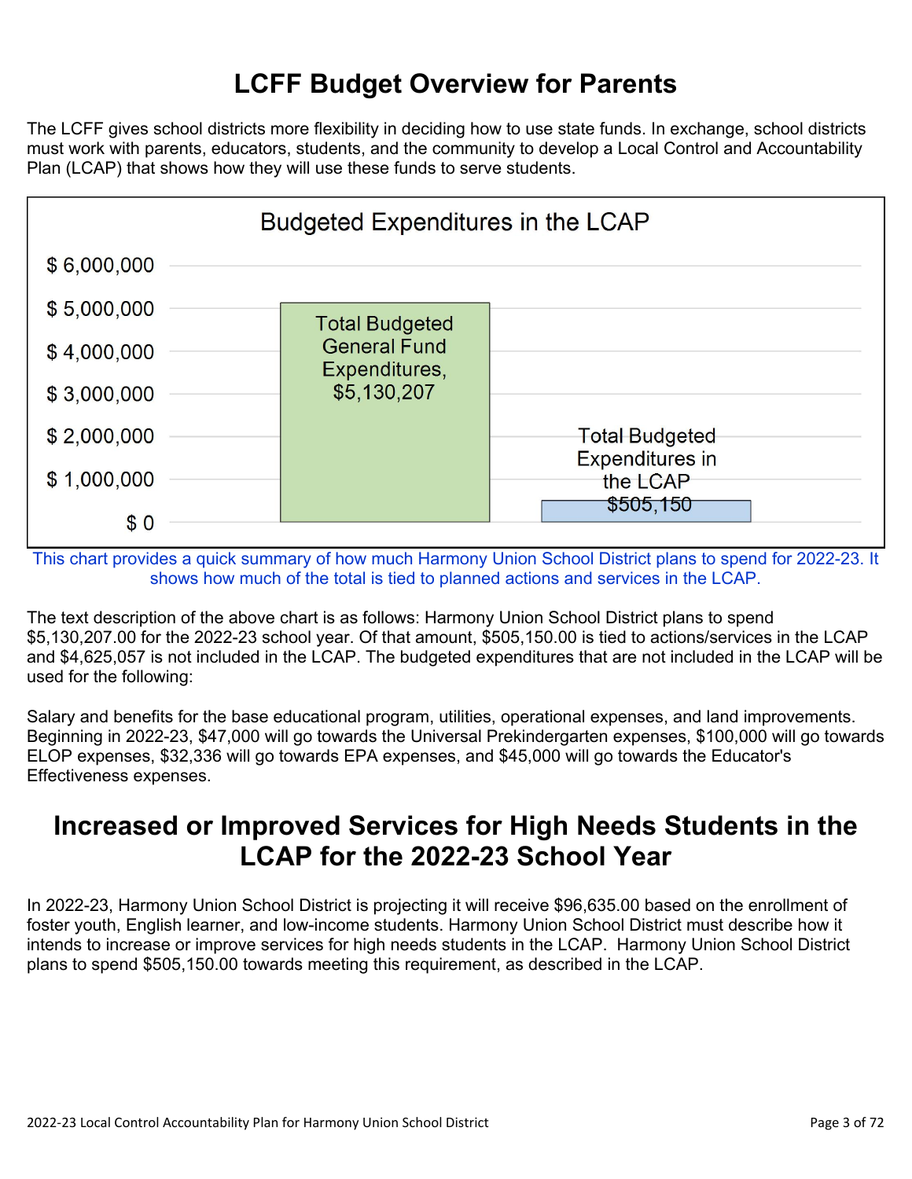# LCFF Budget Overview for Parents

The LCFF gives school districts more flexibility in deciding how to use state funds. In exchange, school districts must work with parents, educators, students, and the community to develop a Local Control and Accountability Plan (LCAP) that shows how they will use these funds to serve students.

**Budgeted Expenditures in the LCAP**

| Category | Amount |
|---|---|
| Total Budgeted General Fund Expenditures | $5,130,207 |
| Total Budgeted Expenditures in the LCAP | $505,150 |

This chart provides a quick summary of how much Harmony Union School District plans to spend for 2022-23. It shows how much of the total is tied to planned actions and services in the LCAP.

The text description of the above chart is as follows: Harmony Union School District plans to spend $5,130,207.00 for the 2022-23 school year. Of that amount, $505,150.00 is tied to actions/services in the LCAP and $4,625,057 is not included in the LCAP. The budgeted expenditures that are not included in the LCAP will be used for the following:

Salary and benefits for the base educational program, utilities, operational expenses, and land improvements. Beginning in 2022-23, $47,000 will go towards the Universal Prekindergarten expenses, $100,000 will go towards ELOP expenses, $32,336 will go towards EPA expenses, and $45,000 will go towards the Educator's Effectiveness expenses.

# Increased or Improved Services for High Needs Students in the LCAP for the 2022-23 School Year

In 2022-23, Harmony Union School District is projecting it will receive $96,635.00 based on the enrollment of foster youth, English learner, and low-income students. Harmony Union School District must describe how it intends to increase or improve services for high needs students in the LCAP. Harmony Union School District plans to spend $505,150.00 towards meeting this requirement, as described in the LCAP.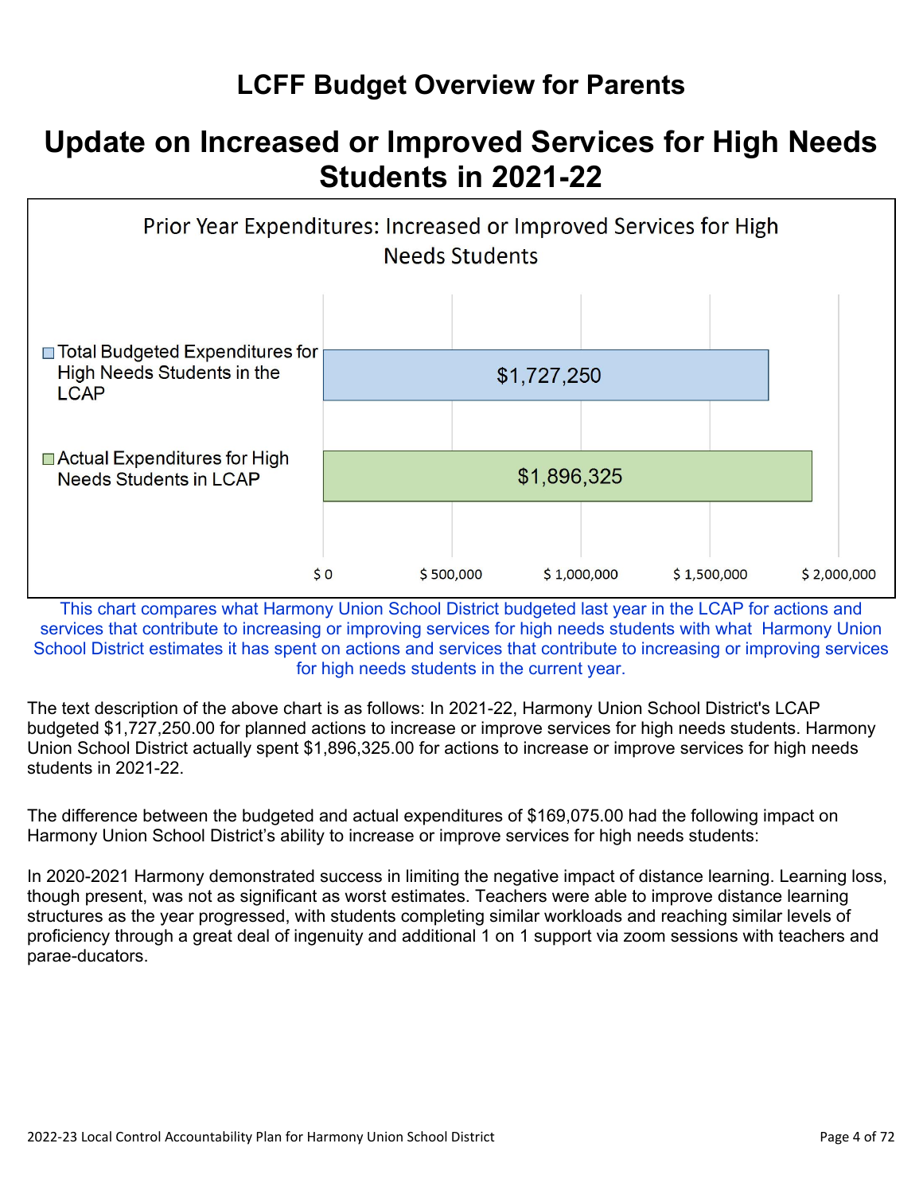# LCFF Budget Overview for Parents

## Update on Increased or Improved Services for High Needs Students in 2021-22

**Prior Year Expenditures: Increased or Improved Services for High Needs Students**

| Category | Amount |
| --- | --- |
| Total Budgeted Expenditures for High Needs Students in the LCAP | $1,727,250 |
| Actual Expenditures for High Needs Students in LCAP | $1,896,325 |

This chart compares what Harmony Union School District budgeted last year in the LCAP for actions and services that contribute to increasing or improving services for high needs students with what Harmony Union School District estimates it has spent on actions and services that contribute to increasing or improving services for high needs students in the current year.

The text description of the above chart is as follows: In 2021-22, Harmony Union School District's LCAP budgeted $1,727,250.00 for planned actions to increase or improve services for high needs students. Harmony Union School District actually spent $1,896,325.00 for actions to increase or improve services for high needs students in 2021-22.

The difference between the budgeted and actual expenditures of $169,075.00 had the following impact on Harmony Union School District's ability to increase or improve services for high needs students:

In 2020-2021 Harmony demonstrated success in limiting the negative impact of distance learning. Learning loss, though present, was not as significant as worst estimates. Teachers were able to improve distance learning structures as the year progressed, with students completing similar workloads and reaching similar levels of proficiency through a great deal of ingenuity and additional 1 on 1 support via zoom sessions with teachers and parae-ducators.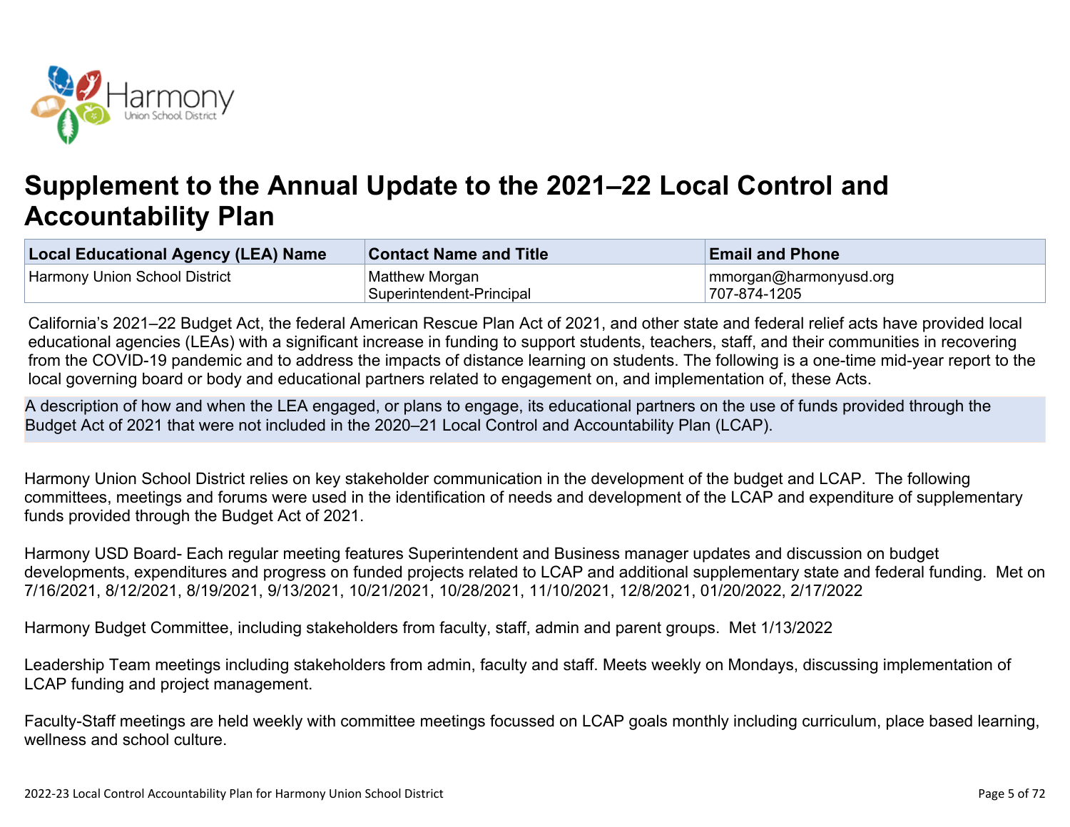# Supplement to the Annual Update to the 2021–22 Local Control and Accountability Plan

| Local Educational Agency (LEA) Name | Contact Name and Title | Email and Phone |
| --- | --- | --- |
| Harmony Union School District | Matthew Morgan<br>Superintendent-Principal | mmorgan@harmonyusd.org<br>707-874-1205 |

California's 2021–22 Budget Act, the federal American Rescue Plan Act of 2021, and other state and federal relief acts have provided local educational agencies (LEAs) with a significant increase in funding to support students, teachers, staff, and their communities in recovering from the COVID-19 pandemic and to address the impacts of distance learning on students. The following is a one-time mid-year report to the local governing board or body and educational partners related to engagement on, and implementation of, these Acts.

**A description of how and when the LEA engaged, or plans to engage, its educational partners on the use of funds provided through the Budget Act of 2021 that were not included in the 2020–21 Local Control and Accountability Plan (LCAP).**

Harmony Union School District relies on key stakeholder communication in the development of the budget and LCAP. The following committees, meetings and forums were used in the identification of needs and development of the LCAP and expenditure of supplementary funds provided through the Budget Act of 2021.

Harmony USD Board- Each regular meeting features Superintendent and Business manager updates and discussion on budget developments, expenditures and progress on funded projects related to LCAP and additional supplementary state and federal funding. Met on 7/16/2021, 8/12/2021, 8/19/2021, 9/13/2021, 10/21/2021, 10/28/2021, 11/10/2021, 12/8/2021, 01/20/2022, 2/17/2022

Harmony Budget Committee, including stakeholders from faculty, staff, admin and parent groups. Met 1/13/2022

Leadership Team meetings including stakeholders from admin, faculty and staff. Meets weekly on Mondays, discussing implementation of LCAP funding and project management.

Faculty-Staff meetings are held weekly with committee meetings focussed on LCAP goals monthly including curriculum, place based learning, wellness and school culture.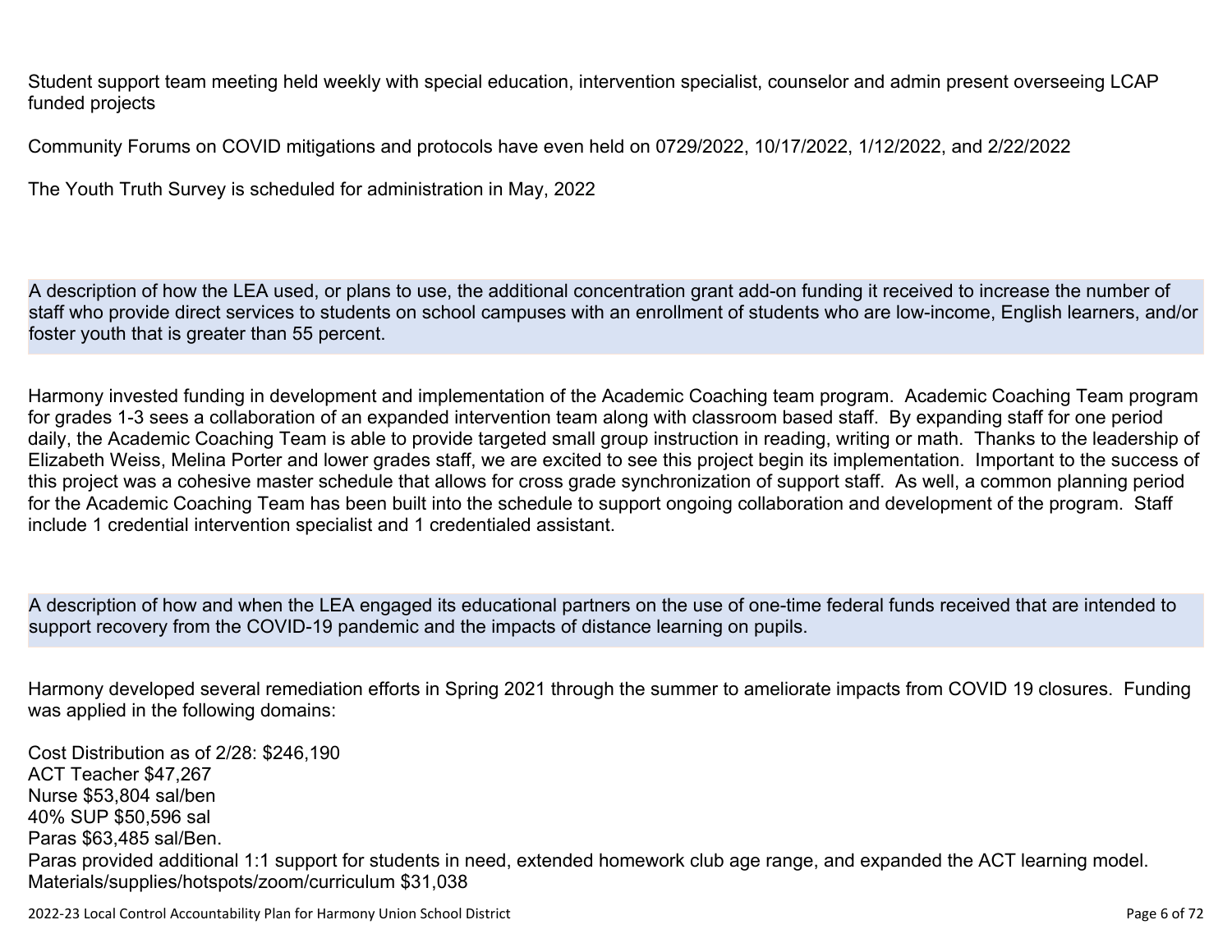Student support team meeting held weekly with special education, intervention specialist, counselor and admin present overseeing LCAP funded projects

Community Forums on COVID mitigations and protocols have even held on 0729/2022, 10/17/2022, 1/12/2022, and 2/22/2022

The Youth Truth Survey is scheduled for administration in May, 2022

A description of how the LEA used, or plans to use, the additional concentration grant add-on funding it received to increase the number of staff who provide direct services to students on school campuses with an enrollment of students who are low-income, English learners, and/or foster youth that is greater than 55 percent.

Harmony invested funding in development and implementation of the Academic Coaching team program. Academic Coaching Team program for grades 1-3 sees a collaboration of an expanded intervention team along with classroom based staff. By expanding staff for one period daily, the Academic Coaching Team is able to provide targeted small group instruction in reading, writing or math. Thanks to the leadership of Elizabeth Weiss, Melina Porter and lower grades staff, we are excited to see this project begin its implementation. Important to the success of this project was a cohesive master schedule that allows for cross grade synchronization of support staff. As well, a common planning period for the Academic Coaching Team has been built into the schedule to support ongoing collaboration and development of the program. Staff include 1 credential intervention specialist and 1 credentialed assistant.

A description of how and when the LEA engaged its educational partners on the use of one-time federal funds received that are intended to support recovery from the COVID-19 pandemic and the impacts of distance learning on pupils.

Harmony developed several remediation efforts in Spring 2021 through the summer to ameliorate impacts from COVID 19 closures. Funding was applied in the following domains:

Cost Distribution as of 2/28: $246,190
ACT Teacher $47,267
Nurse $53,804 sal/ben
40% SUP $50,596 sal
Paras $63,485 sal/Ben.
Paras provided additional 1:1 support for students in need, extended homework club age range, and expanded the ACT learning model.
Materials/supplies/hotspots/zoom/curriculum $31,038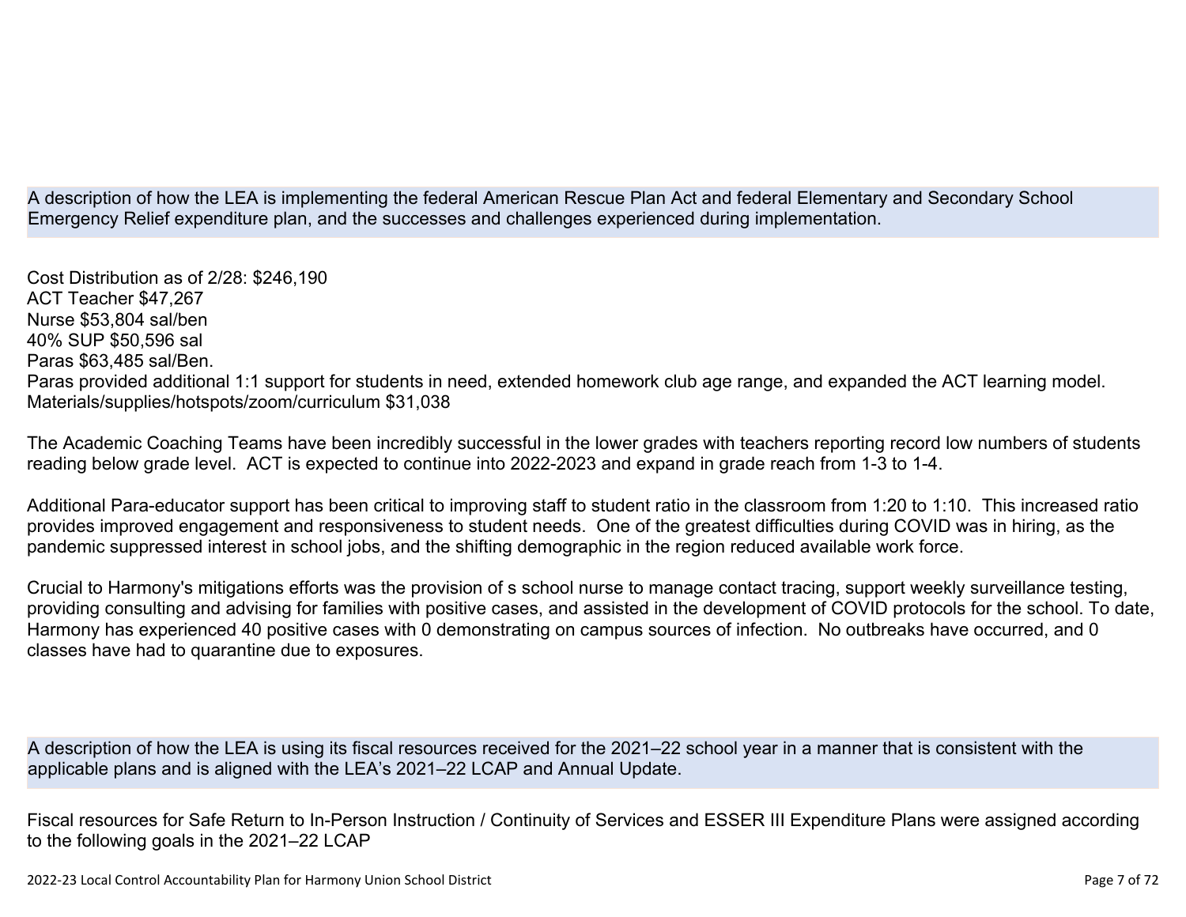**A description of how the LEA is implementing the federal American Rescue Plan Act and federal Elementary and Secondary School Emergency Relief expenditure plan, and the successes and challenges experienced during implementation.**

Cost Distribution as of 2/28: $246,190
ACT Teacher $47,267
Nurse $53,804 sal/ben
40% SUP $50,596 sal
Paras $63,485 sal/Ben.
Paras provided additional 1:1 support for students in need, extended homework club age range, and expanded the ACT learning model.
Materials/supplies/hotspots/zoom/curriculum $31,038

The Academic Coaching Teams have been incredibly successful in the lower grades with teachers reporting record low numbers of students reading below grade level. ACT is expected to continue into 2022-2023 and expand in grade reach from 1-3 to 1-4.

Additional Para-educator support has been critical to improving staff to student ratio in the classroom from 1:20 to 1:10. This increased ratio provides improved engagement and responsiveness to student needs. One of the greatest difficulties during COVID was in hiring, as the pandemic suppressed interest in school jobs, and the shifting demographic in the region reduced available work force.

Crucial to Harmony's mitigations efforts was the provision of s school nurse to manage contact tracing, support weekly surveillance testing, providing consulting and advising for families with positive cases, and assisted in the development of COVID protocols for the school. To date, Harmony has experienced 40 positive cases with 0 demonstrating on campus sources of infection. No outbreaks have occurred, and 0 classes have had to quarantine due to exposures.

**A description of how the LEA is using its fiscal resources received for the 2021–22 school year in a manner that is consistent with the applicable plans and is aligned with the LEA's 2021–22 LCAP and Annual Update.**

Fiscal resources for Safe Return to In-Person Instruction / Continuity of Services and ESSER III Expenditure Plans were assigned according to the following goals in the 2021–22 LCAP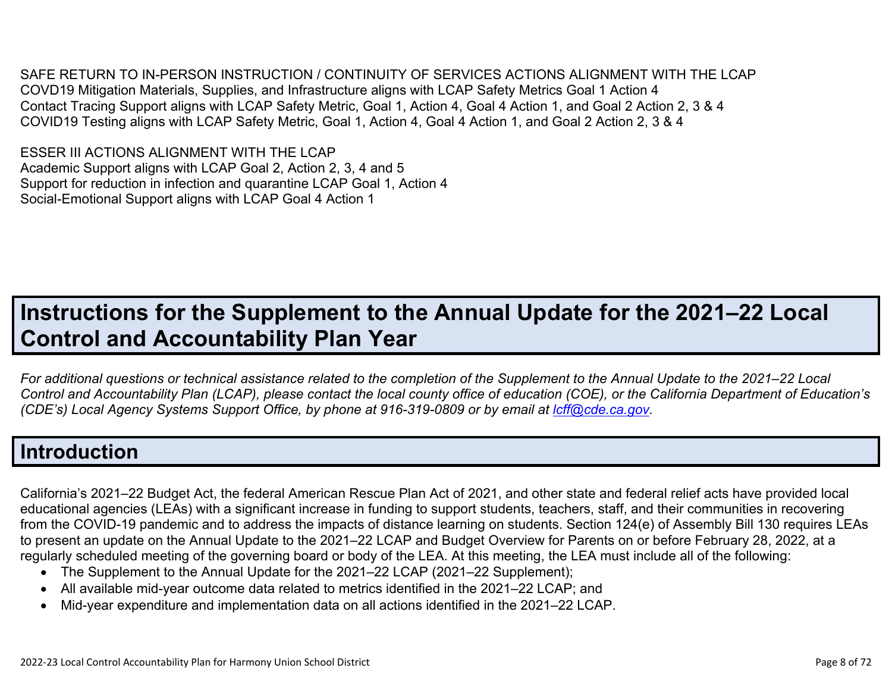SAFE RETURN TO IN-PERSON INSTRUCTION / CONTINUITY OF SERVICES ACTIONS ALIGNMENT WITH THE LCAP
COVD19 Mitigation Materials, Supplies, and Infrastructure aligns with LCAP Safety Metrics Goal 1 Action 4
Contact Tracing Support aligns with LCAP Safety Metric, Goal 1, Action 4, Goal 4 Action 1, and Goal 2 Action 2, 3 & 4
COVID19 Testing aligns with LCAP Safety Metric, Goal 1, Action 4, Goal 4 Action 1, and Goal 2 Action 2, 3 & 4

ESSER III ACTIONS ALIGNMENT WITH THE LCAP
Academic Support aligns with LCAP Goal 2, Action 2, 3, 4 and 5
Support for reduction in infection and quarantine LCAP Goal 1, Action 4
Social-Emotional Support aligns with LCAP Goal 4 Action 1

# Instructions for the Supplement to the Annual Update for the 2021–22 Local Control and Accountability Plan Year

*For additional questions or technical assistance related to the completion of the Supplement to the Annual Update to the 2021–22 Local Control and Accountability Plan (LCAP), please contact the local county office of education (COE), or the California Department of Education's (CDE's) Local Agency Systems Support Office, by phone at 916-319-0809 or by email at [lcff@cde.ca.gov](mailto:lcff@cde.ca.gov).*

## Introduction

California's 2021–22 Budget Act, the federal American Rescue Plan Act of 2021, and other state and federal relief acts have provided local educational agencies (LEAs) with a significant increase in funding to support students, teachers, staff, and their communities in recovering from the COVID-19 pandemic and to address the impacts of distance learning on students. Section 124(e) of Assembly Bill 130 requires LEAs to present an update on the Annual Update to the 2021–22 LCAP and Budget Overview for Parents on or before February 28, 2022, at a regularly scheduled meeting of the governing board or body of the LEA. At this meeting, the LEA must include all of the following:

- The Supplement to the Annual Update for the 2021–22 LCAP (2021–22 Supplement);
- All available mid-year outcome data related to metrics identified in the 2021–22 LCAP; and
- Mid-year expenditure and implementation data on all actions identified in the 2021–22 LCAP.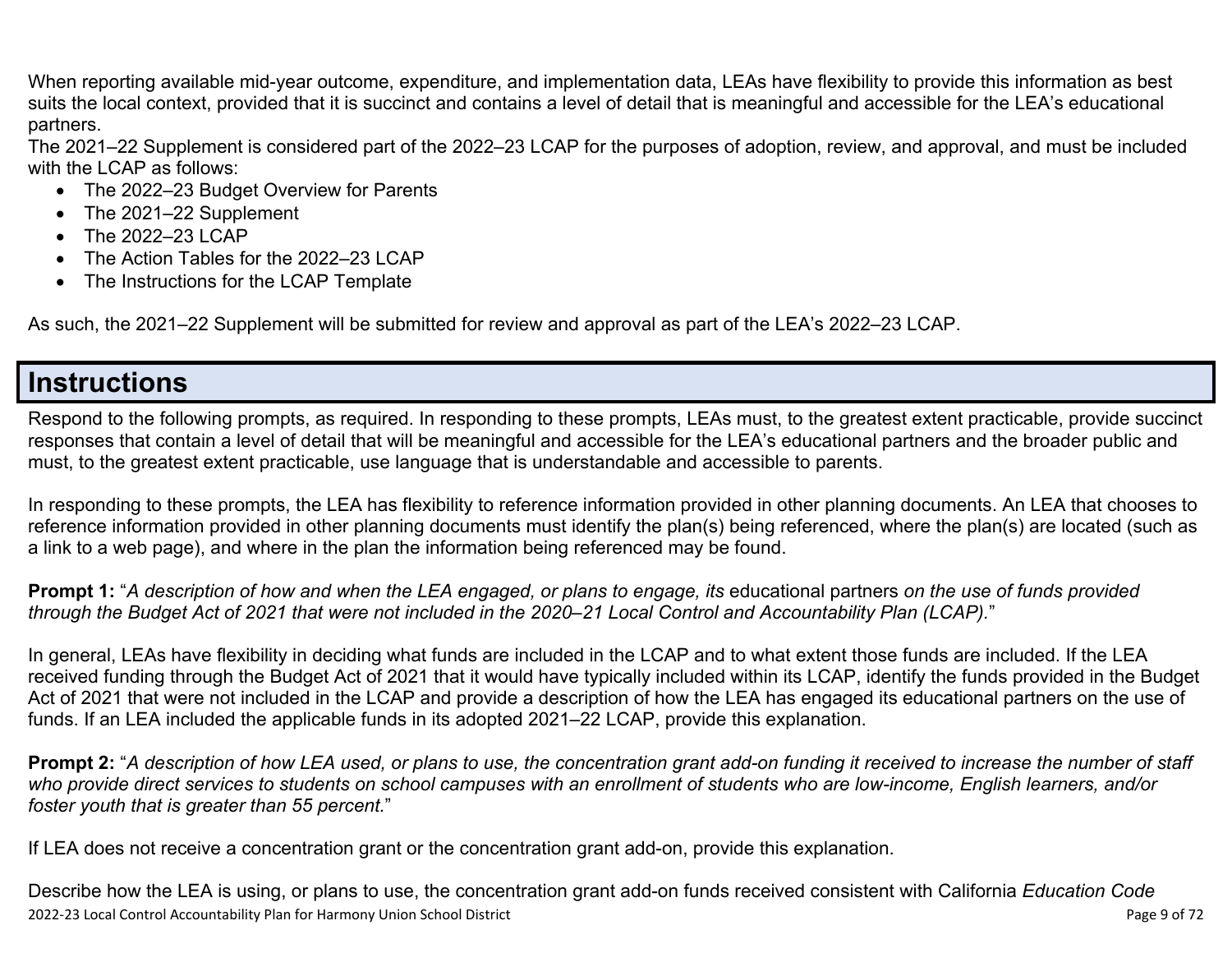When reporting available mid-year outcome, expenditure, and implementation data, LEAs have flexibility to provide this information as best suits the local context, provided that it is succinct and contains a level of detail that is meaningful and accessible for the LEA's educational partners.

The 2021–22 Supplement is considered part of the 2022–23 LCAP for the purposes of adoption, review, and approval, and must be included with the LCAP as follows:

- The 2022–23 Budget Overview for Parents
- The 2021–22 Supplement
- The 2022–23 LCAP
- The Action Tables for the 2022–23 LCAP
- The Instructions for the LCAP Template

As such, the 2021–22 Supplement will be submitted for review and approval as part of the LEA's 2022–23 LCAP.

## Instructions

Respond to the following prompts, as required. In responding to these prompts, LEAs must, to the greatest extent practicable, provide succinct responses that contain a level of detail that will be meaningful and accessible for the LEA's educational partners and the broader public and must, to the greatest extent practicable, use language that is understandable and accessible to parents.

In responding to these prompts, the LEA has flexibility to reference information provided in other planning documents. An LEA that chooses to reference information provided in other planning documents must identify the plan(s) being referenced, where the plan(s) are located (such as a link to a web page), and where in the plan the information being referenced may be found.

**Prompt 1:** "*A description of how and when the LEA engaged, or plans to engage, its* educational partners *on the use of funds provided through the Budget Act of 2021 that were not included in the 2020–21 Local Control and Accountability Plan (LCAP).*"

In general, LEAs have flexibility in deciding what funds are included in the LCAP and to what extent those funds are included. If the LEA received funding through the Budget Act of 2021 that it would have typically included within its LCAP, identify the funds provided in the Budget Act of 2021 that were not included in the LCAP and provide a description of how the LEA has engaged its educational partners on the use of funds. If an LEA included the applicable funds in its adopted 2021–22 LCAP, provide this explanation.

**Prompt 2:** "*A description of how LEA used, or plans to use, the concentration grant add-on funding it received to increase the number of staff who provide direct services to students on school campuses with an enrollment of students who are low-income, English learners, and/or foster youth that is greater than 55 percent.*"

If LEA does not receive a concentration grant or the concentration grant add-on, provide this explanation.

Describe how the LEA is using, or plans to use, the concentration grant add-on funds received consistent with California *Education Code*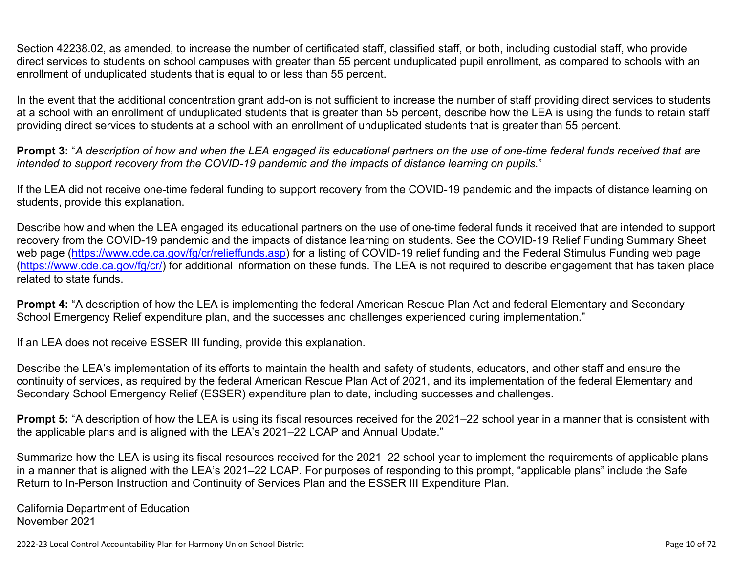Section 42238.02, as amended, to increase the number of certificated staff, classified staff, or both, including custodial staff, who provide direct services to students on school campuses with greater than 55 percent unduplicated pupil enrollment, as compared to schools with an enrollment of unduplicated students that is equal to or less than 55 percent.

In the event that the additional concentration grant add-on is not sufficient to increase the number of staff providing direct services to students at a school with an enrollment of unduplicated students that is greater than 55 percent, describe how the LEA is using the funds to retain staff providing direct services to students at a school with an enrollment of unduplicated students that is greater than 55 percent.

**Prompt 3:** "*A description of how and when the LEA engaged its educational partners on the use of one-time federal funds received that are intended to support recovery from the COVID-19 pandemic and the impacts of distance learning on pupils.*"

If the LEA did not receive one-time federal funding to support recovery from the COVID-19 pandemic and the impacts of distance learning on students, provide this explanation.

Describe how and when the LEA engaged its educational partners on the use of one-time federal funds it received that are intended to support recovery from the COVID-19 pandemic and the impacts of distance learning on students. See the COVID-19 Relief Funding Summary Sheet web page (https://www.cde.ca.gov/fg/cr/relieffunds.asp) for a listing of COVID-19 relief funding and the Federal Stimulus Funding web page (https://www.cde.ca.gov/fg/cr/) for additional information on these funds. The LEA is not required to describe engagement that has taken place related to state funds.

**Prompt 4:** "A description of how the LEA is implementing the federal American Rescue Plan Act and federal Elementary and Secondary School Emergency Relief expenditure plan, and the successes and challenges experienced during implementation."

If an LEA does not receive ESSER III funding, provide this explanation.

Describe the LEA's implementation of its efforts to maintain the health and safety of students, educators, and other staff and ensure the continuity of services, as required by the federal American Rescue Plan Act of 2021, and its implementation of the federal Elementary and Secondary School Emergency Relief (ESSER) expenditure plan to date, including successes and challenges.

**Prompt 5:** "A description of how the LEA is using its fiscal resources received for the 2021–22 school year in a manner that is consistent with the applicable plans and is aligned with the LEA's 2021–22 LCAP and Annual Update."

Summarize how the LEA is using its fiscal resources received for the 2021–22 school year to implement the requirements of applicable plans in a manner that is aligned with the LEA's 2021–22 LCAP. For purposes of responding to this prompt, "applicable plans" include the Safe Return to In-Person Instruction and Continuity of Services Plan and the ESSER III Expenditure Plan.

California Department of Education
November 2021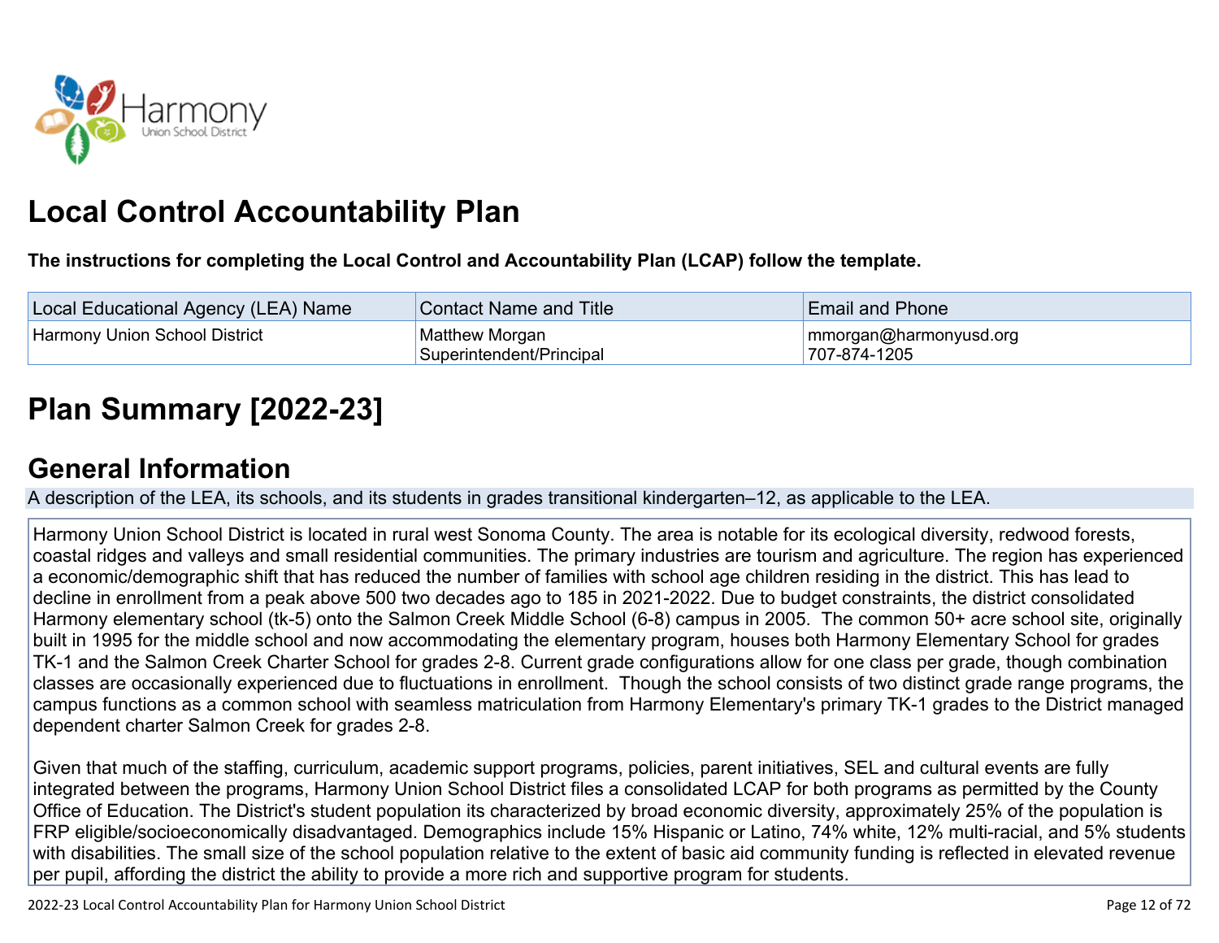# Local Control Accountability Plan

**The instructions for completing the Local Control and Accountability Plan (LCAP) follow the template.**

| Local Educational Agency (LEA) Name | Contact Name and Title | Email and Phone |
| --- | --- | --- |
| Harmony Union School District | Matthew Morgan<br>Superintendent/Principal | mmorgan@harmonyusd.org<br>707-874-1205 |

# Plan Summary [2022-23]

## General Information

A description of the LEA, its schools, and its students in grades transitional kindergarten–12, as applicable to the LEA.

Harmony Union School District is located in rural west Sonoma County. The area is notable for its ecological diversity, redwood forests, coastal ridges and valleys and small residential communities. The primary industries are tourism and agriculture. The region has experienced a economic/demographic shift that has reduced the number of families with school age children residing in the district. This has lead to decline in enrollment from a peak above 500 two decades ago to 185 in 2021-2022. Due to budget constraints, the district consolidated Harmony elementary school (tk-5) onto the Salmon Creek Middle School (6-8) campus in 2005. The common 50+ acre school site, originally built in 1995 for the middle school and now accommodating the elementary program, houses both Harmony Elementary School for grades TK-1 and the Salmon Creek Charter School for grades 2-8. Current grade configurations allow for one class per grade, though combination classes are occasionally experienced due to fluctuations in enrollment. Though the school consists of two distinct grade range programs, the campus functions as a common school with seamless matriculation from Harmony Elementary's primary TK-1 grades to the District managed dependent charter Salmon Creek for grades 2-8.

Given that much of the staffing, curriculum, academic support programs, policies, parent initiatives, SEL and cultural events are fully integrated between the programs, Harmony Union School District files a consolidated LCAP for both programs as permitted by the County Office of Education. The District's student population its characterized by broad economic diversity, approximately 25% of the population is FRP eligible/socioeconomically disadvantaged. Demographics include 15% Hispanic or Latino, 74% white, 12% multi-racial, and 5% students with disabilities. The small size of the school population relative to the extent of basic aid community funding is reflected in elevated revenue per pupil, affording the district the ability to provide a more rich and supportive program for students.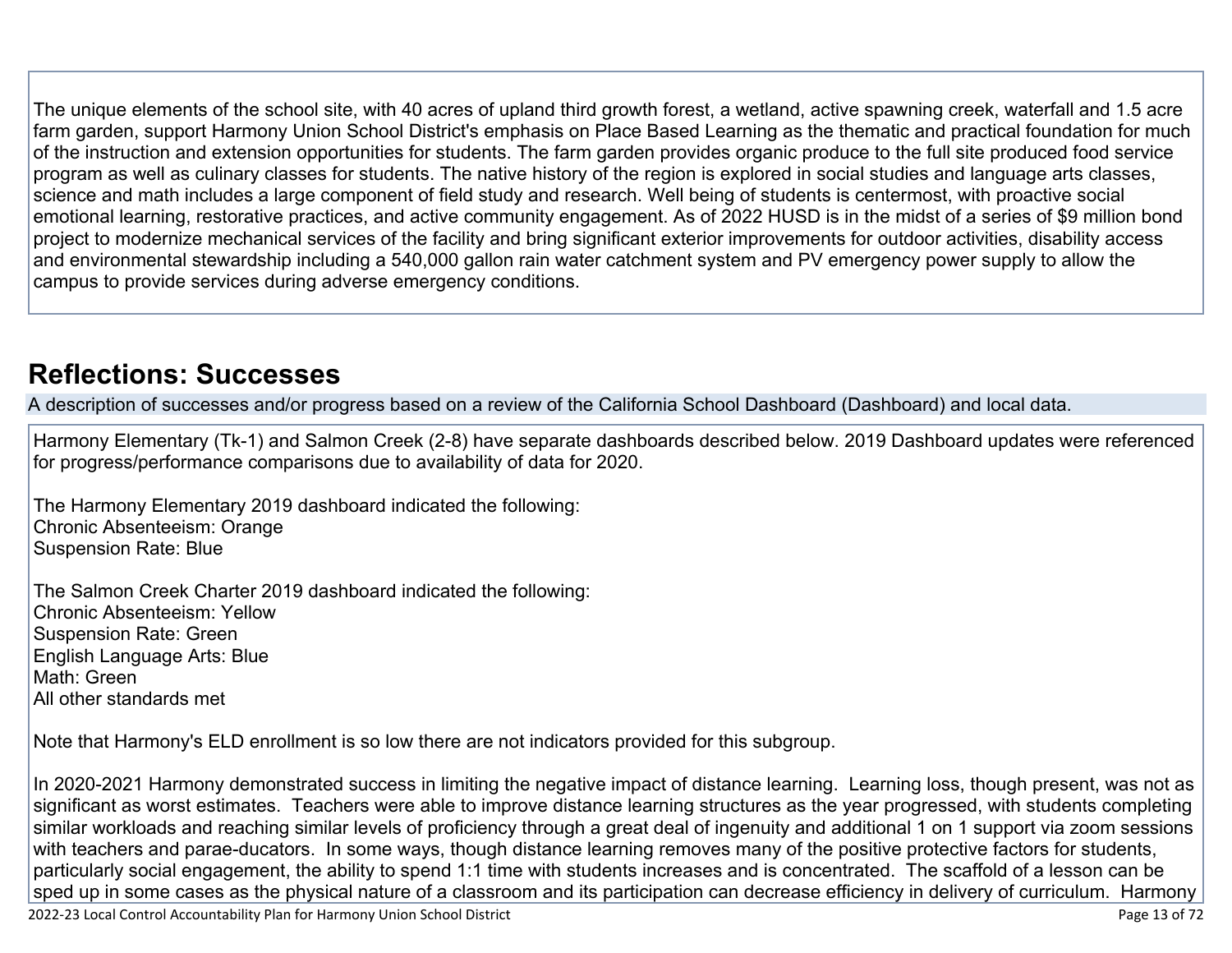The unique elements of the school site, with 40 acres of upland third growth forest, a wetland, active spawning creek, waterfall and 1.5 acre farm garden, support Harmony Union School District's emphasis on Place Based Learning as the thematic and practical foundation for much of the instruction and extension opportunities for students. The farm garden provides organic produce to the full site produced food service program as well as culinary classes for students. The native history of the region is explored in social studies and language arts classes, science and math includes a large component of field study and research. Well being of students is centermost, with proactive social emotional learning, restorative practices, and active community engagement. As of 2022 HUSD is in the midst of a series of $9 million bond project to modernize mechanical services of the facility and bring significant exterior improvements for outdoor activities, disability access and environmental stewardship including a 540,000 gallon rain water catchment system and PV emergency power supply to allow the campus to provide services during adverse emergency conditions.

## Reflections: Successes

A description of successes and/or progress based on a review of the California School Dashboard (Dashboard) and local data.

Harmony Elementary (Tk-1) and Salmon Creek (2-8) have separate dashboards described below. 2019 Dashboard updates were referenced for progress/performance comparisons due to availability of data for 2020.

The Harmony Elementary 2019 dashboard indicated the following:
Chronic Absenteeism: Orange
Suspension Rate: Blue

The Salmon Creek Charter 2019 dashboard indicated the following:
Chronic Absenteeism: Yellow
Suspension Rate: Green
English Language Arts: Blue
Math: Green
All other standards met

Note that Harmony's ELD enrollment is so low there are not indicators provided for this subgroup.

In 2020-2021 Harmony demonstrated success in limiting the negative impact of distance learning. Learning loss, though present, was not as significant as worst estimates. Teachers were able to improve distance learning structures as the year progressed, with students completing similar workloads and reaching similar levels of proficiency through a great deal of ingenuity and additional 1 on 1 support via zoom sessions with teachers and parae-ducators. In some ways, though distance learning removes many of the positive protective factors for students, particularly social engagement, the ability to spend 1:1 time with students increases and is concentrated. The scaffold of a lesson can be sped up in some cases as the physical nature of a classroom and its participation can decrease efficiency in delivery of curriculum. Harmony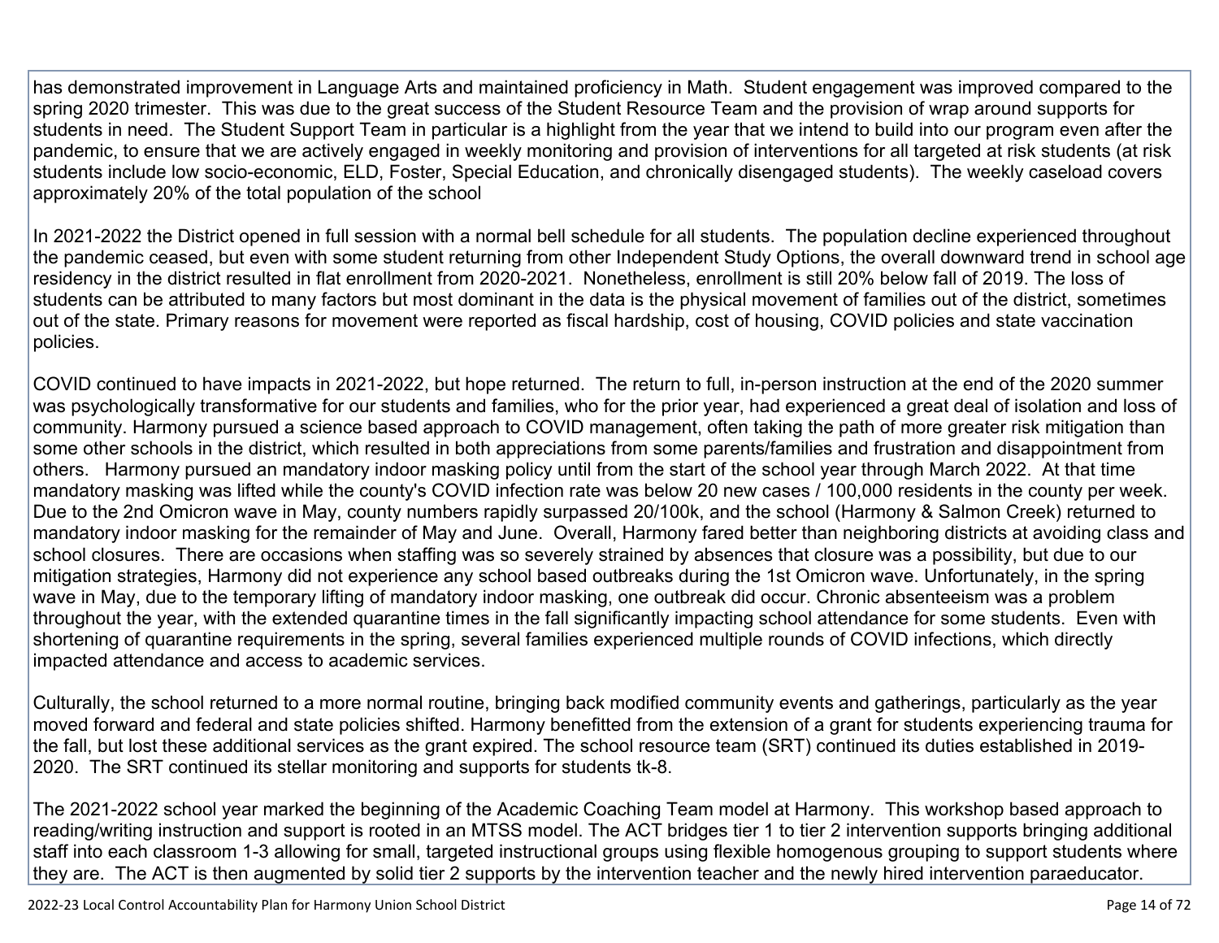has demonstrated improvement in Language Arts and maintained proficiency in Math. Student engagement was improved compared to the spring 2020 trimester. This was due to the great success of the Student Resource Team and the provision of wrap around supports for students in need. The Student Support Team in particular is a highlight from the year that we intend to build into our program even after the pandemic, to ensure that we are actively engaged in weekly monitoring and provision of interventions for all targeted at risk students (at risk students include low socio-economic, ELD, Foster, Special Education, and chronically disengaged students). The weekly caseload covers approximately 20% of the total population of the school

In 2021-2022 the District opened in full session with a normal bell schedule for all students. The population decline experienced throughout the pandemic ceased, but even with some student returning from other Independent Study Options, the overall downward trend in school age residency in the district resulted in flat enrollment from 2020-2021. Nonetheless, enrollment is still 20% below fall of 2019. The loss of students can be attributed to many factors but most dominant in the data is the physical movement of families out of the district, sometimes out of the state. Primary reasons for movement were reported as fiscal hardship, cost of housing, COVID policies and state vaccination policies.

COVID continued to have impacts in 2021-2022, but hope returned. The return to full, in-person instruction at the end of the 2020 summer was psychologically transformative for our students and families, who for the prior year, had experienced a great deal of isolation and loss of community. Harmony pursued a science based approach to COVID management, often taking the path of more greater risk mitigation than some other schools in the district, which resulted in both appreciations from some parents/families and frustration and disappointment from others. Harmony pursued an mandatory indoor masking policy until from the start of the school year through March 2022. At that time mandatory masking was lifted while the county's COVID infection rate was below 20 new cases / 100,000 residents in the county per week. Due to the 2nd Omicron wave in May, county numbers rapidly surpassed 20/100k, and the school (Harmony & Salmon Creek) returned to mandatory indoor masking for the remainder of May and June. Overall, Harmony fared better than neighboring districts at avoiding class and school closures. There are occasions when staffing was so severely strained by absences that closure was a possibility, but due to our mitigation strategies, Harmony did not experience any school based outbreaks during the 1st Omicron wave. Unfortunately, in the spring wave in May, due to the temporary lifting of mandatory indoor masking, one outbreak did occur. Chronic absenteeism was a problem throughout the year, with the extended quarantine times in the fall significantly impacting school attendance for some students. Even with shortening of quarantine requirements in the spring, several families experienced multiple rounds of COVID infections, which directly impacted attendance and access to academic services.

Culturally, the school returned to a more normal routine, bringing back modified community events and gatherings, particularly as the year moved forward and federal and state policies shifted. Harmony benefitted from the extension of a grant for students experiencing trauma for the fall, but lost these additional services as the grant expired. The school resource team (SRT) continued its duties established in 2019-2020. The SRT continued its stellar monitoring and supports for students tk-8.

The 2021-2022 school year marked the beginning of the Academic Coaching Team model at Harmony. This workshop based approach to reading/writing instruction and support is rooted in an MTSS model. The ACT bridges tier 1 to tier 2 intervention supports bringing additional staff into each classroom 1-3 allowing for small, targeted instructional groups using flexible homogenous grouping to support students where they are. The ACT is then augmented by solid tier 2 supports by the intervention teacher and the newly hired intervention paraeducator.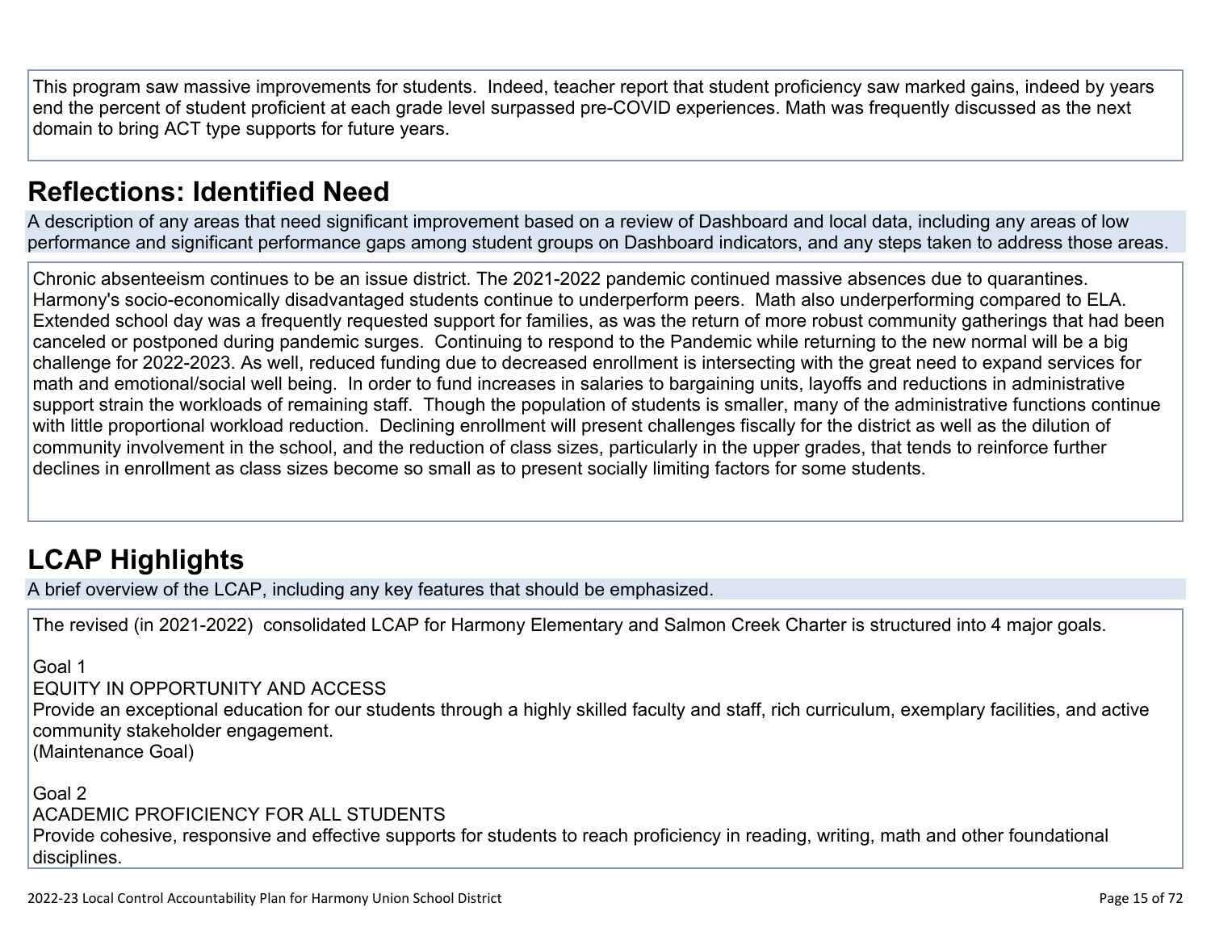This program saw massive improvements for students. Indeed, teacher report that student proficiency saw marked gains, indeed by years end the percent of student proficient at each grade level surpassed pre-COVID experiences. Math was frequently discussed as the next domain to bring ACT type supports for future years.

## Reflections: Identified Need

A description of any areas that need significant improvement based on a review of Dashboard and local data, including any areas of low performance and significant performance gaps among student groups on Dashboard indicators, and any steps taken to address those areas.

Chronic absenteeism continues to be an issue district. The 2021-2022 pandemic continued massive absences due to quarantines. Harmony's socio-economically disadvantaged students continue to underperform peers. Math also underperforming compared to ELA. Extended school day was a frequently requested support for families, as was the return of more robust community gatherings that had been canceled or postponed during pandemic surges. Continuing to respond to the Pandemic while returning to the new normal will be a big challenge for 2022-2023. As well, reduced funding due to decreased enrollment is intersecting with the great need to expand services for math and emotional/social well being. In order to fund increases in salaries to bargaining units, layoffs and reductions in administrative support strain the workloads of remaining staff. Though the population of students is smaller, many of the administrative functions continue with little proportional workload reduction. Declining enrollment will present challenges fiscally for the district as well as the dilution of community involvement in the school, and the reduction of class sizes, particularly in the upper grades, that tends to reinforce further declines in enrollment as class sizes become so small as to present socially limiting factors for some students.

## LCAP Highlights

A brief overview of the LCAP, including any key features that should be emphasized.

The revised (in 2021-2022) consolidated LCAP for Harmony Elementary and Salmon Creek Charter is structured into 4 major goals.

Goal 1
EQUITY IN OPPORTUNITY AND ACCESS
Provide an exceptional education for our students through a highly skilled faculty and staff, rich curriculum, exemplary facilities, and active community stakeholder engagement.
(Maintenance Goal)

Goal 2
ACADEMIC PROFICIENCY FOR ALL STUDENTS
Provide cohesive, responsive and effective supports for students to reach proficiency in reading, writing, math and other foundational disciplines.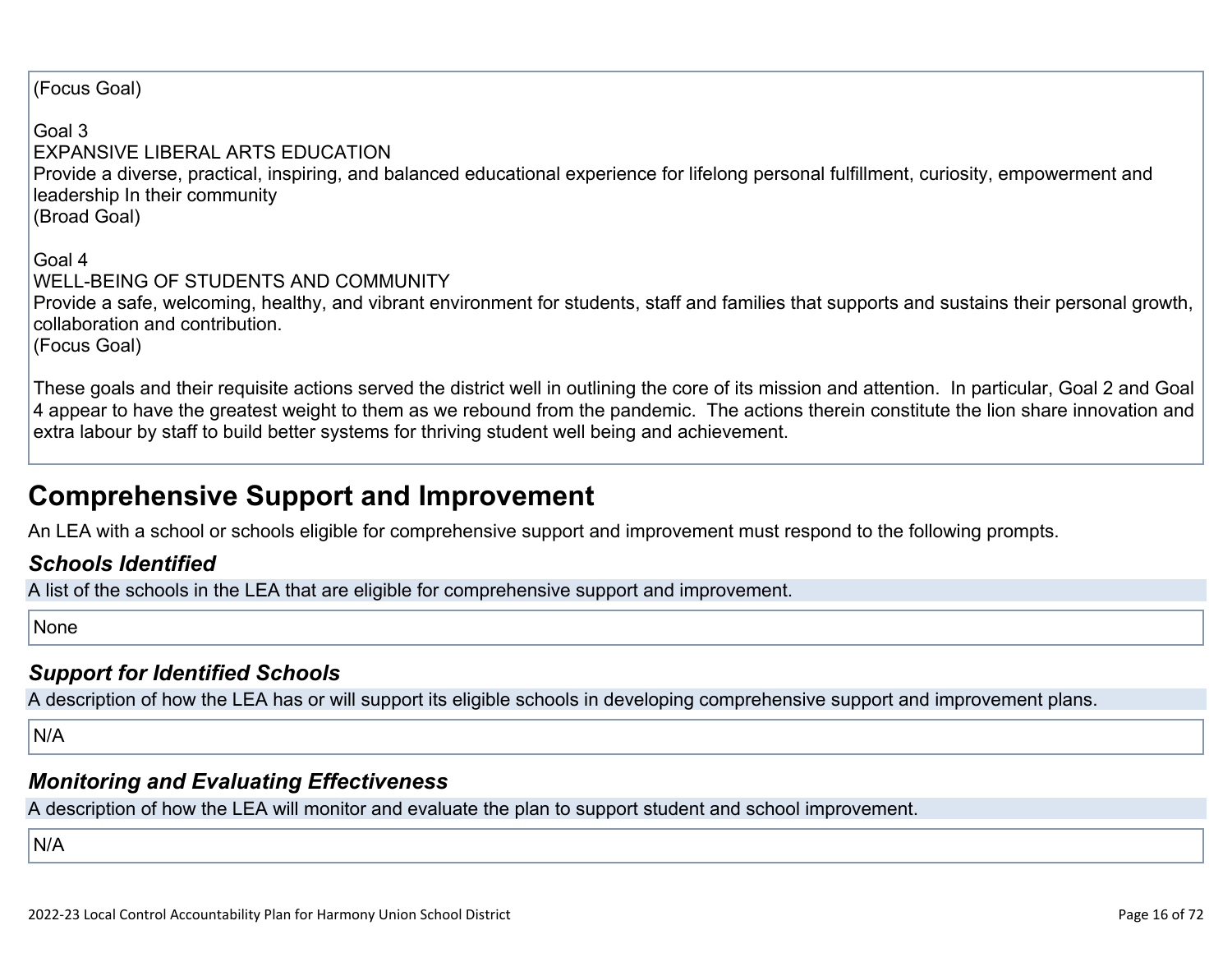(Focus Goal)

Goal 3
EXPANSIVE LIBERAL ARTS EDUCATION
Provide a diverse, practical, inspiring, and balanced educational experience for lifelong personal fulfillment, curiosity, empowerment and leadership In their community
(Broad Goal)

Goal 4
WELL-BEING OF STUDENTS AND COMMUNITY
Provide a safe, welcoming, healthy, and vibrant environment for students, staff and families that supports and sustains their personal growth, collaboration and contribution.
(Focus Goal)

These goals and their requisite actions served the district well in outlining the core of its mission and attention. In particular, Goal 2 and Goal 4 appear to have the greatest weight to them as we rebound from the pandemic. The actions therein constitute the lion share innovation and extra labour by staff to build better systems for thriving student well being and achievement.

# Comprehensive Support and Improvement

An LEA with a school or schools eligible for comprehensive support and improvement must respond to the following prompts.

### *Schools Identified*

A list of the schools in the LEA that are eligible for comprehensive support and improvement.

None

### *Support for Identified Schools*

A description of how the LEA has or will support its eligible schools in developing comprehensive support and improvement plans.

N/A

### *Monitoring and Evaluating Effectiveness*

A description of how the LEA will monitor and evaluate the plan to support student and school improvement.

N/A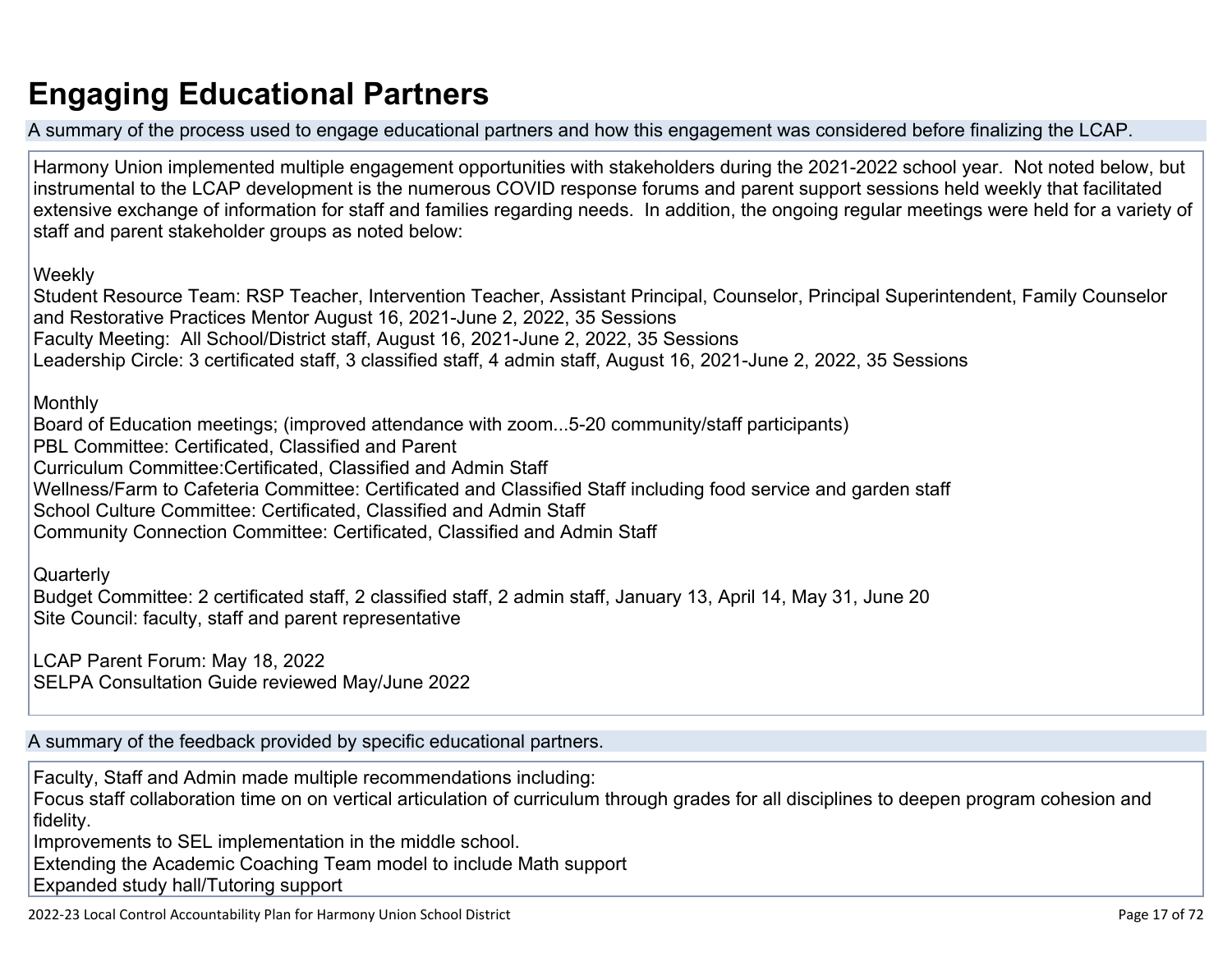# Engaging Educational Partners

A summary of the process used to engage educational partners and how this engagement was considered before finalizing the LCAP.

Harmony Union implemented multiple engagement opportunities with stakeholders during the 2021-2022 school year. Not noted below, but instrumental to the LCAP development is the numerous COVID response forums and parent support sessions held weekly that facilitated extensive exchange of information for staff and families regarding needs. In addition, the ongoing regular meetings were held for a variety of staff and parent stakeholder groups as noted below:

Weekly
Student Resource Team: RSP Teacher, Intervention Teacher, Assistant Principal, Counselor, Principal Superintendent, Family Counselor and Restorative Practices Mentor August 16, 2021-June 2, 2022, 35 Sessions
Faculty Meeting: All School/District staff, August 16, 2021-June 2, 2022, 35 Sessions
Leadership Circle: 3 certificated staff, 3 classified staff, 4 admin staff, August 16, 2021-June 2, 2022, 35 Sessions

Monthly
Board of Education meetings; (improved attendance with zoom...5-20 community/staff participants)
PBL Committee: Certificated, Classified and Parent
Curriculum Committee:Certificated, Classified and Admin Staff
Wellness/Farm to Cafeteria Committee: Certificated and Classified Staff including food service and garden staff
School Culture Committee: Certificated, Classified and Admin Staff
Community Connection Committee: Certificated, Classified and Admin Staff

Quarterly
Budget Committee: 2 certificated staff, 2 classified staff, 2 admin staff, January 13, April 14, May 31, June 20
Site Council: faculty, staff and parent representative

LCAP Parent Forum: May 18, 2022
SELPA Consultation Guide reviewed May/June 2022

A summary of the feedback provided by specific educational partners.

Faculty, Staff and Admin made multiple recommendations including:
Focus staff collaboration time on on vertical articulation of curriculum through grades for all disciplines to deepen program cohesion and fidelity.
Improvements to SEL implementation in the middle school.
Extending the Academic Coaching Team model to include Math support
Expanded study hall/Tutoring support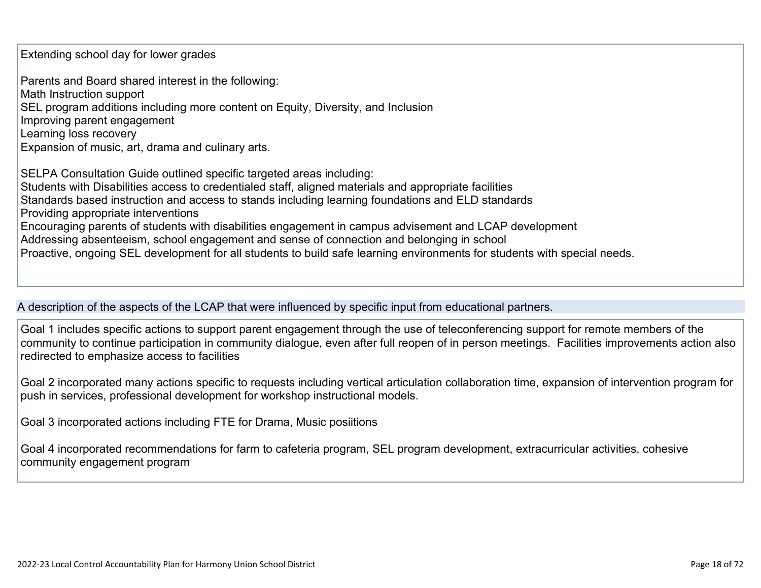Extending school day for lower grades

Parents and Board shared interest in the following:
Math Instruction support
SEL program additions including more content on Equity, Diversity, and Inclusion
Improving parent engagement
Learning loss recovery
Expansion of music, art, drama and culinary arts.

SELPA Consultation Guide outlined specific targeted areas including:
Students with Disabilities access to credentialed staff, aligned materials and appropriate facilities
Standards based instruction and access to stands including learning foundations and ELD standards
Providing appropriate interventions
Encouraging parents of students with disabilities engagement in campus advisement and LCAP development
Addressing absenteeism, school engagement and sense of connection and belonging in school
Proactive, ongoing SEL development for all students to build safe learning environments for students with special needs.

A description of the aspects of the LCAP that were influenced by specific input from educational partners.

Goal 1 includes specific actions to support parent engagement through the use of teleconferencing support for remote members of the community to continue participation in community dialogue, even after full reopen of in person meetings. Facilities improvements action also redirected to emphasize access to facilities

Goal 2 incorporated many actions specific to requests including vertical articulation collaboration time, expansion of intervention program for push in services, professional development for workshop instructional models.

Goal 3 incorporated actions including FTE for Drama, Music posiitions

Goal 4 incorporated recommendations for farm to cafeteria program, SEL program development, extracurricular activities, cohesive community engagement program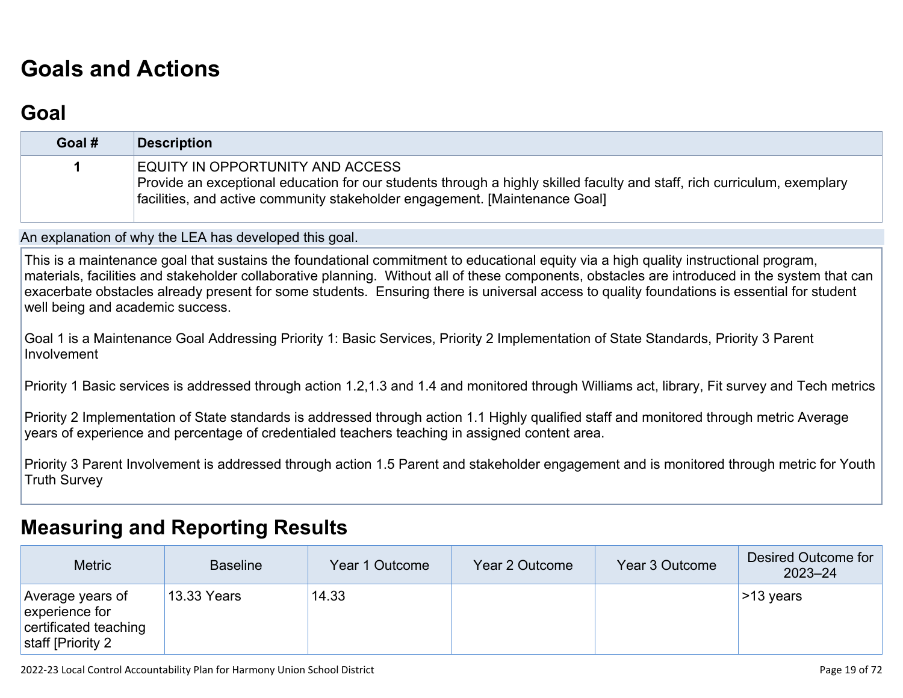# Goals and Actions

## Goal

| Goal # | Description |
|---|---|
| 1 | EQUITY IN OPPORTUNITY AND ACCESS<br>Provide an exceptional education for our students through a highly skilled faculty and staff, rich curriculum, exemplary facilities, and active community stakeholder engagement. [Maintenance Goal] |

An explanation of why the LEA has developed this goal.

This is a maintenance goal that sustains the foundational commitment to educational equity via a high quality instructional program, materials, facilities and stakeholder collaborative planning. Without all of these components, obstacles are introduced in the system that can exacerbate obstacles already present for some students. Ensuring there is universal access to quality foundations is essential for student well being and academic success.

Goal 1 is a Maintenance Goal Addressing Priority 1: Basic Services, Priority 2 Implementation of State Standards, Priority 3 Parent Involvement

Priority 1 Basic services is addressed through action 1.2,1.3 and 1.4 and monitored through Williams act, library, Fit survey and Tech metrics

Priority 2 Implementation of State standards is addressed through action 1.1 Highly qualified staff and monitored through metric Average years of experience and percentage of credentialed teachers teaching in assigned content area.

Priority 3 Parent Involvement is addressed through action 1.5 Parent and stakeholder engagement and is monitored through metric for Youth Truth Survey

# Measuring and Reporting Results

| Metric | Baseline | Year 1 Outcome | Year 2 Outcome | Year 3 Outcome | Desired Outcome for 2023–24 |
|---|---|---|---|---|---|
| Average years of experience for certificated teaching staff [Priority 2 | 13.33 Years | 14.33 | | | >13 years |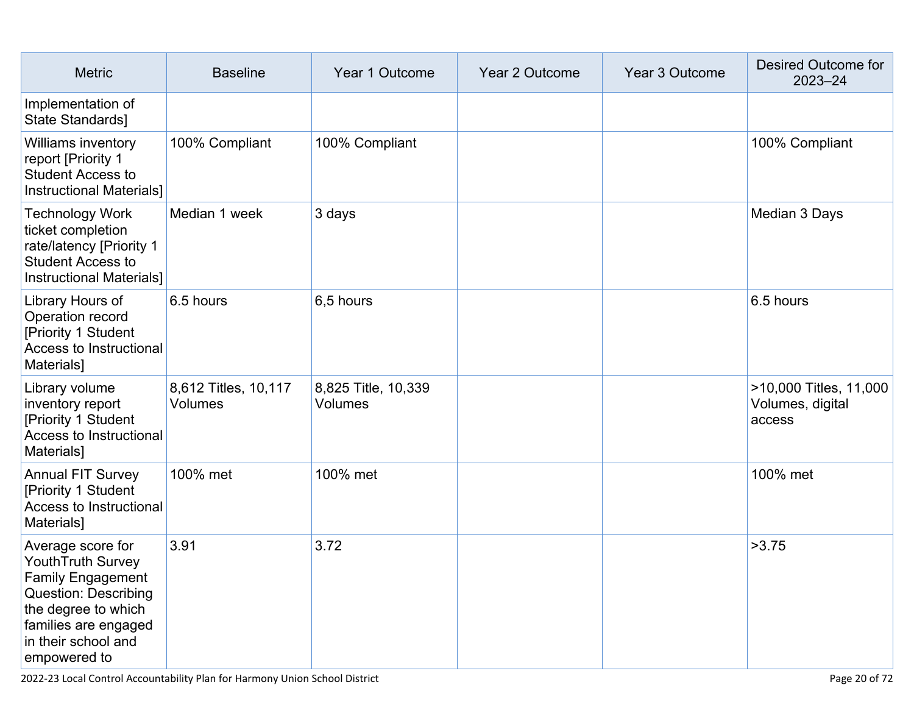| Metric | Baseline | Year 1 Outcome | Year 2 Outcome | Year 3 Outcome | Desired Outcome for 2023–24 |
|---|---|---|---|---|---|
| Implementation of State Standards] | | | | | |
| Williams inventory report [Priority 1 Student Access to Instructional Materials] | 100% Compliant | 100% Compliant | | | 100% Compliant |
| Technology Work ticket completion rate/latency [Priority 1 Student Access to Instructional Materials] | Median 1 week | 3 days | | | Median 3 Days |
| Library Hours of Operation record [Priority 1 Student Access to Instructional Materials] | 6.5 hours | 6,5 hours | | | 6.5 hours |
| Library volume inventory report [Priority 1 Student Access to Instructional Materials] | 8,612 Titles, 10,117 Volumes | 8,825 Title, 10,339 Volumes | | | >10,000 Titles, 11,000 Volumes, digital access |
| Annual FIT Survey [Priority 1 Student Access to Instructional Materials] | 100% met | 100% met | | | 100% met |
| Average score for YouthTruth Survey Family Engagement Question: Describing the degree to which families are engaged in their school and empowered to | 3.91 | 3.72 | | | >3.75 |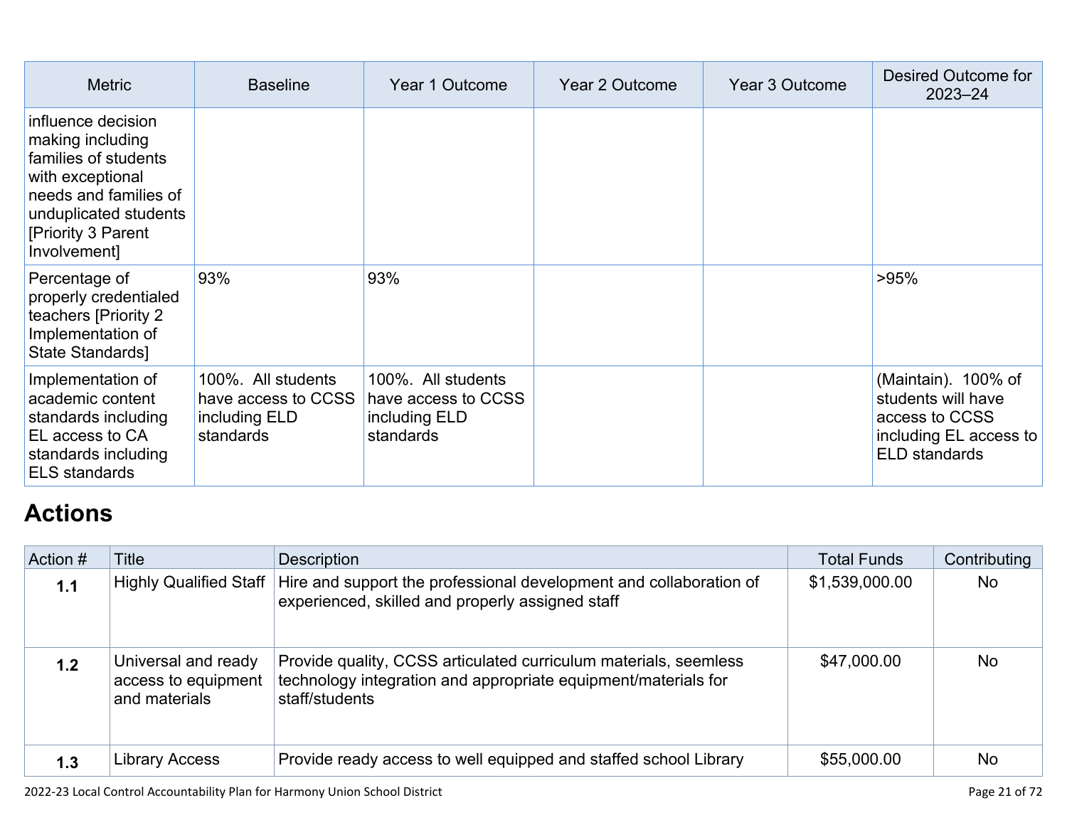| Metric | Baseline | Year 1 Outcome | Year 2 Outcome | Year 3 Outcome | Desired Outcome for 2023–24 |
|---|---|---|---|---|---|
| influence decision making including families of students with exceptional needs and families of unduplicated students [Priority 3 Parent Involvement] | | | | | |
| Percentage of properly credentialed teachers [Priority 2 Implementation of State Standards] | 93% | 93% | | | >95% |
| Implementation of academic content standards including EL access to CA standards including ELS standards | 100%. All students have access to CCSS including ELD standards | 100%. All students have access to CCSS including ELD standards | | | (Maintain). 100% of students will have access to CCSS including EL access to ELD standards |

# Actions

| Action # | Title | Description | Total Funds | Contributing |
|---|---|---|---|---|
| **1.1** | Highly Qualified Staff | Hire and support the professional development and collaboration of experienced, skilled and properly assigned staff | $1,539,000.00 | No |
| **1.2** | Universal and ready access to equipment and materials | Provide quality, CCSS articulated curriculum materials, seemless technology integration and appropriate equipment/materials for staff/students | $47,000.00 | No |
| **1.3** | Library Access | Provide ready access to well equipped and staffed school Library | $55,000.00 | No |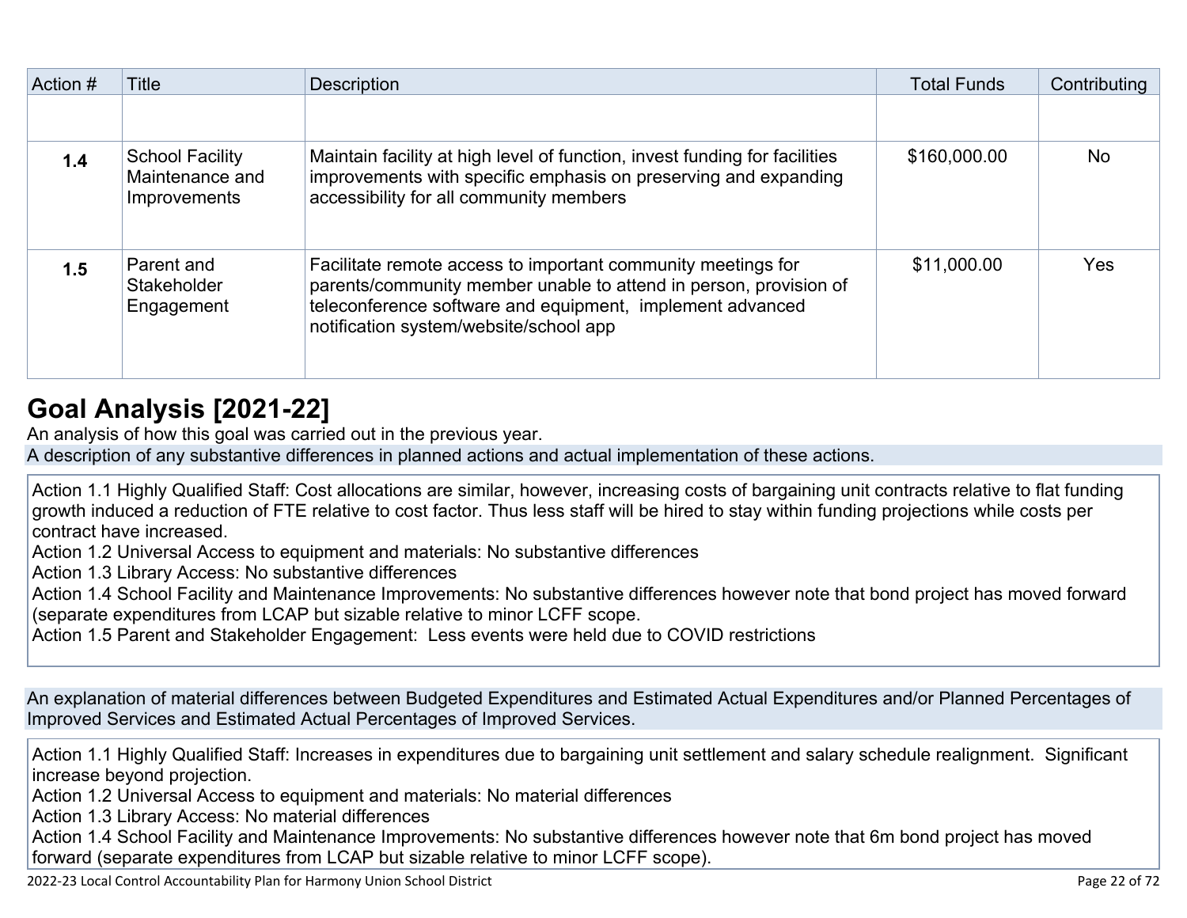| Action # | Title | Description | Total Funds | Contributing |
|---|---|---|---|---|
| | | | | |
| **1.4** | School Facility Maintenance and Improvements | Maintain facility at high level of function, invest funding for facilities improvements with specific emphasis on preserving and expanding accessibility for all community members | $160,000.00 | No |
| **1.5** | Parent and Stakeholder Engagement | Facilitate remote access to important community meetings for parents/community member unable to attend in person, provision of teleconference software and equipment, implement advanced notification system/website/school app | $11,000.00 | Yes |

## Goal Analysis [2021-22]

An analysis of how this goal was carried out in the previous year.

A description of any substantive differences in planned actions and actual implementation of these actions.

Action 1.1 Highly Qualified Staff: Cost allocations are similar, however, increasing costs of bargaining unit contracts relative to flat funding growth induced a reduction of FTE relative to cost factor. Thus less staff will be hired to stay within funding projections while costs per contract have increased.
Action 1.2 Universal Access to equipment and materials: No substantive differences
Action 1.3 Library Access: No substantive differences
Action 1.4 School Facility and Maintenance Improvements: No substantive differences however note that bond project has moved forward (separate expenditures from LCAP but sizable relative to minor LCFF scope.
Action 1.5 Parent and Stakeholder Engagement: Less events were held due to COVID restrictions

An explanation of material differences between Budgeted Expenditures and Estimated Actual Expenditures and/or Planned Percentages of Improved Services and Estimated Actual Percentages of Improved Services.

Action 1.1 Highly Qualified Staff: Increases in expenditures due to bargaining unit settlement and salary schedule realignment. Significant increase beyond projection.
Action 1.2 Universal Access to equipment and materials: No material differences
Action 1.3 Library Access: No material differences
Action 1.4 School Facility and Maintenance Improvements: No substantive differences however note that 6m bond project has moved forward (separate expenditures from LCAP but sizable relative to minor LCFF scope).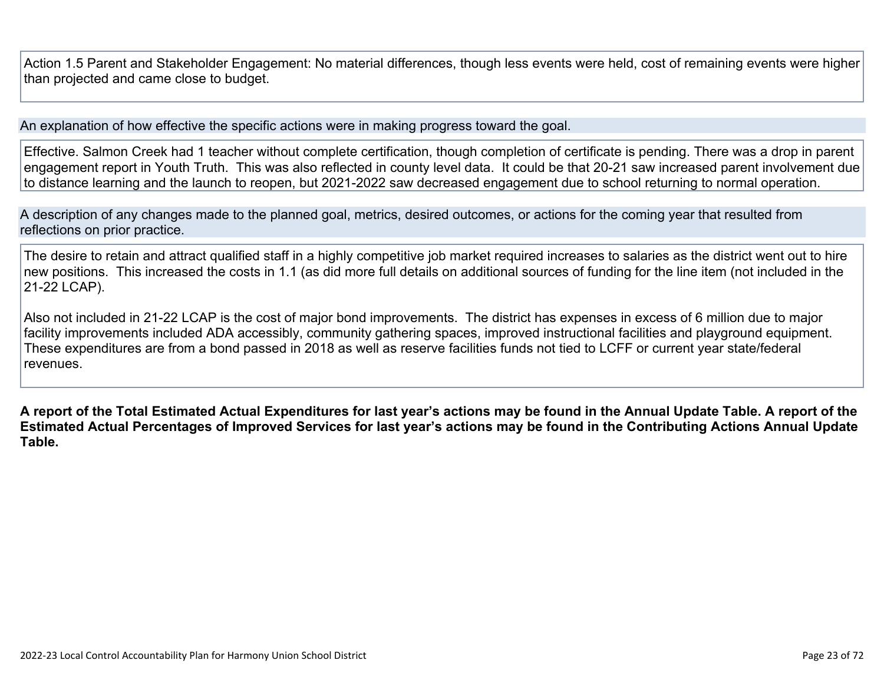Action 1.5 Parent and Stakeholder Engagement: No material differences, though less events were held, cost of remaining events were higher than projected and came close to budget.

An explanation of how effective the specific actions were in making progress toward the goal.

Effective. Salmon Creek had 1 teacher without complete certification, though completion of certificate is pending. There was a drop in parent engagement report in Youth Truth. This was also reflected in county level data. It could be that 20-21 saw increased parent involvement due to distance learning and the launch to reopen, but 2021-2022 saw decreased engagement due to school returning to normal operation.

A description of any changes made to the planned goal, metrics, desired outcomes, or actions for the coming year that resulted from reflections on prior practice.

The desire to retain and attract qualified staff in a highly competitive job market required increases to salaries as the district went out to hire new positions. This increased the costs in 1.1 (as did more full details on additional sources of funding for the line item (not included in the 21-22 LCAP).

Also not included in 21-22 LCAP is the cost of major bond improvements. The district has expenses in excess of 6 million due to major facility improvements included ADA accessibly, community gathering spaces, improved instructional facilities and playground equipment. These expenditures are from a bond passed in 2018 as well as reserve facilities funds not tied to LCFF or current year state/federal revenues.

**A report of the Total Estimated Actual Expenditures for last year's actions may be found in the Annual Update Table. A report of the Estimated Actual Percentages of Improved Services for last year's actions may be found in the Contributing Actions Annual Update Table.**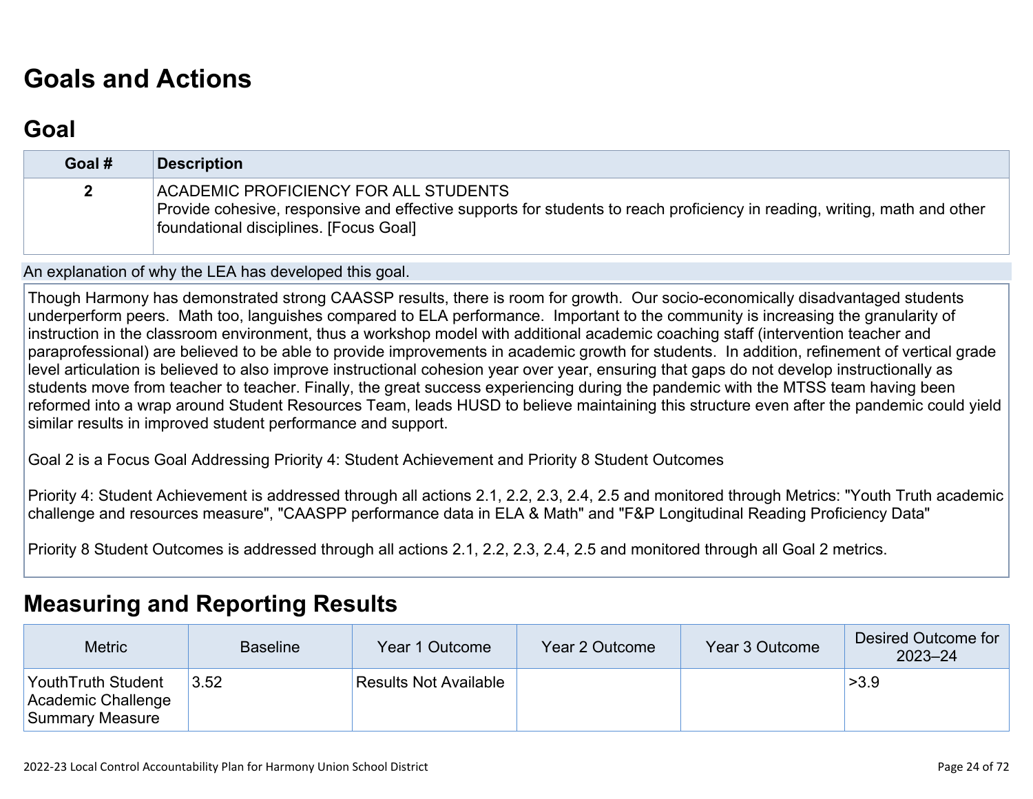# Goals and Actions

## Goal

| Goal # | Description |
| --- | --- |
| 2 | ACADEMIC PROFICIENCY FOR ALL STUDENTS<br>Provide cohesive, responsive and effective supports for students to reach proficiency in reading, writing, math and other foundational disciplines. [Focus Goal] |

An explanation of why the LEA has developed this goal.

Though Harmony has demonstrated strong CAASSP results, there is room for growth. Our socio-economically disadvantaged students underperform peers. Math too, languishes compared to ELA performance. Important to the community is increasing the granularity of instruction in the classroom environment, thus a workshop model with additional academic coaching staff (intervention teacher and paraprofessional) are believed to be able to provide improvements in academic growth for students. In addition, refinement of vertical grade level articulation is believed to also improve instructional cohesion year over year, ensuring that gaps do not develop instructionally as students move from teacher to teacher. Finally, the great success experiencing during the pandemic with the MTSS team having been reformed into a wrap around Student Resources Team, leads HUSD to believe maintaining this structure even after the pandemic could yield similar results in improved student performance and support.

Goal 2 is a Focus Goal Addressing Priority 4: Student Achievement and Priority 8 Student Outcomes

Priority 4: Student Achievement is addressed through all actions 2.1, 2.2, 2.3, 2.4, 2.5 and monitored through Metrics: "Youth Truth academic challenge and resources measure", "CAASPP performance data in ELA & Math" and "F&P Longitudinal Reading Proficiency Data"

Priority 8 Student Outcomes is addressed through all actions 2.1, 2.2, 2.3, 2.4, 2.5 and monitored through all Goal 2 metrics.

# Measuring and Reporting Results

| Metric | Baseline | Year 1 Outcome | Year 2 Outcome | Year 3 Outcome | Desired Outcome for 2023–24 |
| --- | --- | --- | --- | --- | --- |
| YouthTruth Student Academic Challenge Summary Measure | 3.52 | Results Not Available | | | >3.9 |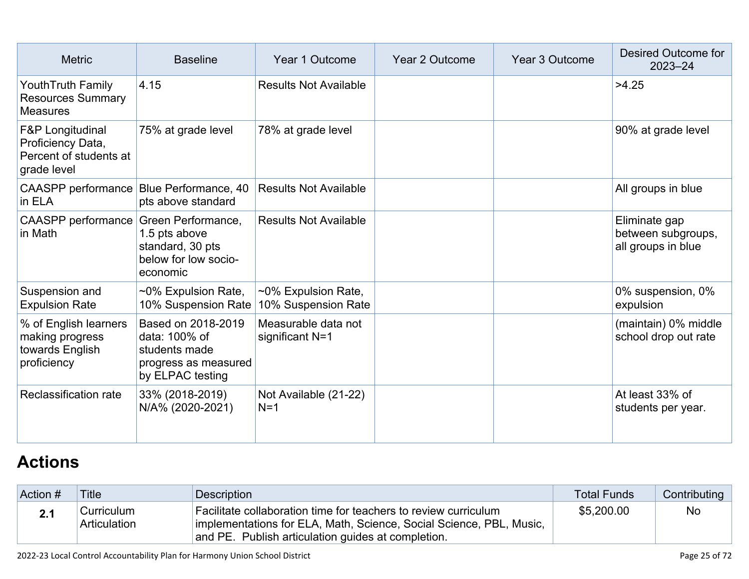| Metric | Baseline | Year 1 Outcome | Year 2 Outcome | Year 3 Outcome | Desired Outcome for 2023–24 |
|---|---|---|---|---|---|
| YouthTruth Family Resources Summary Measures | 4.15 | Results Not Available | | | >4.25 |
| F&P Longitudinal Proficiency Data, Percent of students at grade level | 75% at grade level | 78% at grade level | | | 90% at grade level |
| CAASPP performance in ELA | Blue Performance, 40 pts above standard | Results Not Available | | | All groups in blue |
| CAASPP performance in Math | Green Performance, 1.5 pts above standard, 30 pts below for low socio-economic | Results Not Available | | | Eliminate gap between subgroups, all groups in blue |
| Suspension and Expulsion Rate | ~0% Expulsion Rate, 10% Suspension Rate | ~0% Expulsion Rate, 10% Suspension Rate | | | 0% suspension, 0% expulsion |
| % of English learners making progress towards English proficiency | Based on 2018-2019 data: 100% of students made progress as measured by ELPAC testing | Measurable data not significant N=1 | | | (maintain) 0% middle school drop out rate |
| Reclassification rate | 33% (2018-2019) N/A% (2020-2021) | Not Available (21-22) N=1 | | | At least 33% of students per year. |

# Actions

| Action # | Title | Description | Total Funds | Contributing |
|---|---|---|---|---|
| **2.1** | Curriculum Articulation | Facilitate collaboration time for teachers to review curriculum implementations for ELA, Math, Science, Social Science, PBL, Music, and PE. Publish articulation guides at completion. | $5,200.00 | No |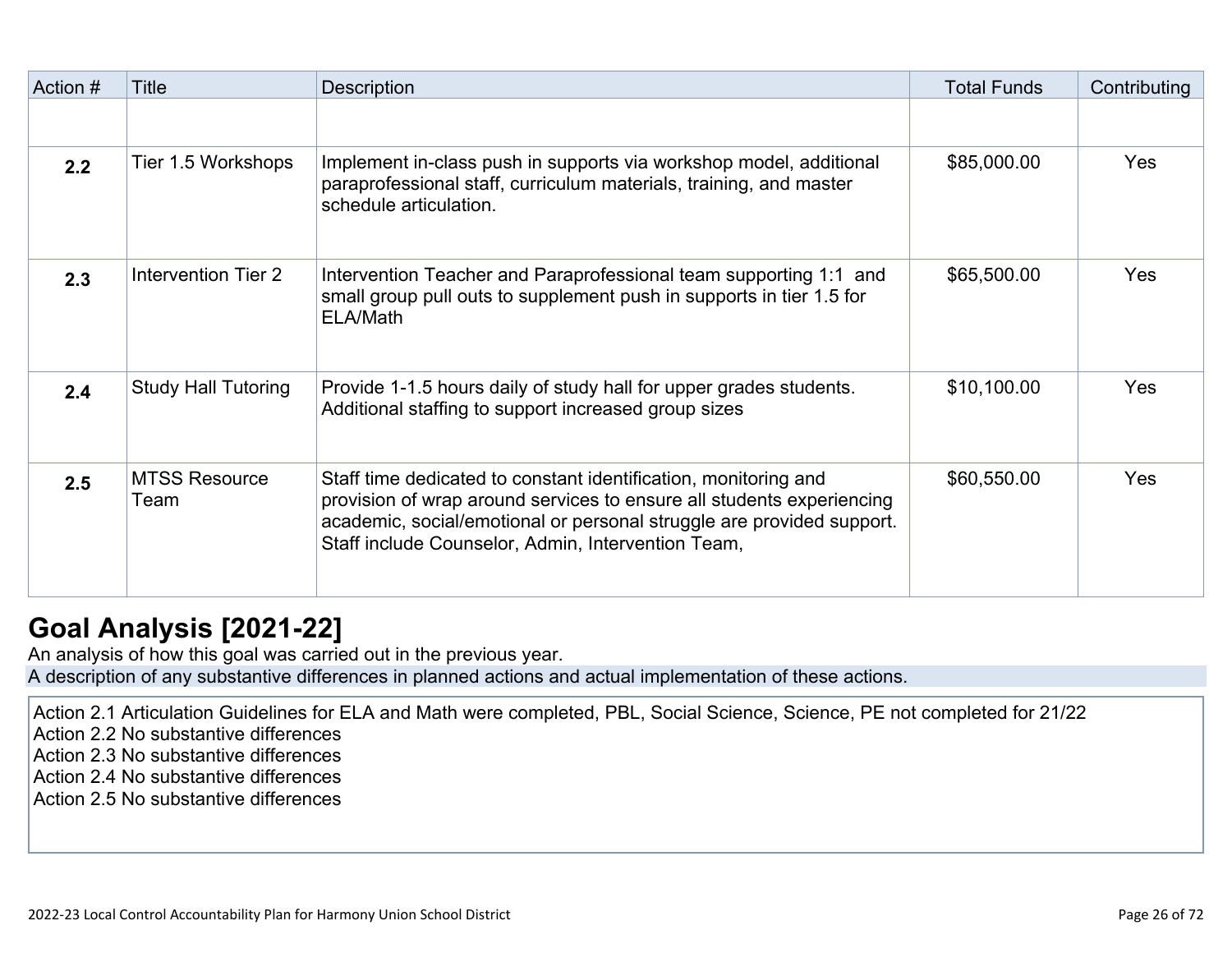| Action # | Title | Description | Total Funds | Contributing |
|---|---|---|---|---|
| | | | | |
| **2.2** | Tier 1.5 Workshops | Implement in-class push in supports via workshop model, additional paraprofessional staff, curriculum materials, training, and master schedule articulation. | $85,000.00 | Yes |
| **2.3** | Intervention Tier 2 | Intervention Teacher and Paraprofessional team supporting 1:1 and small group pull outs to supplement push in supports in tier 1.5 for ELA/Math | $65,500.00 | Yes |
| **2.4** | Study Hall Tutoring | Provide 1-1.5 hours daily of study hall for upper grades students. Additional staffing to support increased group sizes | $10,100.00 | Yes |
| **2.5** | MTSS Resource Team | Staff time dedicated to constant identification, monitoring and provision of wrap around services to ensure all students experiencing academic, social/emotional or personal struggle are provided support. Staff include Counselor, Admin, Intervention Team, | $60,550.00 | Yes |

## Goal Analysis [2021-22]

An analysis of how this goal was carried out in the previous year.

A description of any substantive differences in planned actions and actual implementation of these actions.

Action 2.1 Articulation Guidelines for ELA and Math were completed, PBL, Social Science, Science, PE not completed for 21/22
Action 2.2 No substantive differences
Action 2.3 No substantive differences
Action 2.4 No substantive differences
Action 2.5 No substantive differences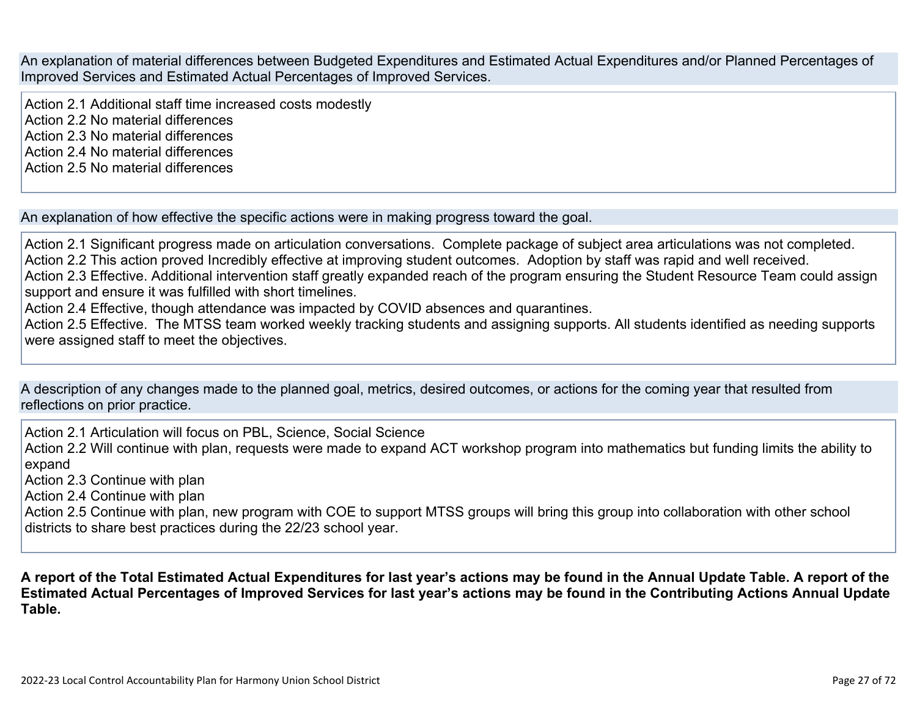An explanation of material differences between Budgeted Expenditures and Estimated Actual Expenditures and/or Planned Percentages of Improved Services and Estimated Actual Percentages of Improved Services.

Action 2.1 Additional staff time increased costs modestly
Action 2.2 No material differences
Action 2.3 No material differences
Action 2.4 No material differences
Action 2.5 No material differences

An explanation of how effective the specific actions were in making progress toward the goal.

Action 2.1 Significant progress made on articulation conversations. Complete package of subject area articulations was not completed.
Action 2.2 This action proved Incredibly effective at improving student outcomes. Adoption by staff was rapid and well received.
Action 2.3 Effective. Additional intervention staff greatly expanded reach of the program ensuring the Student Resource Team could assign support and ensure it was fulfilled with short timelines.
Action 2.4 Effective, though attendance was impacted by COVID absences and quarantines.
Action 2.5 Effective. The MTSS team worked weekly tracking students and assigning supports. All students identified as needing supports were assigned staff to meet the objectives.

A description of any changes made to the planned goal, metrics, desired outcomes, or actions for the coming year that resulted from reflections on prior practice.

Action 2.1 Articulation will focus on PBL, Science, Social Science
Action 2.2 Will continue with plan, requests were made to expand ACT workshop program into mathematics but funding limits the ability to expand
Action 2.3 Continue with plan
Action 2.4 Continue with plan
Action 2.5 Continue with plan, new program with COE to support MTSS groups will bring this group into collaboration with other school districts to share best practices during the 22/23 school year.

**A report of the Total Estimated Actual Expenditures for last year's actions may be found in the Annual Update Table. A report of the Estimated Actual Percentages of Improved Services for last year's actions may be found in the Contributing Actions Annual Update Table.**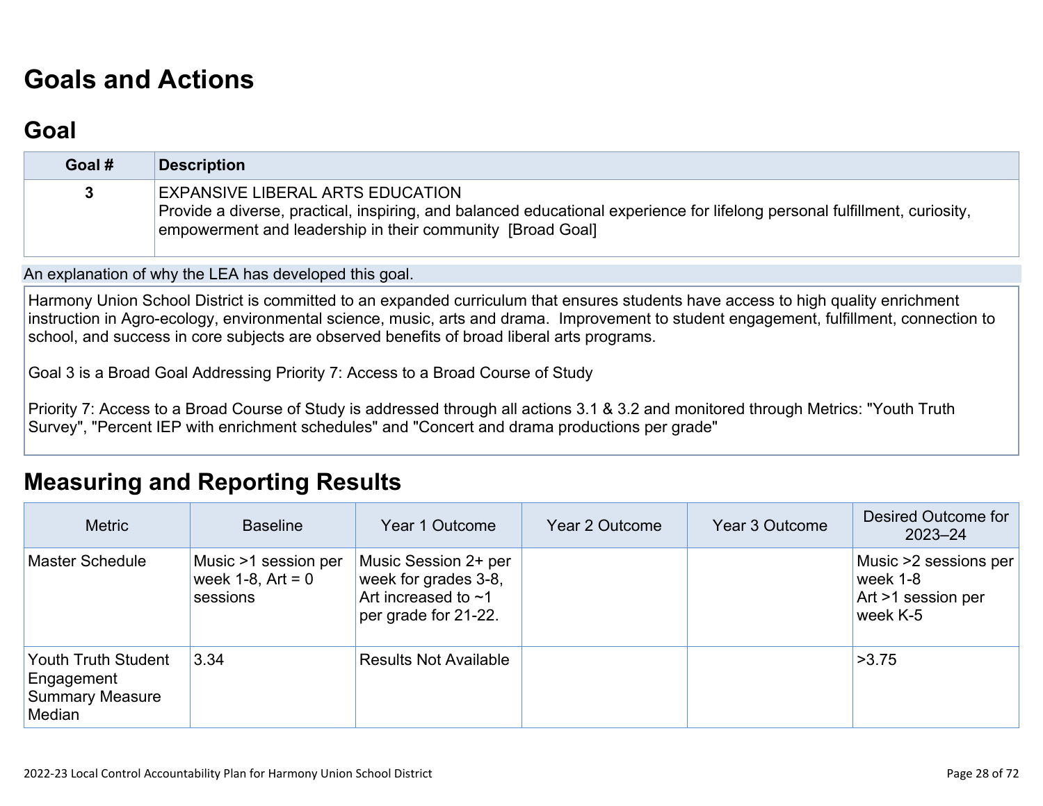# Goals and Actions

## Goal

| Goal # | Description |
|---|---|
| 3 | EXPANSIVE LIBERAL ARTS EDUCATION<br>Provide a diverse, practical, inspiring, and balanced educational experience for lifelong personal fulfillment, curiosity, empowerment and leadership in their community [Broad Goal] |

An explanation of why the LEA has developed this goal.

Harmony Union School District is committed to an expanded curriculum that ensures students have access to high quality enrichment instruction in Agro-ecology, environmental science, music, arts and drama. Improvement to student engagement, fulfillment, connection to school, and success in core subjects are observed benefits of broad liberal arts programs.

Goal 3 is a Broad Goal Addressing Priority 7: Access to a Broad Course of Study

Priority 7: Access to a Broad Course of Study is addressed through all actions 3.1 & 3.2 and monitored through Metrics: "Youth Truth Survey", "Percent IEP with enrichment schedules" and "Concert and drama productions per grade"

# Measuring and Reporting Results

| Metric | Baseline | Year 1 Outcome | Year 2 Outcome | Year 3 Outcome | Desired Outcome for 2023–24 |
|---|---|---|---|---|---|
| Master Schedule | Music >1 session per week 1-8, Art = 0 sessions | Music Session 2+ per week for grades 3-8, Art increased to ~1 per grade for 21-22. | | | Music >2 sessions per week 1-8<br>Art >1 session per week K-5 |
| Youth Truth Student Engagement Summary Measure Median | 3.34 | Results Not Available | | | >3.75 |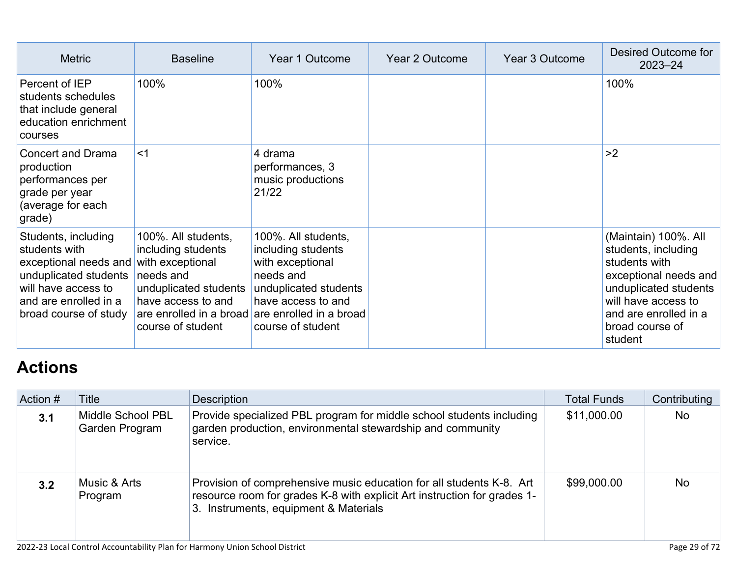| Metric | Baseline | Year 1 Outcome | Year 2 Outcome | Year 3 Outcome | Desired Outcome for 2023–24 |
|---|---|---|---|---|---|
| Percent of IEP students schedules that include general education enrichment courses | 100% | 100% | | | 100% |
| Concert and Drama production performances per grade per year (average for each grade) | <1 | 4 drama performances, 3 music productions 21/22 | | | >2 |
| Students, including students with exceptional needs and unduplicated students will have access to and are enrolled in a broad course of study | 100%. All students, including students with exceptional needs and unduplicated students have access to and are enrolled in a broad course of student | 100%. All students, including students with exceptional needs and unduplicated students have access to and are enrolled in a broad course of student | | | (Maintain) 100%. All students, including students with exceptional needs and unduplicated students will have access to and are enrolled in a broad course of student |

# Actions

| Action # | Title | Description | Total Funds | Contributing |
|---|---|---|---|---|
| **3.1** | Middle School PBL Garden Program | Provide specialized PBL program for middle school students including garden production, environmental stewardship and community service. | $11,000.00 | No |
| **3.2** | Music & Arts Program | Provision of comprehensive music education for all students K-8. Art resource room for grades K-8 with explicit Art instruction for grades 1-3. Instruments, equipment & Materials | $99,000.00 | No |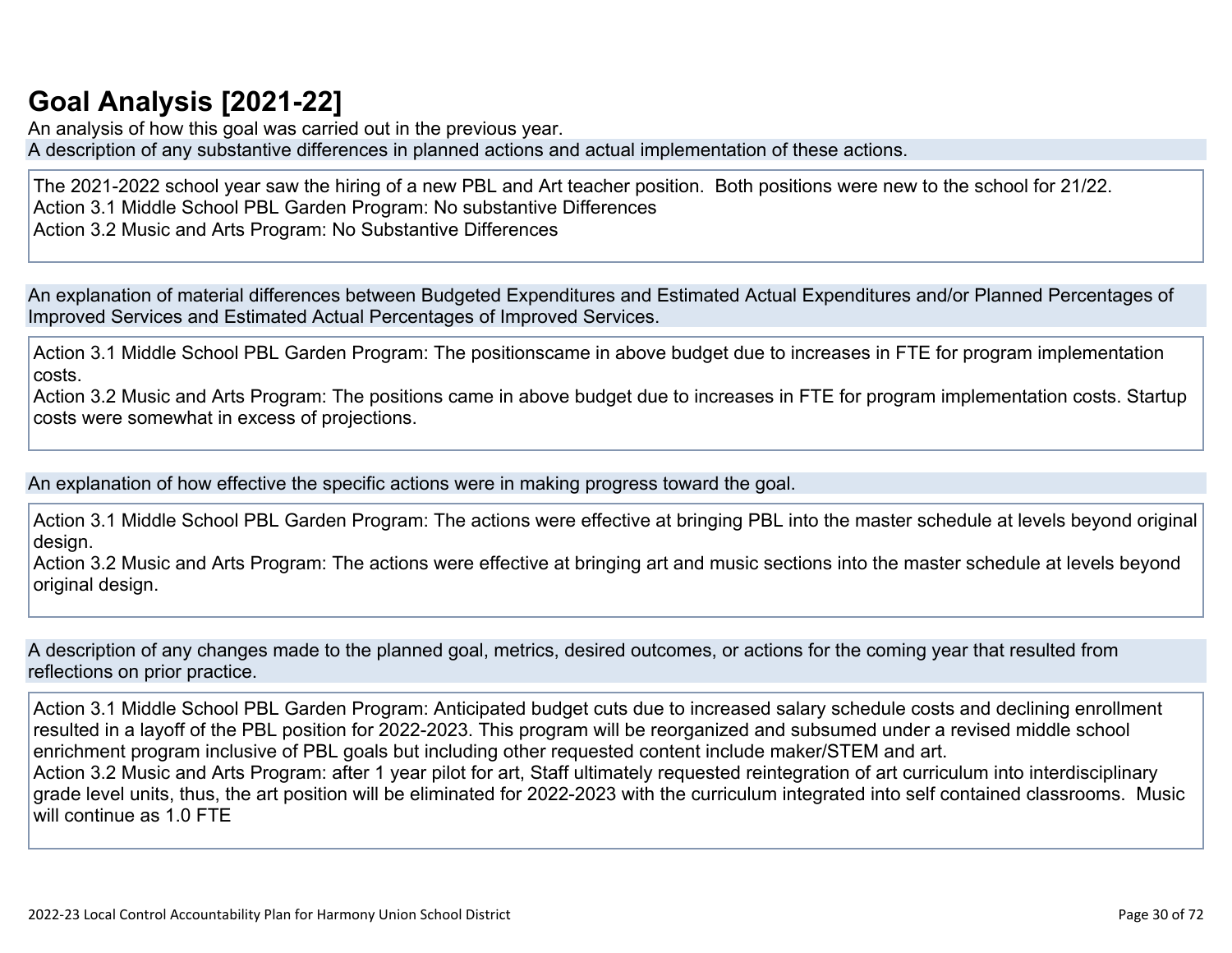# Goal Analysis [2021-22]

An analysis of how this goal was carried out in the previous year.

A description of any substantive differences in planned actions and actual implementation of these actions.

The 2021-2022 school year saw the hiring of a new PBL and Art teacher position. Both positions were new to the school for 21/22.
Action 3.1 Middle School PBL Garden Program: No substantive Differences
Action 3.2 Music and Arts Program: No Substantive Differences

An explanation of material differences between Budgeted Expenditures and Estimated Actual Expenditures and/or Planned Percentages of Improved Services and Estimated Actual Percentages of Improved Services.

Action 3.1 Middle School PBL Garden Program: The positionscame in above budget due to increases in FTE for program implementation costs.
Action 3.2 Music and Arts Program: The positions came in above budget due to increases in FTE for program implementation costs. Startup costs were somewhat in excess of projections.

An explanation of how effective the specific actions were in making progress toward the goal.

Action 3.1 Middle School PBL Garden Program: The actions were effective at bringing PBL into the master schedule at levels beyond original design.
Action 3.2 Music and Arts Program: The actions were effective at bringing art and music sections into the master schedule at levels beyond original design.

A description of any changes made to the planned goal, metrics, desired outcomes, or actions for the coming year that resulted from reflections on prior practice.

Action 3.1 Middle School PBL Garden Program: Anticipated budget cuts due to increased salary schedule costs and declining enrollment resulted in a layoff of the PBL position for 2022-2023. This program will be reorganized and subsumed under a revised middle school enrichment program inclusive of PBL goals but including other requested content include maker/STEM and art.
Action 3.2 Music and Arts Program: after 1 year pilot for art, Staff ultimately requested reintegration of art curriculum into interdisciplinary grade level units, thus, the art position will be eliminated for 2022-2023 with the curriculum integrated into self contained classrooms. Music will continue as 1.0 FTE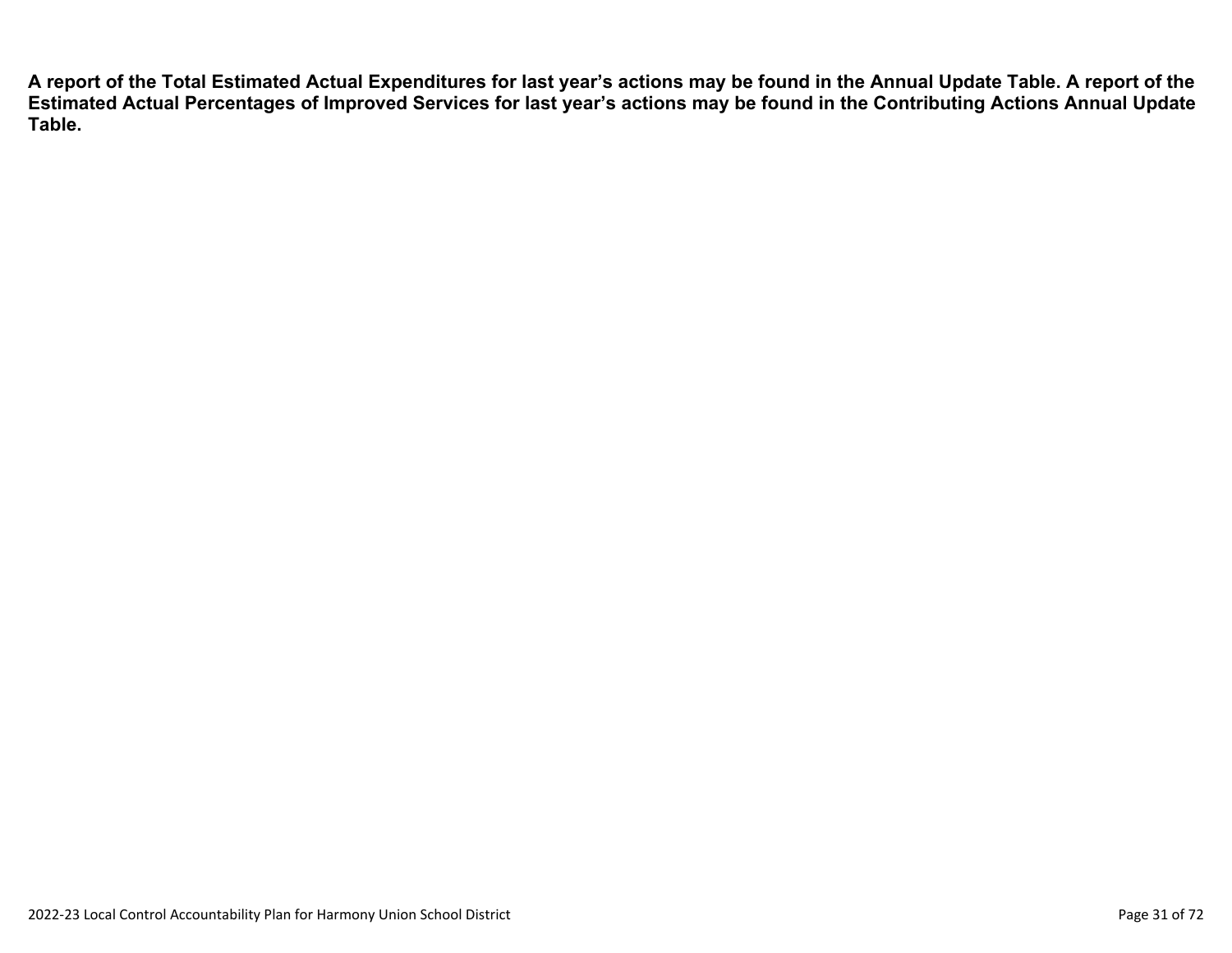**A report of the Total Estimated Actual Expenditures for last year's actions may be found in the Annual Update Table. A report of the Estimated Actual Percentages of Improved Services for last year's actions may be found in the Contributing Actions Annual Update Table.**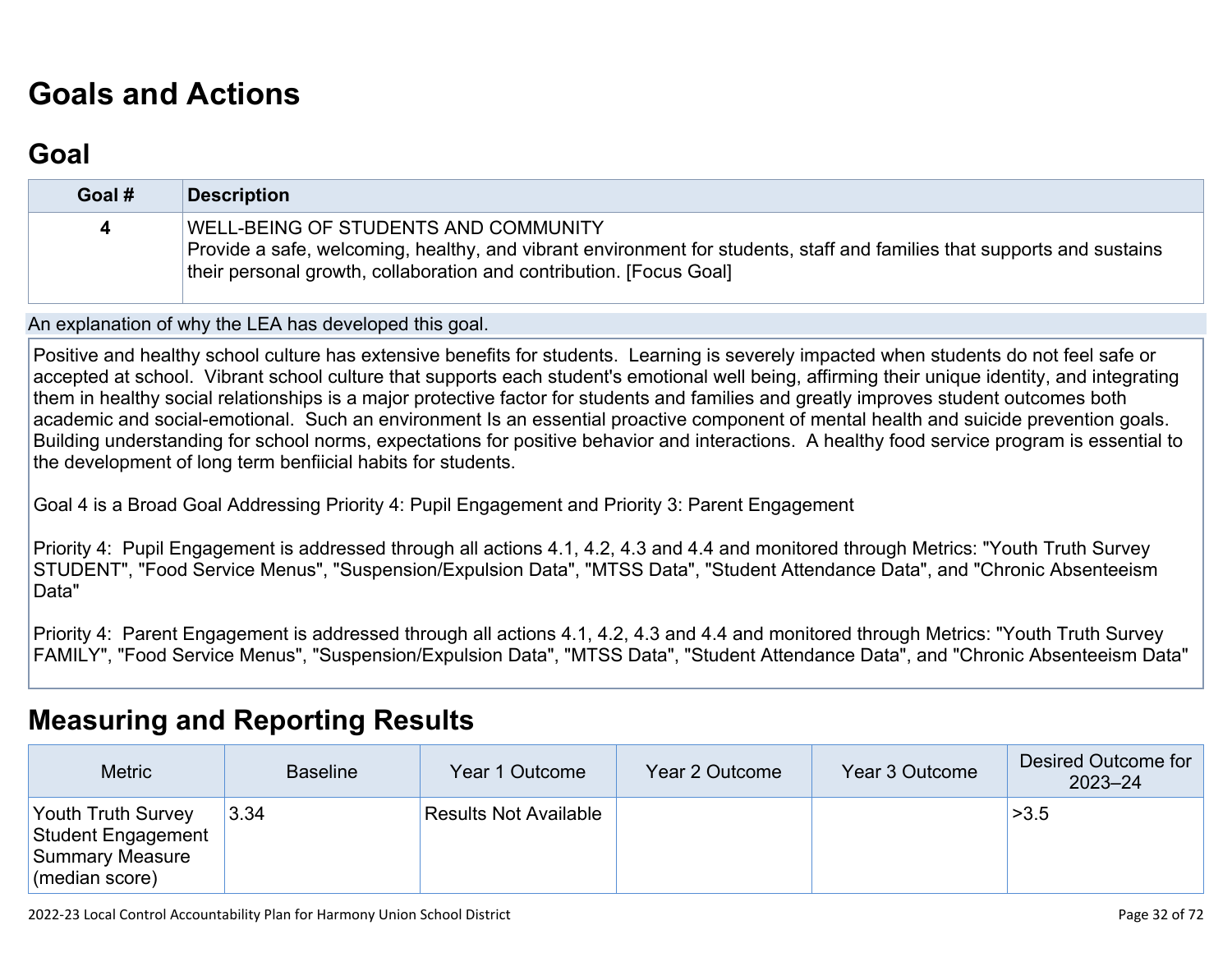# Goals and Actions

## Goal

| Goal # | Description |
|---|---|
| 4 | WELL-BEING OF STUDENTS AND COMMUNITY<br>Provide a safe, welcoming, healthy, and vibrant environment for students, staff and families that supports and sustains their personal growth, collaboration and contribution. [Focus Goal] |

An explanation of why the LEA has developed this goal.

Positive and healthy school culture has extensive benefits for students. Learning is severely impacted when students do not feel safe or accepted at school. Vibrant school culture that supports each student's emotional well being, affirming their unique identity, and integrating them in healthy social relationships is a major protective factor for students and families and greatly improves student outcomes both academic and social-emotional. Such an environment Is an essential proactive component of mental health and suicide prevention goals. Building understanding for school norms, expectations for positive behavior and interactions. A healthy food service program is essential to the development of long term benfiicial habits for students.

Goal 4 is a Broad Goal Addressing Priority 4: Pupil Engagement and Priority 3: Parent Engagement

Priority 4: Pupil Engagement is addressed through all actions 4.1, 4.2, 4.3 and 4.4 and monitored through Metrics: "Youth Truth Survey STUDENT", "Food Service Menus", "Suspension/Expulsion Data", "MTSS Data", "Student Attendance Data", and "Chronic Absenteeism Data"

Priority 4: Parent Engagement is addressed through all actions 4.1, 4.2, 4.3 and 4.4 and monitored through Metrics: "Youth Truth Survey FAMILY", "Food Service Menus", "Suspension/Expulsion Data", "MTSS Data", "Student Attendance Data", and "Chronic Absenteeism Data"

## Measuring and Reporting Results

| Metric | Baseline | Year 1 Outcome | Year 2 Outcome | Year 3 Outcome | Desired Outcome for 2023–24 |
|---|---|---|---|---|---|
| Youth Truth Survey Student Engagement Summary Measure (median score) | 3.34 | Results Not Available | | | >3.5 |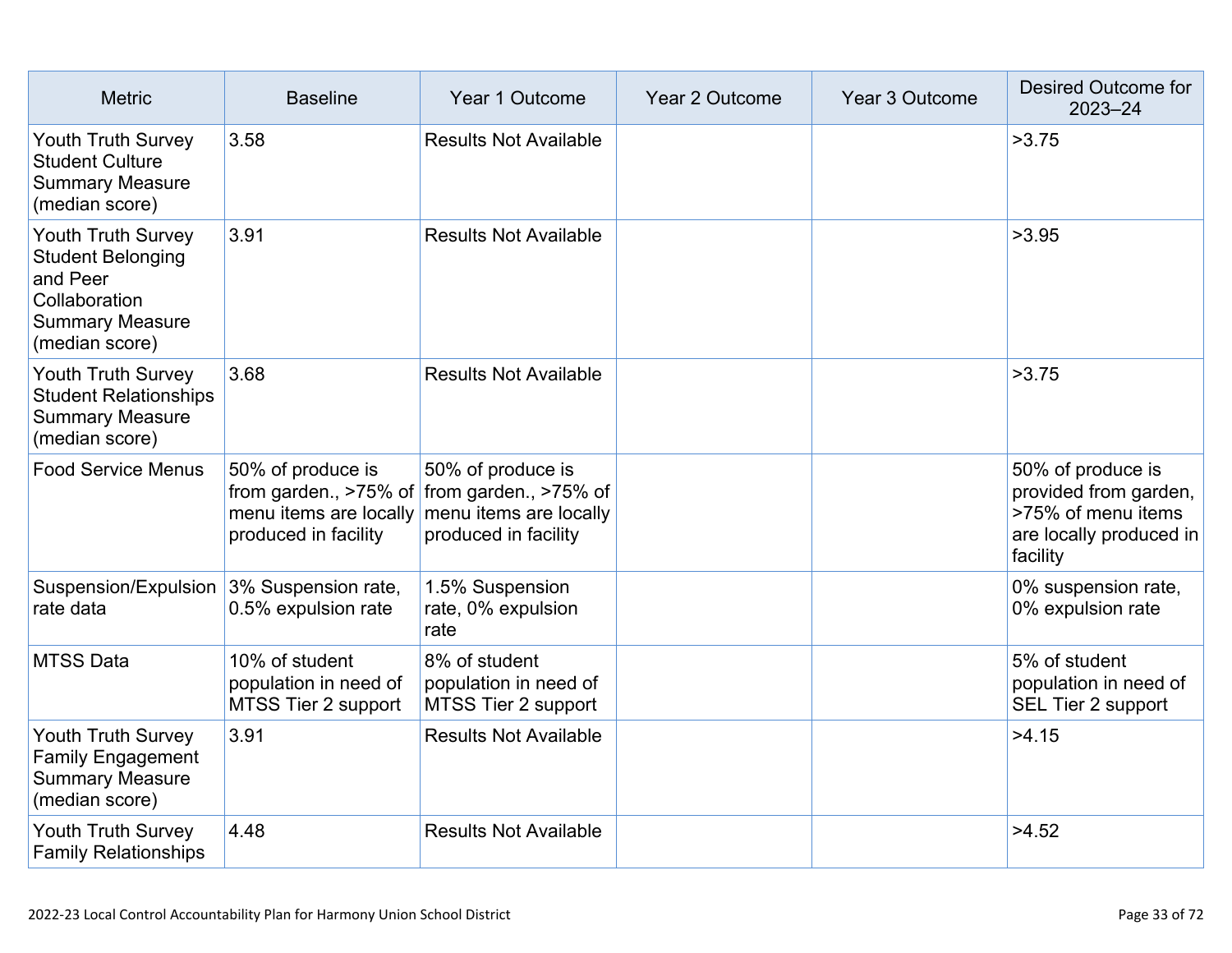| Metric | Baseline | Year 1 Outcome | Year 2 Outcome | Year 3 Outcome | Desired Outcome for 2023–24 |
|---|---|---|---|---|---|
| Youth Truth Survey Student Culture Summary Measure (median score) | 3.58 | Results Not Available | | | >3.75 |
| Youth Truth Survey Student Belonging and Peer Collaboration Summary Measure (median score) | 3.91 | Results Not Available | | | >3.95 |
| Youth Truth Survey Student Relationships Summary Measure (median score) | 3.68 | Results Not Available | | | >3.75 |
| Food Service Menus | 50% of produce is from garden., >75% of menu items are locally produced in facility | 50% of produce is from garden., >75% of menu items are locally produced in facility | | | 50% of produce is provided from garden, >75% of menu items are locally produced in facility |
| Suspension/Expulsion rate data | 3% Suspension rate, 0.5% expulsion rate | 1.5% Suspension rate, 0% expulsion rate | | | 0% suspension rate, 0% expulsion rate |
| MTSS Data | 10% of student population in need of MTSS Tier 2 support | 8% of student population in need of MTSS Tier 2 support | | | 5% of student population in need of SEL Tier 2 support |
| Youth Truth Survey Family Engagement Summary Measure (median score) | 3.91 | Results Not Available | | | >4.15 |
| Youth Truth Survey Family Relationships | 4.48 | Results Not Available | | | >4.52 |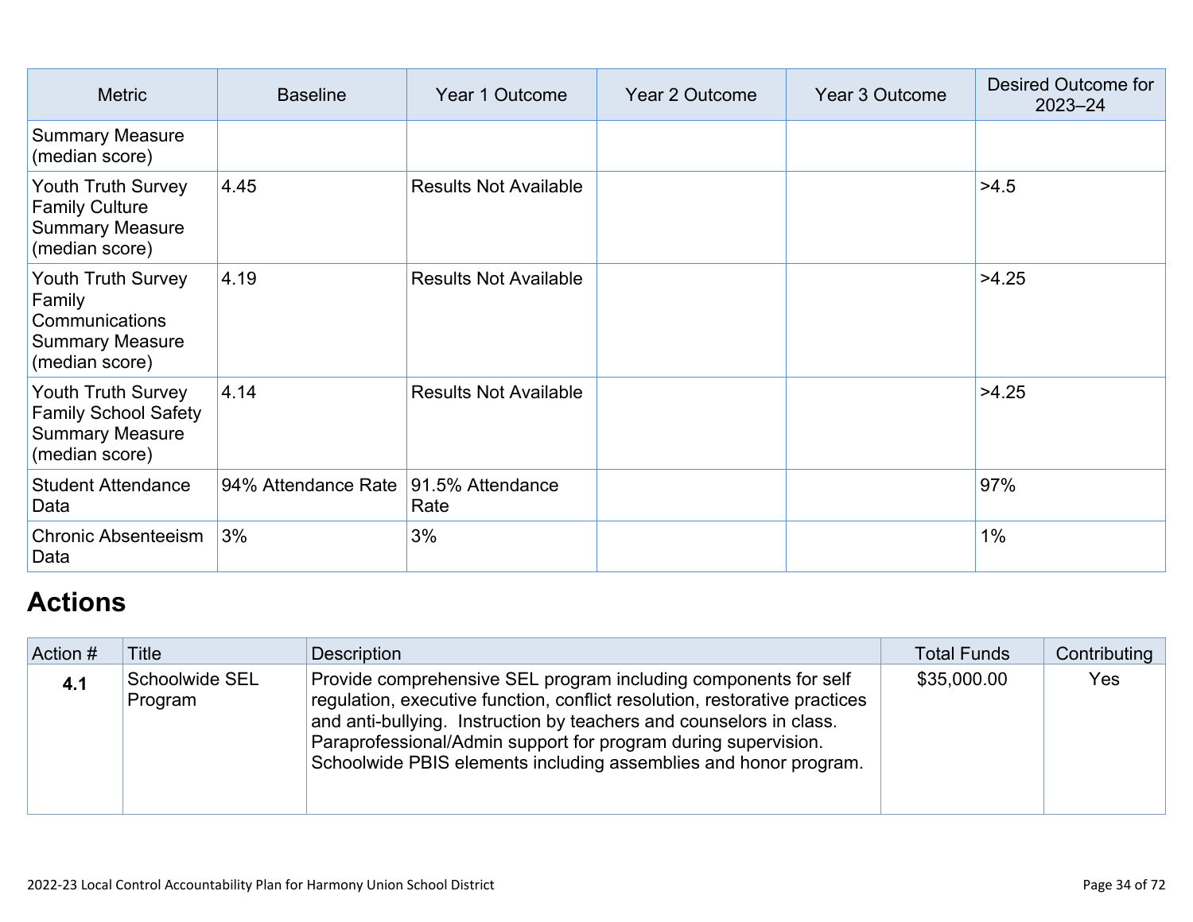| Metric | Baseline | Year 1 Outcome | Year 2 Outcome | Year 3 Outcome | Desired Outcome for 2023–24 |
|---|---|---|---|---|---|
| Summary Measure (median score) | | | | | |
| Youth Truth Survey Family Culture Summary Measure (median score) | 4.45 | Results Not Available | | | >4.5 |
| Youth Truth Survey Family Communications Summary Measure (median score) | 4.19 | Results Not Available | | | >4.25 |
| Youth Truth Survey Family School Safety Summary Measure (median score) | 4.14 | Results Not Available | | | >4.25 |
| Student Attendance Data | 94% Attendance Rate | 91.5% Attendance Rate | | | 97% |
| Chronic Absenteeism Data | 3% | 3% | | | 1% |

## Actions

| Action # | Title | Description | Total Funds | Contributing |
|---|---|---|---|---|
| **4.1** | Schoolwide SEL Program | Provide comprehensive SEL program including components for self regulation, executive function, conflict resolution, restorative practices and anti-bullying. Instruction by teachers and counselors in class. Paraprofessional/Admin support for program during supervision. Schoolwide PBIS elements including assemblies and honor program. | $35,000.00 | Yes |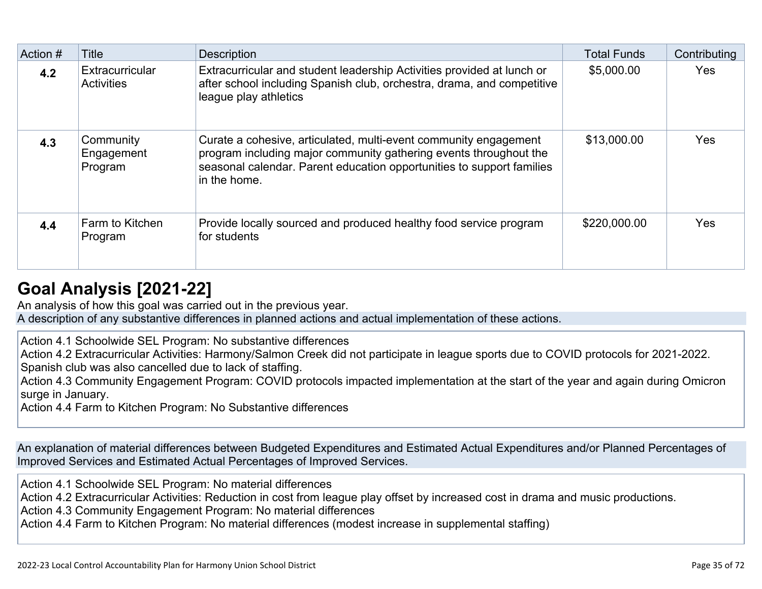| Action # | Title | Description | Total Funds | Contributing |
| --- | --- | --- | --- | --- |
| 4.2 | Extracurricular Activities | Extracurricular and student leadership Activities provided at lunch or after school including Spanish club, orchestra, drama, and competitive league play athletics | $5,000.00 | Yes |
| 4.3 | Community Engagement Program | Curate a cohesive, articulated, multi-event community engagement program including major community gathering events throughout the seasonal calendar. Parent education opportunities to support families in the home. | $13,000.00 | Yes |
| 4.4 | Farm to Kitchen Program | Provide locally sourced and produced healthy food service program for students | $220,000.00 | Yes |

## Goal Analysis [2021-22]

An analysis of how this goal was carried out in the previous year.

A description of any substantive differences in planned actions and actual implementation of these actions.

Action 4.1 Schoolwide SEL Program: No substantive differences
Action 4.2 Extracurricular Activities: Harmony/Salmon Creek did not participate in league sports due to COVID protocols for 2021-2022. Spanish club was also cancelled due to lack of staffing.
Action 4.3 Community Engagement Program: COVID protocols impacted implementation at the start of the year and again during Omicron surge in January.
Action 4.4 Farm to Kitchen Program: No Substantive differences

An explanation of material differences between Budgeted Expenditures and Estimated Actual Expenditures and/or Planned Percentages of Improved Services and Estimated Actual Percentages of Improved Services.

Action 4.1 Schoolwide SEL Program: No material differences
Action 4.2 Extracurricular Activities: Reduction in cost from league play offset by increased cost in drama and music productions.
Action 4.3 Community Engagement Program: No material differences
Action 4.4 Farm to Kitchen Program: No material differences (modest increase in supplemental staffing)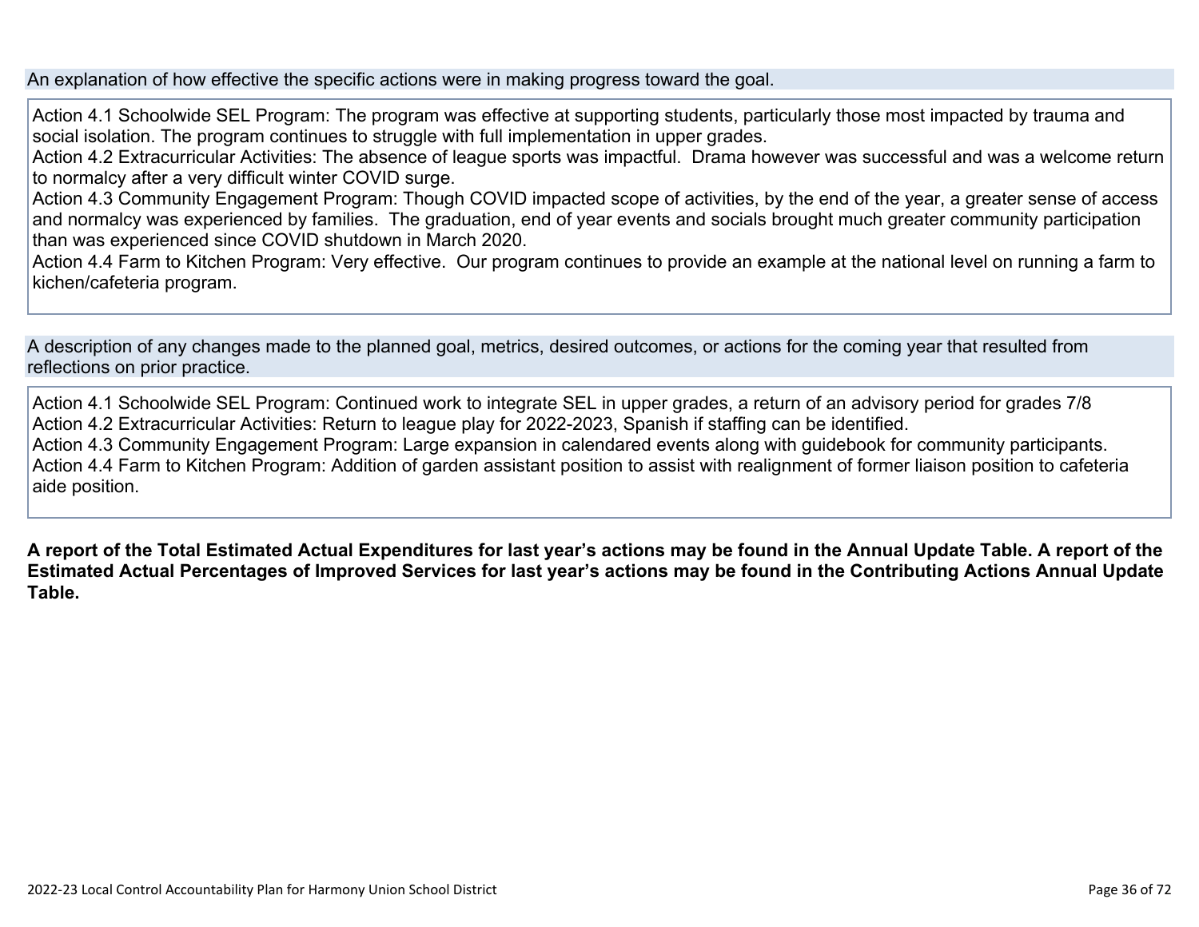An explanation of how effective the specific actions were in making progress toward the goal.

Action 4.1 Schoolwide SEL Program: The program was effective at supporting students, particularly those most impacted by trauma and social isolation. The program continues to struggle with full implementation in upper grades.
Action 4.2 Extracurricular Activities: The absence of league sports was impactful. Drama however was successful and was a welcome return to normalcy after a very difficult winter COVID surge.
Action 4.3 Community Engagement Program: Though COVID impacted scope of activities, by the end of the year, a greater sense of access and normalcy was experienced by families. The graduation, end of year events and socials brought much greater community participation than was experienced since COVID shutdown in March 2020.
Action 4.4 Farm to Kitchen Program: Very effective. Our program continues to provide an example at the national level on running a farm to kichen/cafeteria program.

A description of any changes made to the planned goal, metrics, desired outcomes, or actions for the coming year that resulted from reflections on prior practice.

Action 4.1 Schoolwide SEL Program: Continued work to integrate SEL in upper grades, a return of an advisory period for grades 7/8
Action 4.2 Extracurricular Activities: Return to league play for 2022-2023, Spanish if staffing can be identified.
Action 4.3 Community Engagement Program: Large expansion in calendared events along with guidebook for community participants.
Action 4.4 Farm to Kitchen Program: Addition of garden assistant position to assist with realignment of former liaison position to cafeteria aide position.

**A report of the Total Estimated Actual Expenditures for last year's actions may be found in the Annual Update Table. A report of the Estimated Actual Percentages of Improved Services for last year's actions may be found in the Contributing Actions Annual Update Table.**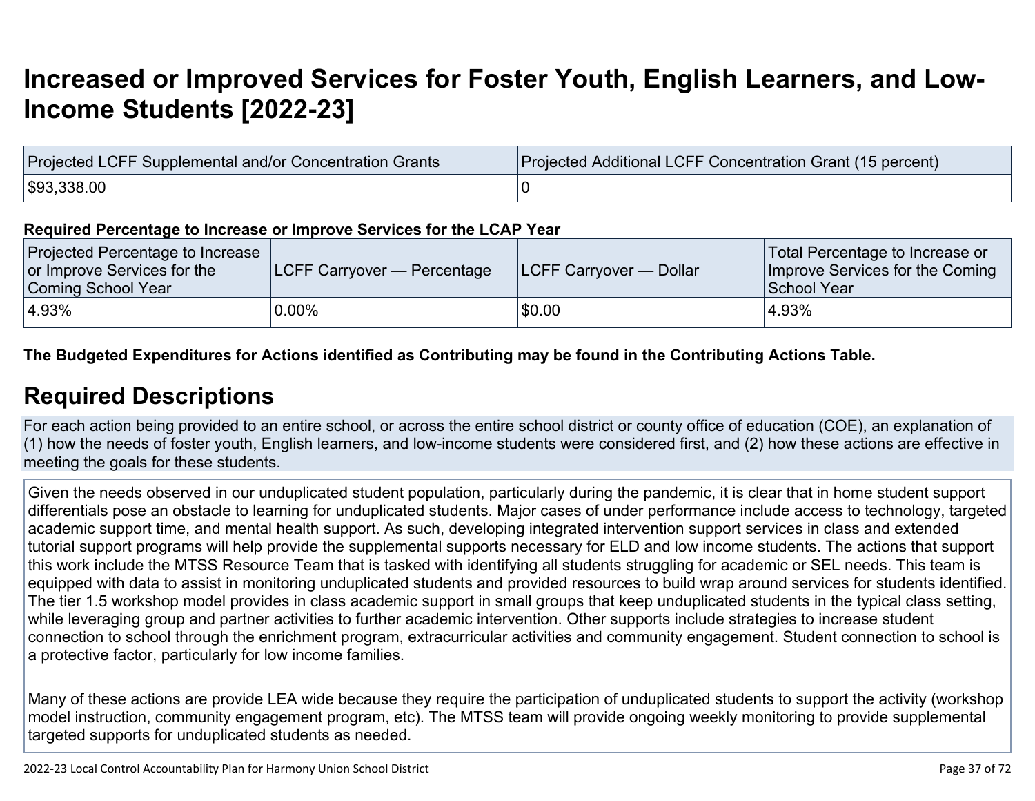# Increased or Improved Services for Foster Youth, English Learners, and Low-Income Students [2022-23]

| Projected LCFF Supplemental and/or Concentration Grants | Projected Additional LCFF Concentration Grant (15 percent) |
|---|---|
| $93,338.00 | 0 |

**Required Percentage to Increase or Improve Services for the LCAP Year**

| Projected Percentage to Increase or Improve Services for the Coming School Year | LCFF Carryover — Percentage | LCFF Carryover — Dollar | Total Percentage to Increase or Improve Services for the Coming School Year |
|---|---|---|---|
| 4.93% | 0.00% | $0.00 | 4.93% |

**The Budgeted Expenditures for Actions identified as Contributing may be found in the Contributing Actions Table.**

## Required Descriptions

For each action being provided to an entire school, or across the entire school district or county office of education (COE), an explanation of (1) how the needs of foster youth, English learners, and low-income students were considered first, and (2) how these actions are effective in meeting the goals for these students.

Given the needs observed in our unduplicated student population, particularly during the pandemic, it is clear that in home student support differentials pose an obstacle to learning for unduplicated students. Major cases of under performance include access to technology, targeted academic support time, and mental health support. As such, developing integrated intervention support services in class and extended tutorial support programs will help provide the supplemental supports necessary for ELD and low income students. The actions that support this work include the MTSS Resource Team that is tasked with identifying all students struggling for academic or SEL needs. This team is equipped with data to assist in monitoring unduplicated students and provided resources to build wrap around services for students identified. The tier 1.5 workshop model provides in class academic support in small groups that keep unduplicated students in the typical class setting, while leveraging group and partner activities to further academic intervention. Other supports include strategies to increase student connection to school through the enrichment program, extracurricular activities and community engagement. Student connection to school is a protective factor, particularly for low income families.

Many of these actions are provide LEA wide because they require the participation of unduplicated students to support the activity (workshop model instruction, community engagement program, etc). The MTSS team will provide ongoing weekly monitoring to provide supplemental targeted supports for unduplicated students as needed.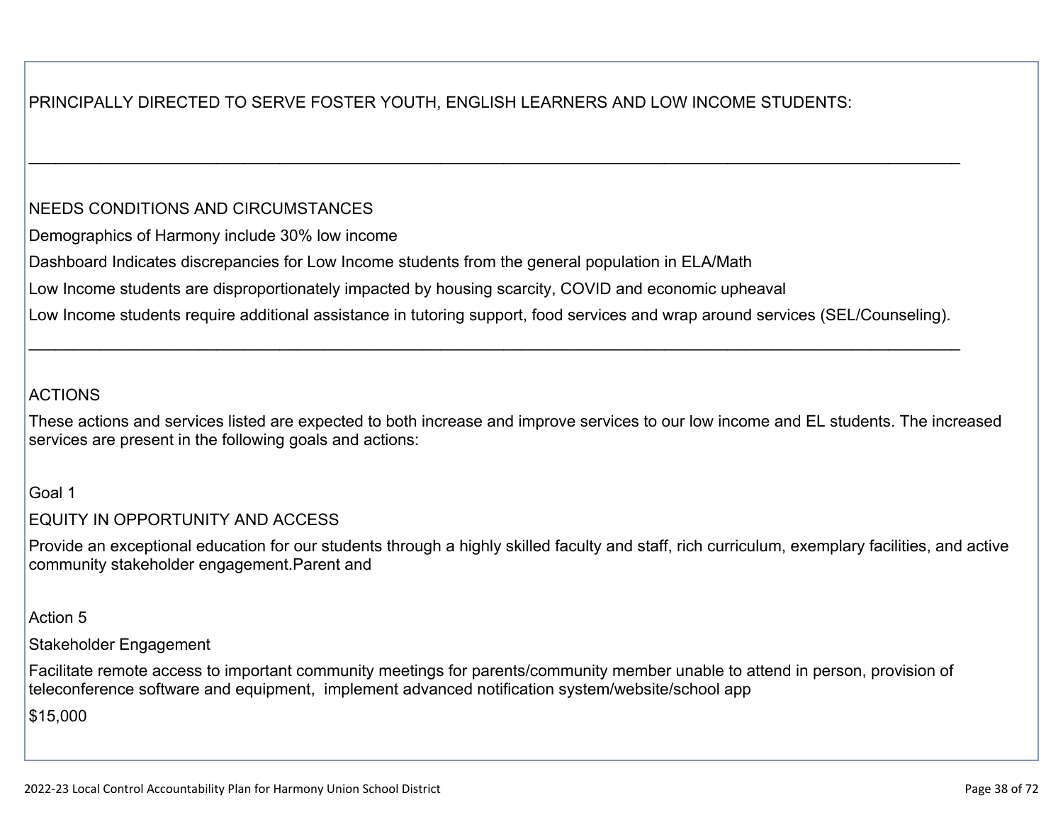PRINCIPALLY DIRECTED TO SERVE FOSTER YOUTH, ENGLISH LEARNERS AND LOW INCOME STUDENTS:

\_\_\_\_\_\_\_\_\_\_\_\_\_\_\_\_\_\_\_\_\_\_\_\_\_\_\_\_\_\_\_\_\_\_\_\_\_\_\_\_\_\_\_\_\_\_\_\_\_\_\_\_\_\_\_\_\_\_\_\_\_\_\_\_\_\_\_\_\_\_\_\_\_\_\_\_\_\_\_\_\_\_\_\_\_\_\_\_\_\_\_\_\_\_

NEEDS CONDITIONS AND CIRCUMSTANCES

Demographics of Harmony include 30% low income

Dashboard Indicates discrepancies for Low Income students from the general population in ELA/Math

Low Income students are disproportionately impacted by housing scarcity, COVID and economic upheaval

Low Income students require additional assistance in tutoring support, food services and wrap around services (SEL/Counseling).

\_\_\_\_\_\_\_\_\_\_\_\_\_\_\_\_\_\_\_\_\_\_\_\_\_\_\_\_\_\_\_\_\_\_\_\_\_\_\_\_\_\_\_\_\_\_\_\_\_\_\_\_\_\_\_\_\_\_\_\_\_\_\_\_\_\_\_\_\_\_\_\_\_\_\_\_\_\_\_\_\_\_\_\_\_\_\_\_\_\_\_\_\_\_

ACTIONS

These actions and services listed are expected to both increase and improve services to our low income and EL students. The increased services are present in the following goals and actions:

Goal 1

EQUITY IN OPPORTUNITY AND ACCESS

Provide an exceptional education for our students through a highly skilled faculty and staff, rich curriculum, exemplary facilities, and active community stakeholder engagement.Parent and

Action 5

Stakeholder Engagement

Facilitate remote access to important community meetings for parents/community member unable to attend in person, provision of teleconference software and equipment, implement advanced notification system/website/school app

$15,000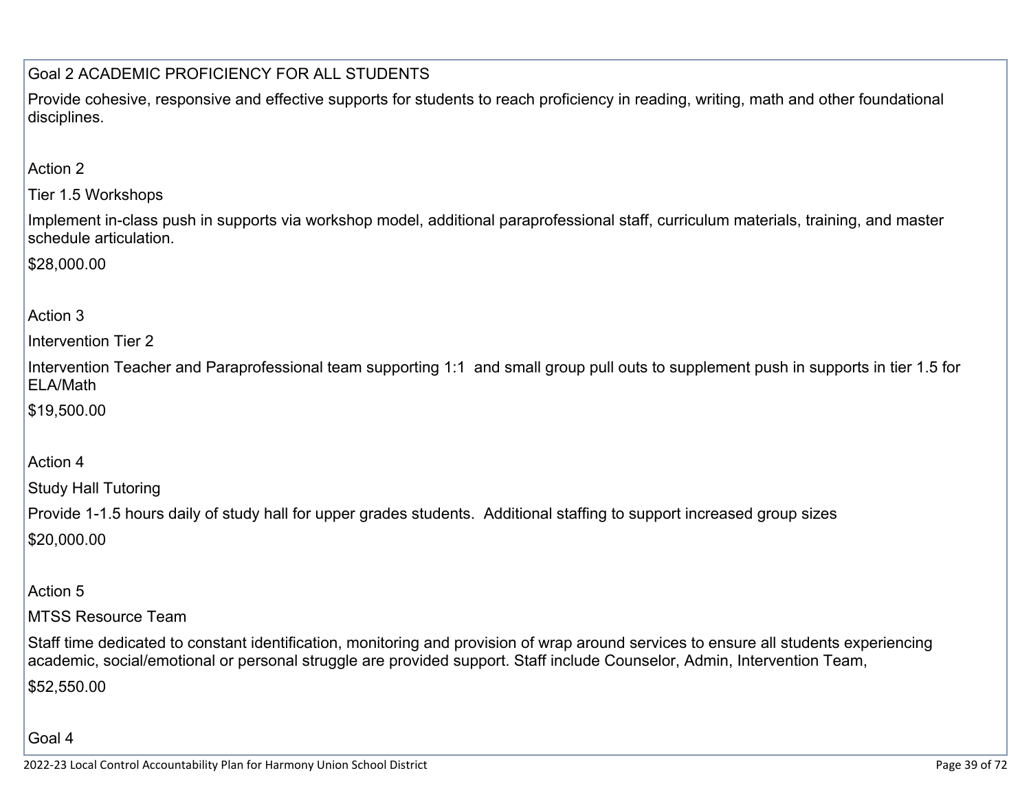Goal 2 ACADEMIC PROFICIENCY FOR ALL STUDENTS

Provide cohesive, responsive and effective supports for students to reach proficiency in reading, writing, math and other foundational disciplines.

Action 2

Tier 1.5 Workshops

Implement in-class push in supports via workshop model, additional paraprofessional staff, curriculum materials, training, and master schedule articulation.

$28,000.00

Action 3

Intervention Tier 2

Intervention Teacher and Paraprofessional team supporting 1:1 and small group pull outs to supplement push in supports in tier 1.5 for ELA/Math

$19,500.00

Action 4

Study Hall Tutoring

Provide 1-1.5 hours daily of study hall for upper grades students. Additional staffing to support increased group sizes

$20,000.00

Action 5

MTSS Resource Team

Staff time dedicated to constant identification, monitoring and provision of wrap around services to ensure all students experiencing academic, social/emotional or personal struggle are provided support. Staff include Counselor, Admin, Intervention Team,

$52,550.00

Goal 4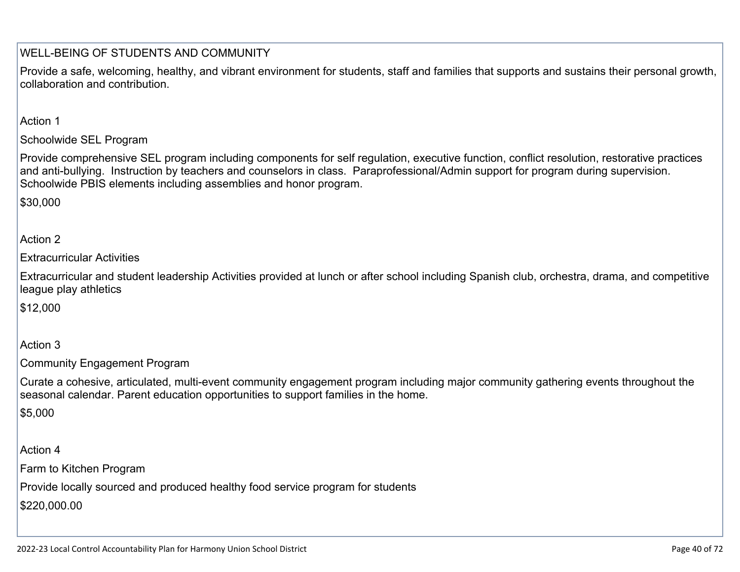WELL-BEING OF STUDENTS AND COMMUNITY

Provide a safe, welcoming, healthy, and vibrant environment for students, staff and families that supports and sustains their personal growth, collaboration and contribution.

Action 1

Schoolwide SEL Program

Provide comprehensive SEL program including components for self regulation, executive function, conflict resolution, restorative practices and anti-bullying. Instruction by teachers and counselors in class. Paraprofessional/Admin support for program during supervision. Schoolwide PBIS elements including assemblies and honor program.

$30,000

Action 2

Extracurricular Activities

Extracurricular and student leadership Activities provided at lunch or after school including Spanish club, orchestra, drama, and competitive league play athletics

$12,000

Action 3

Community Engagement Program

Curate a cohesive, articulated, multi-event community engagement program including major community gathering events throughout the seasonal calendar. Parent education opportunities to support families in the home.

$5,000

Action 4

Farm to Kitchen Program

Provide locally sourced and produced healthy food service program for students

$220,000.00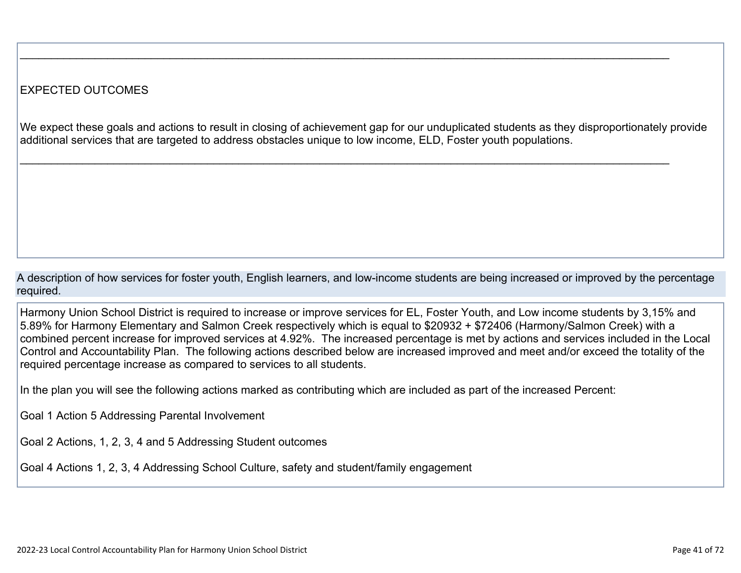_______________________________________________________________________________________________

EXPECTED OUTCOMES

We expect these goals and actions to result in closing of achievement gap for our unduplicated students as they disproportionately provide additional services that are targeted to address obstacles unique to low income, ELD, Foster youth populations.

_______________________________________________________________________________________________

A description of how services for foster youth, English learners, and low-income students are being increased or improved by the percentage required.

Harmony Union School District is required to increase or improve services for EL, Foster Youth, and Low income students by 3,15% and 5.89% for Harmony Elementary and Salmon Creek respectively which is equal to $20932 + $72406 (Harmony/Salmon Creek) with a combined percent increase for improved services at 4.92%. The increased percentage is met by actions and services included in the Local Control and Accountability Plan. The following actions described below are increased improved and meet and/or exceed the totality of the required percentage increase as compared to services to all students.

In the plan you will see the following actions marked as contributing which are included as part of the increased Percent:

Goal 1 Action 5 Addressing Parental Involvement

Goal 2 Actions, 1, 2, 3, 4 and 5 Addressing Student outcomes

Goal 4 Actions 1, 2, 3, 4 Addressing School Culture, safety and student/family engagement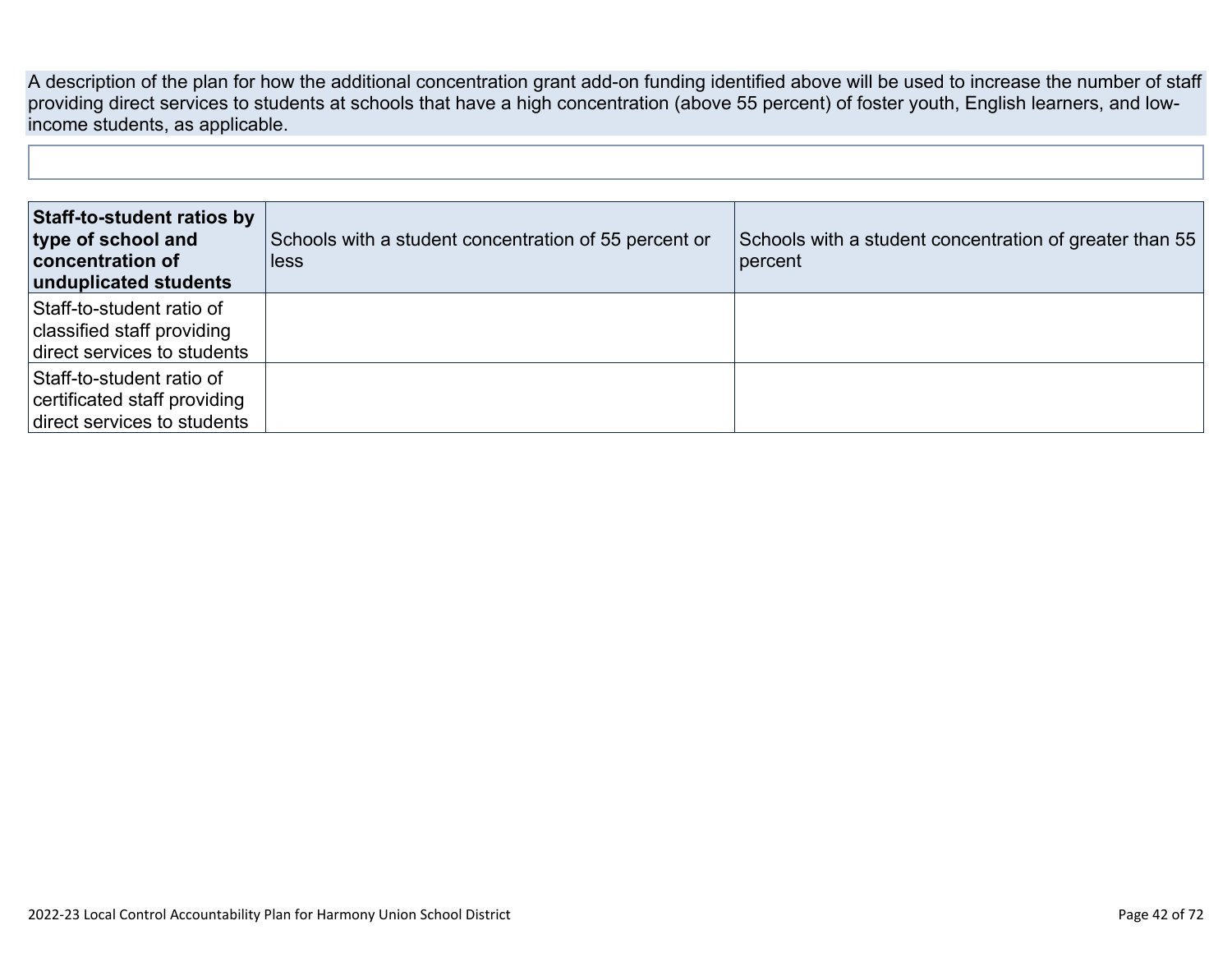A description of the plan for how the additional concentration grant add-on funding identified above will be used to increase the number of staff providing direct services to students at schools that have a high concentration (above 55 percent) of foster youth, English learners, and low-income students, as applicable.

| **Staff-to-student ratios by type of school and concentration of unduplicated students** | Schools with a student concentration of 55 percent or less | Schools with a student concentration of greater than 55 percent |
| --- | --- | --- |
| Staff-to-student ratio of classified staff providing direct services to students | | |
| Staff-to-student ratio of certificated staff providing direct services to students | | |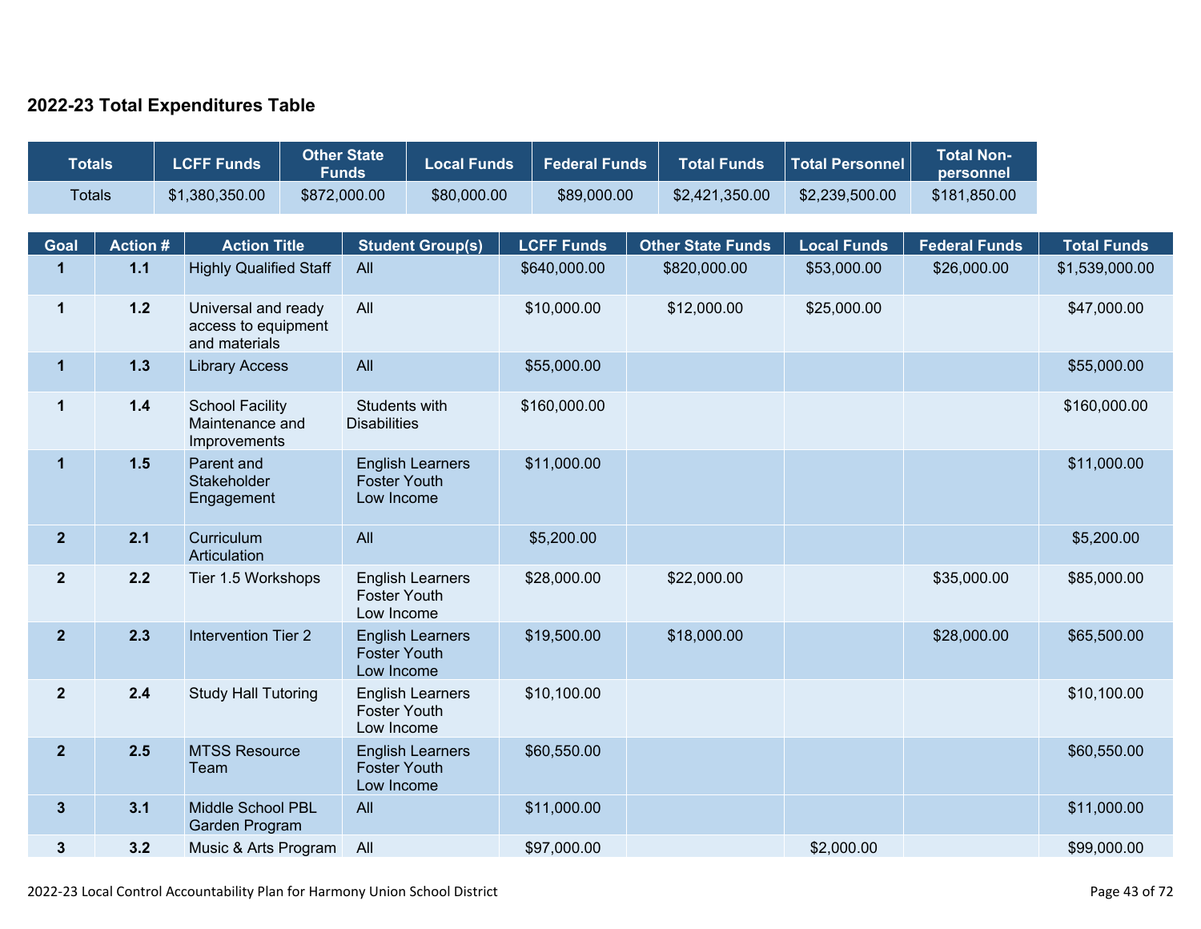## 2022-23 Total Expenditures Table

| Totals | LCFF Funds | Other State Funds | Local Funds | Federal Funds | Total Funds | Total Personnel | Total Non-personnel |
|---|---|---|---|---|---|---|---|
| Totals | $1,380,350.00 | $872,000.00 | $80,000.00 | $89,000.00 | $2,421,350.00 | $2,239,500.00 | $181,850.00 |

| Goal | Action # | Action Title | Student Group(s) | LCFF Funds | Other State Funds | Local Funds | Federal Funds | Total Funds |
|---|---|---|---|---|---|---|---|---|
| 1 | 1.1 | Highly Qualified Staff | All | $640,000.00 | $820,000.00 | $53,000.00 | $26,000.00 | $1,539,000.00 |
| 1 | 1.2 | Universal and ready access to equipment and materials | All | $10,000.00 | $12,000.00 | $25,000.00 | | $47,000.00 |
| 1 | 1.3 | Library Access | All | $55,000.00 | | | | $55,000.00 |
| 1 | 1.4 | School Facility Maintenance and Improvements | Students with Disabilities | $160,000.00 | | | | $160,000.00 |
| 1 | 1.5 | Parent and Stakeholder Engagement | English Learners Foster Youth Low Income | $11,000.00 | | | | $11,000.00 |
| 2 | 2.1 | Curriculum Articulation | All | $5,200.00 | | | | $5,200.00 |
| 2 | 2.2 | Tier 1.5 Workshops | English Learners Foster Youth Low Income | $28,000.00 | $22,000.00 | | $35,000.00 | $85,000.00 |
| 2 | 2.3 | Intervention Tier 2 | English Learners Foster Youth Low Income | $19,500.00 | $18,000.00 | | $28,000.00 | $65,500.00 |
| 2 | 2.4 | Study Hall Tutoring | English Learners Foster Youth Low Income | $10,100.00 | | | | $10,100.00 |
| 2 | 2.5 | MTSS Resource Team | English Learners Foster Youth Low Income | $60,550.00 | | | | $60,550.00 |
| 3 | 3.1 | Middle School PBL Garden Program | All | $11,000.00 | | | | $11,000.00 |
| 3 | 3.2 | Music & Arts Program | All | $97,000.00 | | $2,000.00 | | $99,000.00 |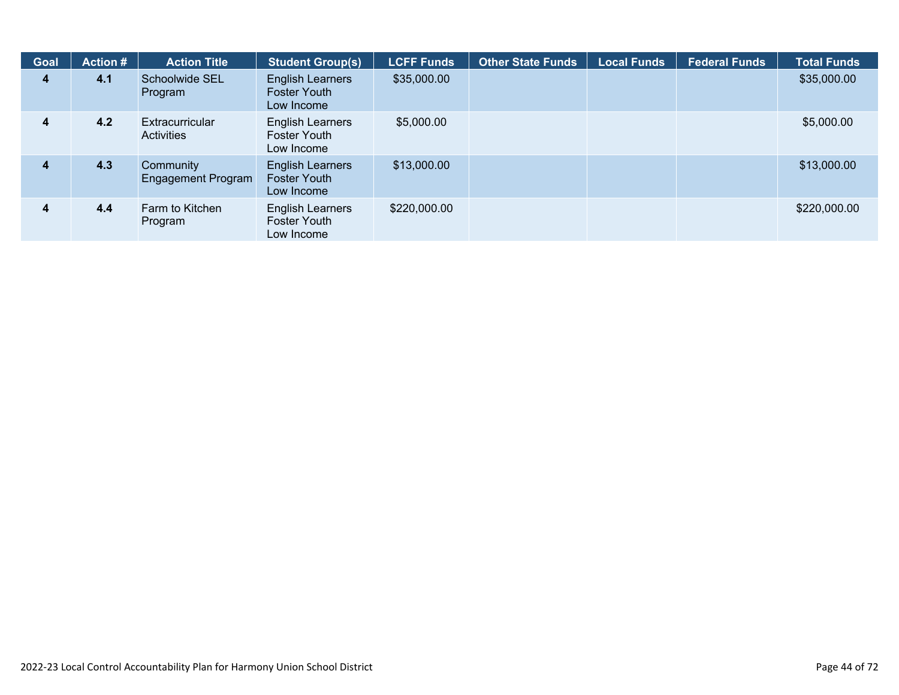| Goal | Action # | Action Title | Student Group(s) | LCFF Funds | Other State Funds | Local Funds | Federal Funds | Total Funds |
|---|---|---|---|---|---|---|---|---|
| 4 | 4.1 | Schoolwide SEL Program | English Learners<br>Foster Youth<br>Low Income | $35,000.00 | | | | $35,000.00 |
| 4 | 4.2 | Extracurricular Activities | English Learners<br>Foster Youth<br>Low Income | $5,000.00 | | | | $5,000.00 |
| 4 | 4.3 | Community Engagement Program | English Learners<br>Foster Youth<br>Low Income | $13,000.00 | | | | $13,000.00 |
| 4 | 4.4 | Farm to Kitchen Program | English Learners<br>Foster Youth<br>Low Income | $220,000.00 | | | | $220,000.00 |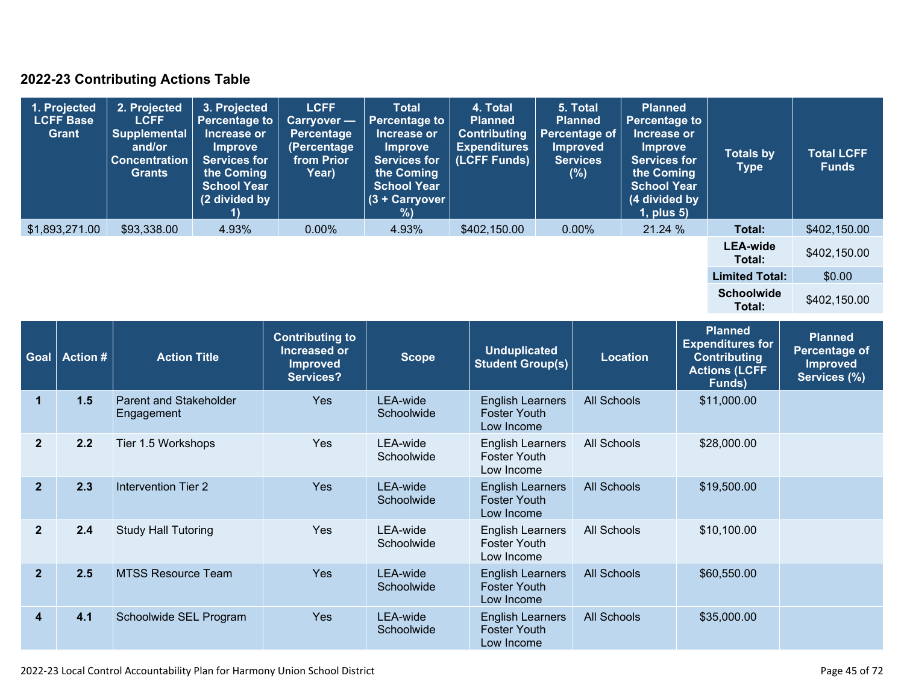## 2022-23 Contributing Actions Table

| 1. Projected LCFF Base Grant | 2. Projected LCFF Supplemental and/or Concentration Grants | 3. Projected Percentage to Increase or Improve Services for the Coming School Year (2 divided by 1) | LCFF Carryover — Percentage (Percentage from Prior Year) | Total Percentage to Increase or Improve Services for the Coming School Year (3 + Carryover %) | 4. Total Planned Contributing Expenditures (LCFF Funds) | 5. Total Planned Percentage of Improved Services (%) | Planned Percentage to Increase or Improve Services for the Coming School Year (4 divided by 1, plus 5) | Totals by Type | Total LCFF Funds |
|---|---|---|---|---|---|---|---|---|---|
| $1,893,271.00 | $93,338.00 | 4.93% | 0.00% | 4.93% | $402,150.00 | 0.00% | 21.24 % | Total: | $402,150.00 |
| | | | | | | | | LEA-wide Total: | $402,150.00 |
| | | | | | | | | Limited Total: | $0.00 |
| | | | | | | | | Schoolwide Total: | $402,150.00 |

| Goal | Action # | Action Title | Contributing to Increased or Improved Services? | Scope | Unduplicated Student Group(s) | Location | Planned Expenditures for Contributing Actions (LCFF Funds) | Planned Percentage of Improved Services (%) |
|---|---|---|---|---|---|---|---|---|
| 1 | 1.5 | Parent and Stakeholder Engagement | Yes | LEA-wide Schoolwide | English Learners Foster Youth Low Income | All Schools | $11,000.00 | |
| 2 | 2.2 | Tier 1.5 Workshops | Yes | LEA-wide Schoolwide | English Learners Foster Youth Low Income | All Schools | $28,000.00 | |
| 2 | 2.3 | Intervention Tier 2 | Yes | LEA-wide Schoolwide | English Learners Foster Youth Low Income | All Schools | $19,500.00 | |
| 2 | 2.4 | Study Hall Tutoring | Yes | LEA-wide Schoolwide | English Learners Foster Youth Low Income | All Schools | $10,100.00 | |
| 2 | 2.5 | MTSS Resource Team | Yes | LEA-wide Schoolwide | English Learners Foster Youth Low Income | All Schools | $60,550.00 | |
| 4 | 4.1 | Schoolwide SEL Program | Yes | LEA-wide Schoolwide | English Learners Foster Youth Low Income | All Schools | $35,000.00 | |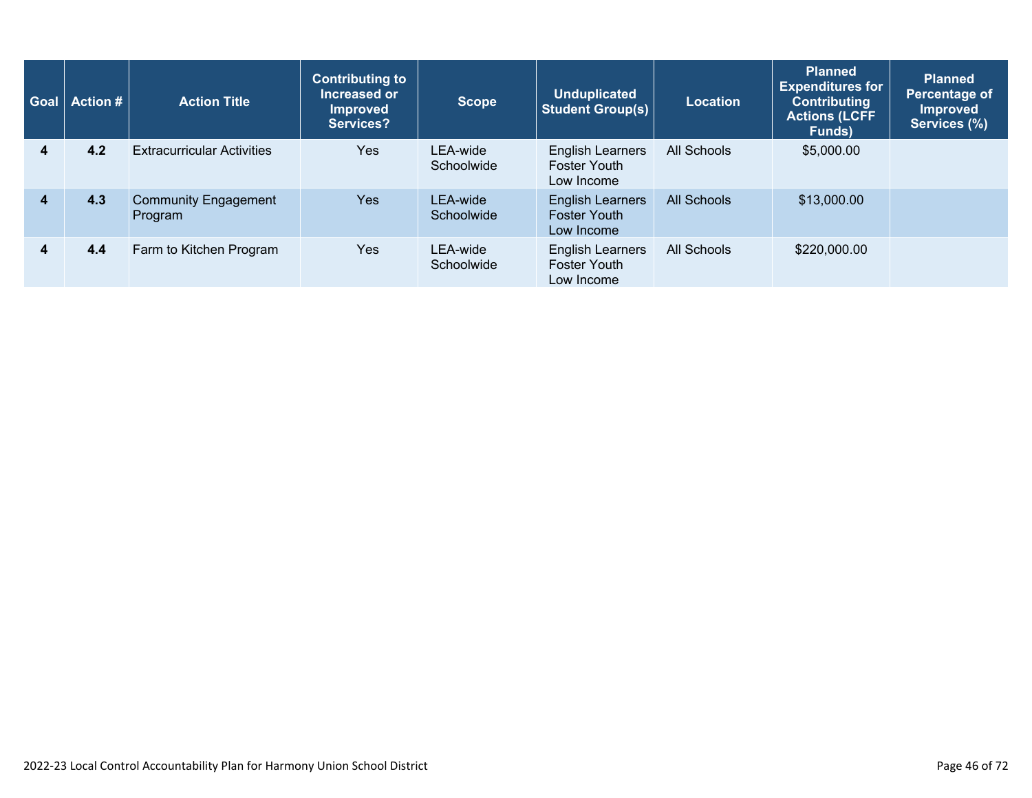| Goal | Action # | Action Title | Contributing to Increased or Improved Services? | Scope | Unduplicated Student Group(s) | Location | Planned Expenditures for Contributing Actions (LCFF Funds) | Planned Percentage of Improved Services (%) |
|---|---|---|---|---|---|---|---|---|
| 4 | 4.2 | Extracurricular Activities | Yes | LEA-wide Schoolwide | English Learners Foster Youth Low Income | All Schools | $5,000.00 | |
| 4 | 4.3 | Community Engagement Program | Yes | LEA-wide Schoolwide | English Learners Foster Youth Low Income | All Schools | $13,000.00 | |
| 4 | 4.4 | Farm to Kitchen Program | Yes | LEA-wide Schoolwide | English Learners Foster Youth Low Income | All Schools | $220,000.00 | |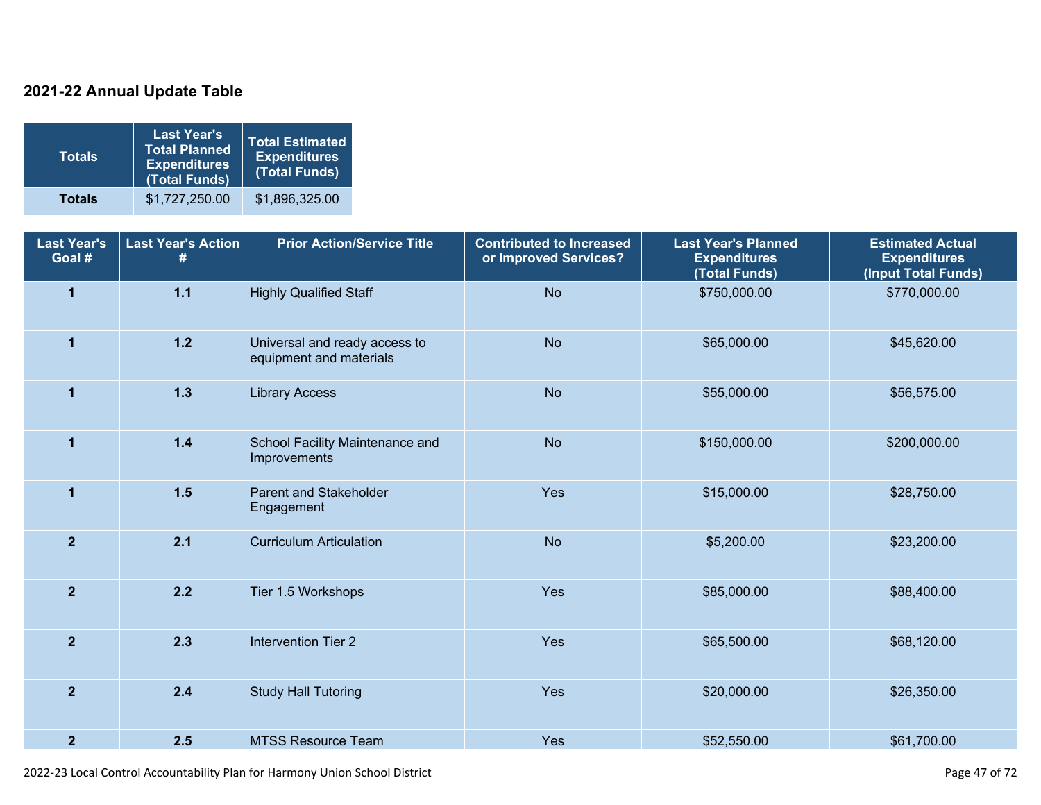## 2021-22 Annual Update Table

| Totals | Last Year's Total Planned Expenditures (Total Funds) | Total Estimated Expenditures (Total Funds) |
|---|---|---|
| **Totals** | $1,727,250.00 | $1,896,325.00 |

| Last Year's Goal # | Last Year's Action # | Prior Action/Service Title | Contributed to Increased or Improved Services? | Last Year's Planned Expenditures (Total Funds) | Estimated Actual Expenditures (Input Total Funds) |
|---|---|---|---|---|---|
| **1** | **1.1** | Highly Qualified Staff | No | $750,000.00 | $770,000.00 |
| **1** | **1.2** | Universal and ready access to equipment and materials | No | $65,000.00 | $45,620.00 |
| **1** | **1.3** | Library Access | No | $55,000.00 | $56,575.00 |
| **1** | **1.4** | School Facility Maintenance and Improvements | No | $150,000.00 | $200,000.00 |
| **1** | **1.5** | Parent and Stakeholder Engagement | Yes | $15,000.00 | $28,750.00 |
| **2** | **2.1** | Curriculum Articulation | No | $5,200.00 | $23,200.00 |
| **2** | **2.2** | Tier 1.5 Workshops | Yes | $85,000.00 | $88,400.00 |
| **2** | **2.3** | Intervention Tier 2 | Yes | $65,500.00 | $68,120.00 |
| **2** | **2.4** | Study Hall Tutoring | Yes | $20,000.00 | $26,350.00 |
| **2** | **2.5** | MTSS Resource Team | Yes | $52,550.00 | $61,700.00 |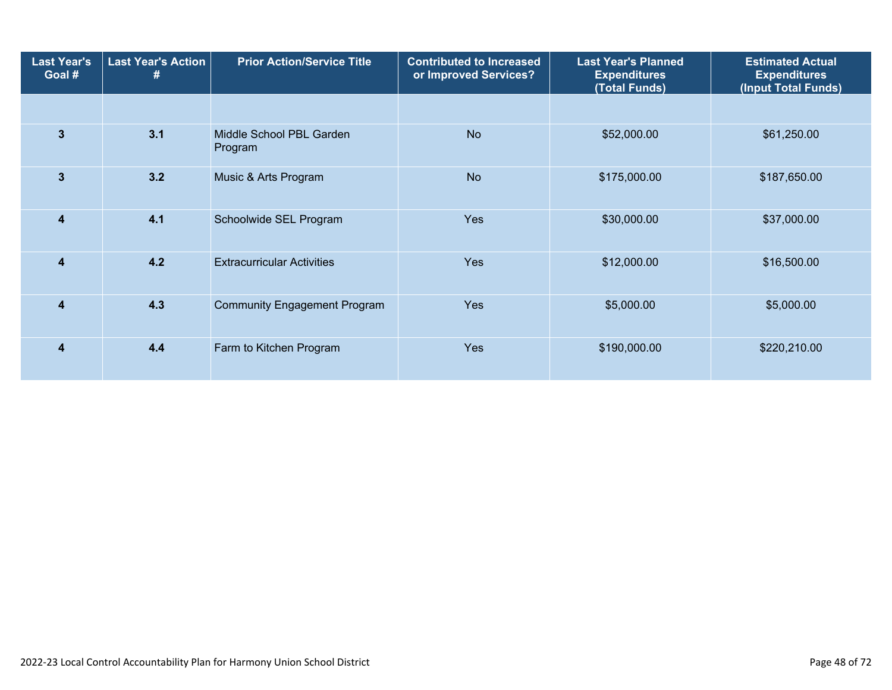| Last Year's Goal # | Last Year's Action # | Prior Action/Service Title | Contributed to Increased or Improved Services? | Last Year's Planned Expenditures (Total Funds) | Estimated Actual Expenditures (Input Total Funds) |
|---|---|---|---|---|---|
| | | | | | |
| 3 | 3.1 | Middle School PBL Garden Program | No | $52,000.00 | $61,250.00 |
| 3 | 3.2 | Music & Arts Program | No | $175,000.00 | $187,650.00 |
| 4 | 4.1 | Schoolwide SEL Program | Yes | $30,000.00 | $37,000.00 |
| 4 | 4.2 | Extracurricular Activities | Yes | $12,000.00 | $16,500.00 |
| 4 | 4.3 | Community Engagement Program | Yes | $5,000.00 | $5,000.00 |
| 4 | 4.4 | Farm to Kitchen Program | Yes | $190,000.00 | $220,210.00 |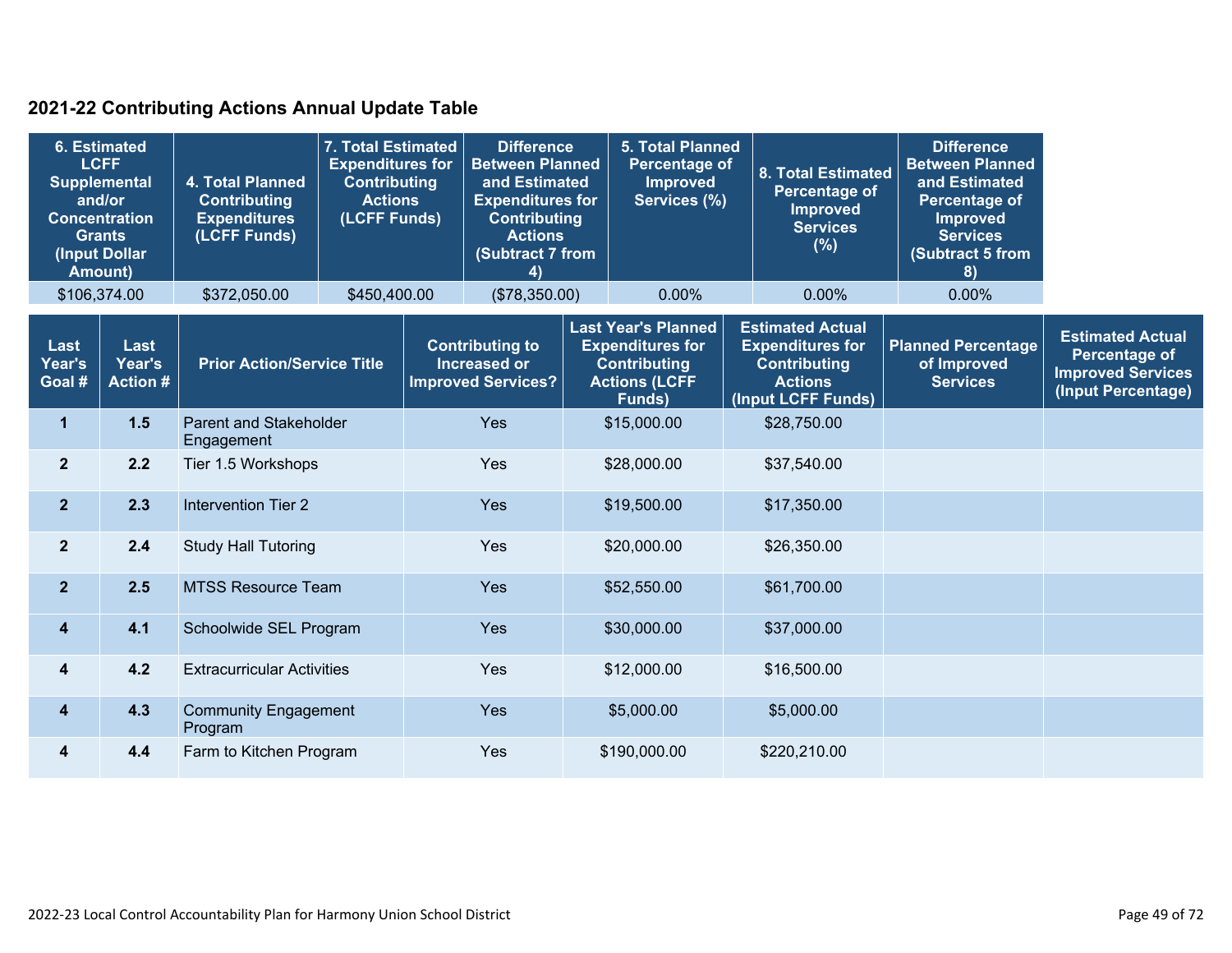## 2021-22 Contributing Actions Annual Update Table

| 6. Estimated LCFF Supplemental and/or Concentration Grants (Input Dollar Amount) | 4. Total Planned Contributing Expenditures (LCFF Funds) | 7. Total Estimated Expenditures for Contributing Actions (LCFF Funds) | Difference Between Planned and Estimated Expenditures for Contributing Actions (Subtract 7 from 4) | 5. Total Planned Percentage of Improved Services (%) | 8. Total Estimated Percentage of Improved Services (%) | Difference Between Planned and Estimated Percentage of Improved Services (Subtract 5 from 8) |
|---|---|---|---|---|---|---|
| $106,374.00 | $372,050.00 | $450,400.00 | ($78,350.00) | 0.00% | 0.00% | 0.00% |

| Last Year's Goal # | Last Year's Action # | Prior Action/Service Title | Contributing to Increased or Improved Services? | Last Year's Planned Expenditures for Contributing Actions (LCFF Funds) | Estimated Actual Expenditures for Contributing Actions (Input LCFF Funds) | Planned Percentage of Improved Services | Estimated Actual Percentage of Improved Services (Input Percentage) |
|---|---|---|---|---|---|---|---|
| 1 | 1.5 | Parent and Stakeholder Engagement | Yes | $15,000.00 | $28,750.00 | | |
| 2 | 2.2 | Tier 1.5 Workshops | Yes | $28,000.00 | $37,540.00 | | |
| 2 | 2.3 | Intervention Tier 2 | Yes | $19,500.00 | $17,350.00 | | |
| 2 | 2.4 | Study Hall Tutoring | Yes | $20,000.00 | $26,350.00 | | |
| 2 | 2.5 | MTSS Resource Team | Yes | $52,550.00 | $61,700.00 | | |
| 4 | 4.1 | Schoolwide SEL Program | Yes | $30,000.00 | $37,000.00 | | |
| 4 | 4.2 | Extracurricular Activities | Yes | $12,000.00 | $16,500.00 | | |
| 4 | 4.3 | Community Engagement Program | Yes | $5,000.00 | $5,000.00 | | |
| 4 | 4.4 | Farm to Kitchen Program | Yes | $190,000.00 | $220,210.00 | | |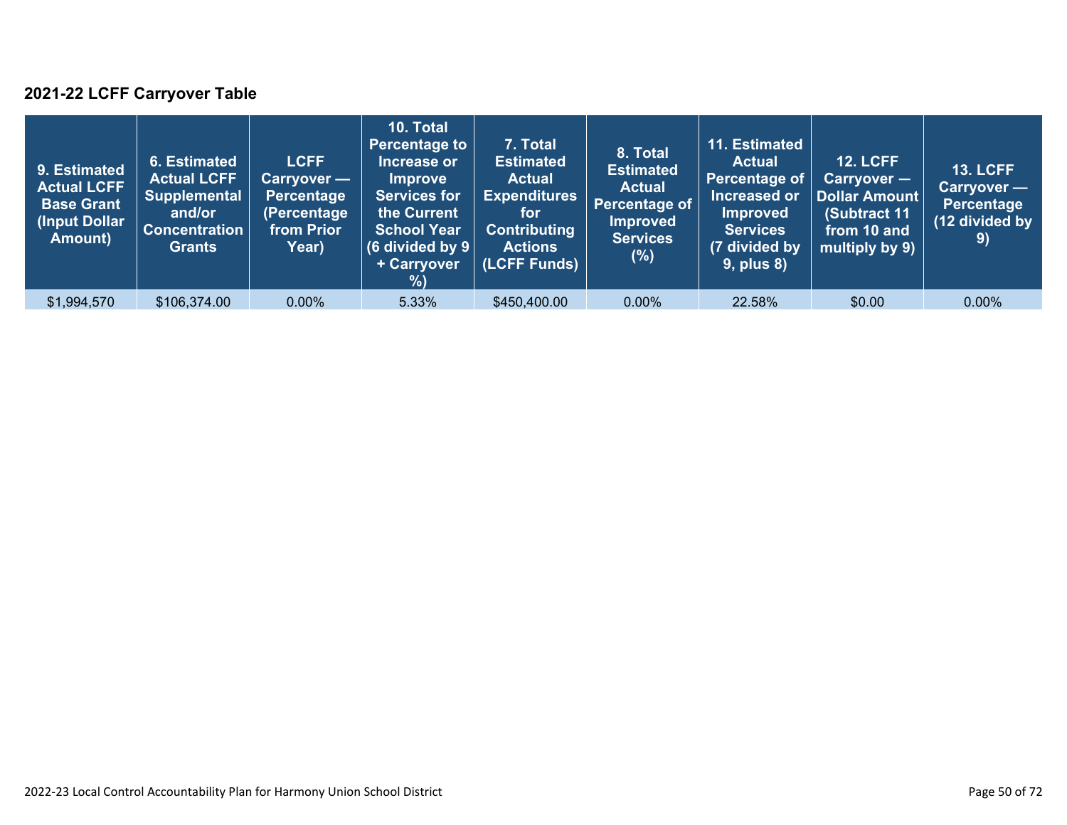## 2021-22 LCFF Carryover Table

| 9. Estimated Actual LCFF Base Grant (Input Dollar Amount) | 6. Estimated Actual LCFF Supplemental and/or Concentration Grants | LCFF Carryover — Percentage (Percentage from Prior Year) | 10. Total Percentage to Increase or Improve Services for the Current School Year (6 divided by 9 + Carryover %) | 7. Total Estimated Actual Expenditures for Contributing Actions (LCFF Funds) | 8. Total Estimated Actual Percentage of Improved Services (%) | 11. Estimated Actual Percentage of Increased or Improved Services (7 divided by 9, plus 8) | 12. LCFF Carryover — Dollar Amount (Subtract 11 from 10 and multiply by 9) | 13. LCFF Carryover — Percentage (12 divided by 9) |
|---|---|---|---|---|---|---|---|---|
| $1,994,570 | $106,374.00 | 0.00% | 5.33% | $450,400.00 | 0.00% | 22.58% | $0.00 | 0.00% |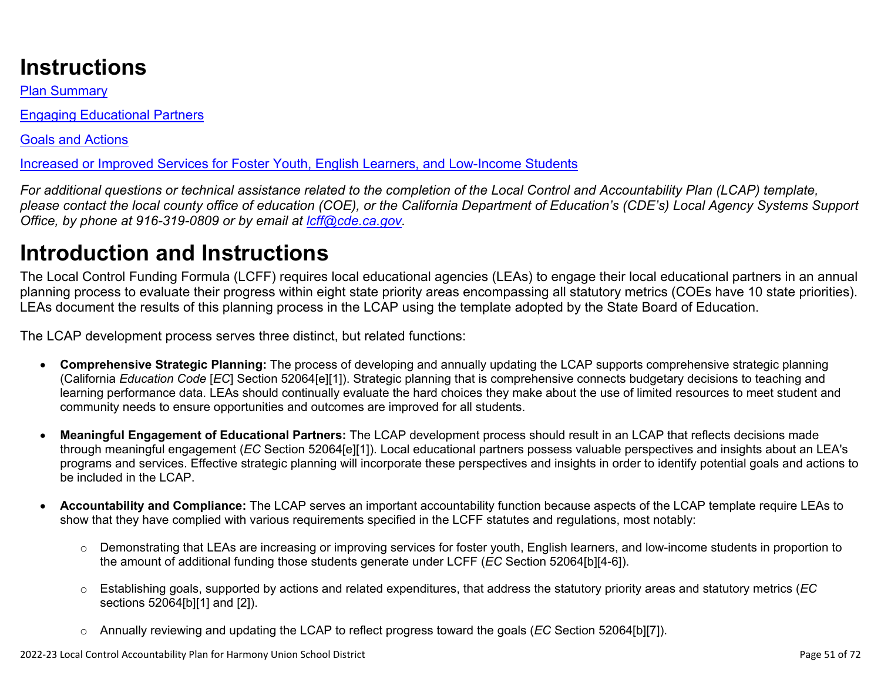# Instructions

[Plan Summary](#)

[Engaging Educational Partners](#)

[Goals and Actions](#)

[Increased or Improved Services for Foster Youth, English Learners, and Low-Income Students](#)

*For additional questions or technical assistance related to the completion of the Local Control and Accountability Plan (LCAP) template, please contact the local county office of education (COE), or the California Department of Education's (CDE's) Local Agency Systems Support Office, by phone at 916-319-0809 or by email at [lcff@cde.ca.gov](mailto:lcff@cde.ca.gov).*

# Introduction and Instructions

The Local Control Funding Formula (LCFF) requires local educational agencies (LEAs) to engage their local educational partners in an annual planning process to evaluate their progress within eight state priority areas encompassing all statutory metrics (COEs have 10 state priorities). LEAs document the results of this planning process in the LCAP using the template adopted by the State Board of Education.

The LCAP development process serves three distinct, but related functions:

- **Comprehensive Strategic Planning:** The process of developing and annually updating the LCAP supports comprehensive strategic planning (California *Education Code* [*EC*] Section 52064[e][1]). Strategic planning that is comprehensive connects budgetary decisions to teaching and learning performance data. LEAs should continually evaluate the hard choices they make about the use of limited resources to meet student and community needs to ensure opportunities and outcomes are improved for all students.

- **Meaningful Engagement of Educational Partners:** The LCAP development process should result in an LCAP that reflects decisions made through meaningful engagement (*EC* Section 52064[e][1]). Local educational partners possess valuable perspectives and insights about an LEA's programs and services. Effective strategic planning will incorporate these perspectives and insights in order to identify potential goals and actions to be included in the LCAP.

- **Accountability and Compliance:** The LCAP serves an important accountability function because aspects of the LCAP template require LEAs to show that they have complied with various requirements specified in the LCFF statutes and regulations, most notably:

  - Demonstrating that LEAs are increasing or improving services for foster youth, English learners, and low-income students in proportion to the amount of additional funding those students generate under LCFF (*EC* Section 52064[b][4-6]).

  - Establishing goals, supported by actions and related expenditures, that address the statutory priority areas and statutory metrics (*EC* sections 52064[b][1] and [2]).

  - Annually reviewing and updating the LCAP to reflect progress toward the goals (*EC* Section 52064[b][7]).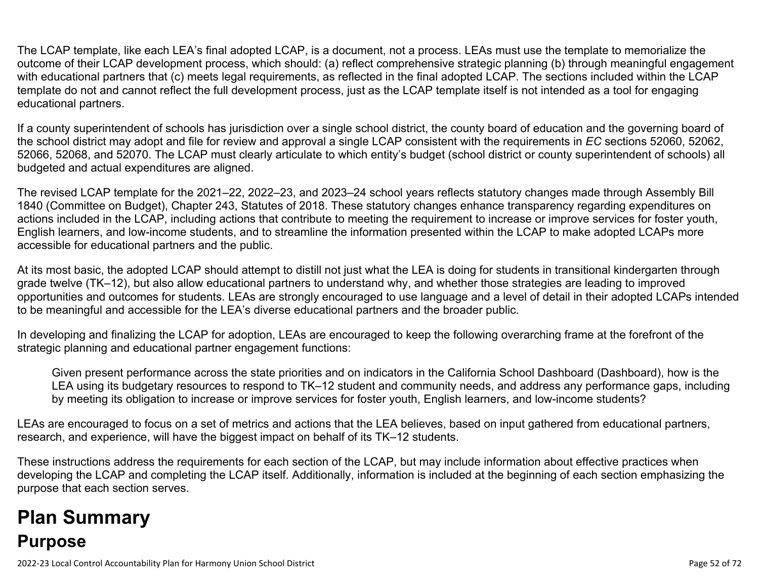The LCAP template, like each LEA's final adopted LCAP, is a document, not a process. LEAs must use the template to memorialize the outcome of their LCAP development process, which should: (a) reflect comprehensive strategic planning (b) through meaningful engagement with educational partners that (c) meets legal requirements, as reflected in the final adopted LCAP. The sections included within the LCAP template do not and cannot reflect the full development process, just as the LCAP template itself is not intended as a tool for engaging educational partners.

If a county superintendent of schools has jurisdiction over a single school district, the county board of education and the governing board of the school district may adopt and file for review and approval a single LCAP consistent with the requirements in *EC* sections 52060, 52062, 52066, 52068, and 52070. The LCAP must clearly articulate to which entity's budget (school district or county superintendent of schools) all budgeted and actual expenditures are aligned.

The revised LCAP template for the 2021–22, 2022–23, and 2023–24 school years reflects statutory changes made through Assembly Bill 1840 (Committee on Budget), Chapter 243, Statutes of 2018. These statutory changes enhance transparency regarding expenditures on actions included in the LCAP, including actions that contribute to meeting the requirement to increase or improve services for foster youth, English learners, and low-income students, and to streamline the information presented within the LCAP to make adopted LCAPs more accessible for educational partners and the public.

At its most basic, the adopted LCAP should attempt to distill not just what the LEA is doing for students in transitional kindergarten through grade twelve (TK–12), but also allow educational partners to understand why, and whether those strategies are leading to improved opportunities and outcomes for students. LEAs are strongly encouraged to use language and a level of detail in their adopted LCAPs intended to be meaningful and accessible for the LEA's diverse educational partners and the broader public.

In developing and finalizing the LCAP for adoption, LEAs are encouraged to keep the following overarching frame at the forefront of the strategic planning and educational partner engagement functions:

> Given present performance across the state priorities and on indicators in the California School Dashboard (Dashboard), how is the LEA using its budgetary resources to respond to TK–12 student and community needs, and address any performance gaps, including by meeting its obligation to increase or improve services for foster youth, English learners, and low-income students?

LEAs are encouraged to focus on a set of metrics and actions that the LEA believes, based on input gathered from educational partners, research, and experience, will have the biggest impact on behalf of its TK–12 students.

These instructions address the requirements for each section of the LCAP, but may include information about effective practices when developing the LCAP and completing the LCAP itself. Additionally, information is included at the beginning of each section emphasizing the purpose that each section serves.

# Plan Summary

## Purpose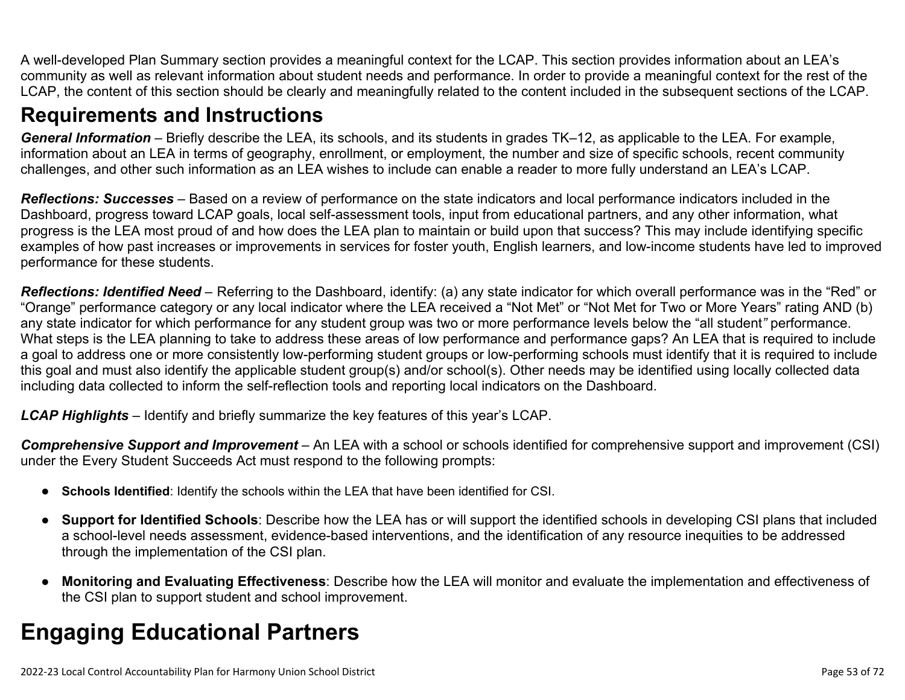A well-developed Plan Summary section provides a meaningful context for the LCAP. This section provides information about an LEA's community as well as relevant information about student needs and performance. In order to provide a meaningful context for the rest of the LCAP, the content of this section should be clearly and meaningfully related to the content included in the subsequent sections of the LCAP.

## Requirements and Instructions

***General Information*** – Briefly describe the LEA, its schools, and its students in grades TK–12, as applicable to the LEA. For example, information about an LEA in terms of geography, enrollment, or employment, the number and size of specific schools, recent community challenges, and other such information as an LEA wishes to include can enable a reader to more fully understand an LEA's LCAP.

***Reflections: Successes*** – Based on a review of performance on the state indicators and local performance indicators included in the Dashboard, progress toward LCAP goals, local self-assessment tools, input from educational partners, and any other information, what progress is the LEA most proud of and how does the LEA plan to maintain or build upon that success? This may include identifying specific examples of how past increases or improvements in services for foster youth, English learners, and low-income students have led to improved performance for these students.

***Reflections: Identified Need*** – Referring to the Dashboard, identify: (a) any state indicator for which overall performance was in the "Red" or "Orange" performance category or any local indicator where the LEA received a "Not Met" or "Not Met for Two or More Years" rating AND (b) any state indicator for which performance for any student group was two or more performance levels below the "all student*"* performance. What steps is the LEA planning to take to address these areas of low performance and performance gaps? An LEA that is required to include a goal to address one or more consistently low-performing student groups or low-performing schools must identify that it is required to include this goal and must also identify the applicable student group(s) and/or school(s). Other needs may be identified using locally collected data including data collected to inform the self-reflection tools and reporting local indicators on the Dashboard.

***LCAP Highlights*** – Identify and briefly summarize the key features of this year's LCAP.

***Comprehensive Support and Improvement*** – An LEA with a school or schools identified for comprehensive support and improvement (CSI) under the Every Student Succeeds Act must respond to the following prompts:

- **Schools Identified**: Identify the schools within the LEA that have been identified for CSI.
- **Support for Identified Schools**: Describe how the LEA has or will support the identified schools in developing CSI plans that included a school-level needs assessment, evidence-based interventions, and the identification of any resource inequities to be addressed through the implementation of the CSI plan.
- **Monitoring and Evaluating Effectiveness**: Describe how the LEA will monitor and evaluate the implementation and effectiveness of the CSI plan to support student and school improvement.

# Engaging Educational Partners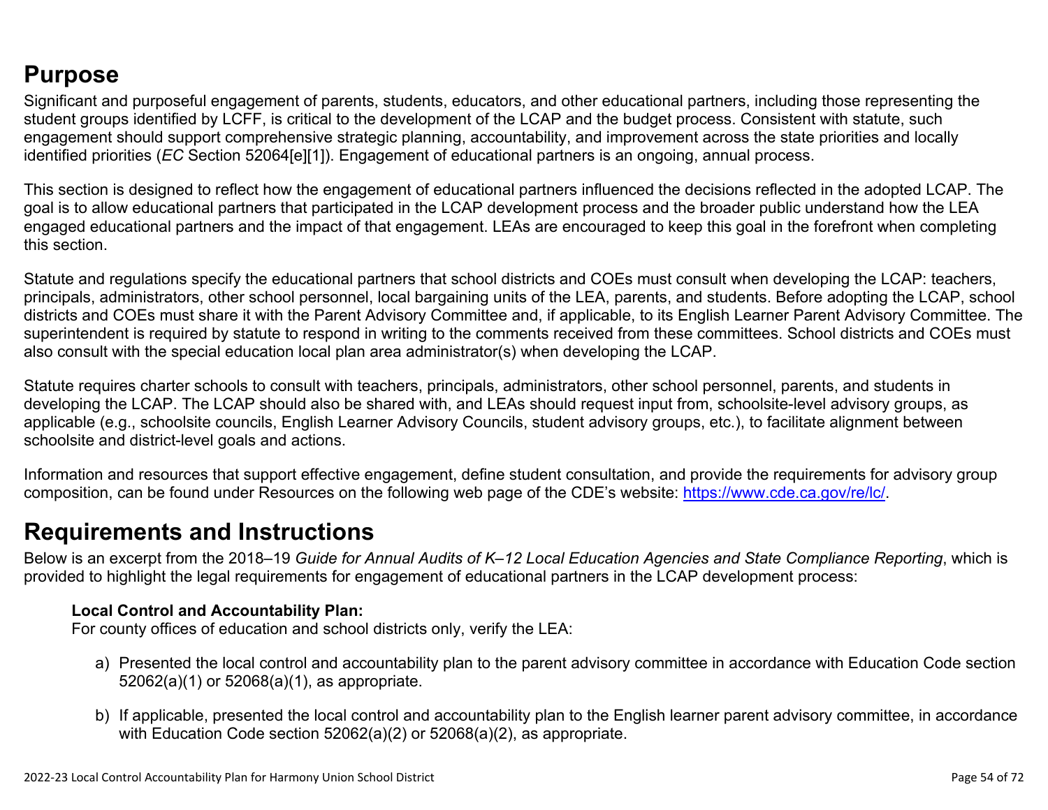## Purpose

Significant and purposeful engagement of parents, students, educators, and other educational partners, including those representing the student groups identified by LCFF, is critical to the development of the LCAP and the budget process. Consistent with statute, such engagement should support comprehensive strategic planning, accountability, and improvement across the state priorities and locally identified priorities (*EC* Section 52064[e][1]). Engagement of educational partners is an ongoing, annual process.

This section is designed to reflect how the engagement of educational partners influenced the decisions reflected in the adopted LCAP. The goal is to allow educational partners that participated in the LCAP development process and the broader public understand how the LEA engaged educational partners and the impact of that engagement. LEAs are encouraged to keep this goal in the forefront when completing this section.

Statute and regulations specify the educational partners that school districts and COEs must consult when developing the LCAP: teachers, principals, administrators, other school personnel, local bargaining units of the LEA, parents, and students. Before adopting the LCAP, school districts and COEs must share it with the Parent Advisory Committee and, if applicable, to its English Learner Parent Advisory Committee. The superintendent is required by statute to respond in writing to the comments received from these committees. School districts and COEs must also consult with the special education local plan area administrator(s) when developing the LCAP.

Statute requires charter schools to consult with teachers, principals, administrators, other school personnel, parents, and students in developing the LCAP. The LCAP should also be shared with, and LEAs should request input from, schoolsite-level advisory groups, as applicable (e.g., schoolsite councils, English Learner Advisory Councils, student advisory groups, etc.), to facilitate alignment between schoolsite and district-level goals and actions.

Information and resources that support effective engagement, define student consultation, and provide the requirements for advisory group composition, can be found under Resources on the following web page of the CDE's website: [https://www.cde.ca.gov/re/lc/](https://www.cde.ca.gov/re/lc/).

## Requirements and Instructions

Below is an excerpt from the 2018–19 *Guide for Annual Audits of K–12 Local Education Agencies and State Compliance Reporting*, which is provided to highlight the legal requirements for engagement of educational partners in the LCAP development process:

> **Local Control and Accountability Plan:**
> For county offices of education and school districts only, verify the LEA:
>
> a) Presented the local control and accountability plan to the parent advisory committee in accordance with Education Code section 52062(a)(1) or 52068(a)(1), as appropriate.
>
> b) If applicable, presented the local control and accountability plan to the English learner parent advisory committee, in accordance with Education Code section 52062(a)(2) or 52068(a)(2), as appropriate.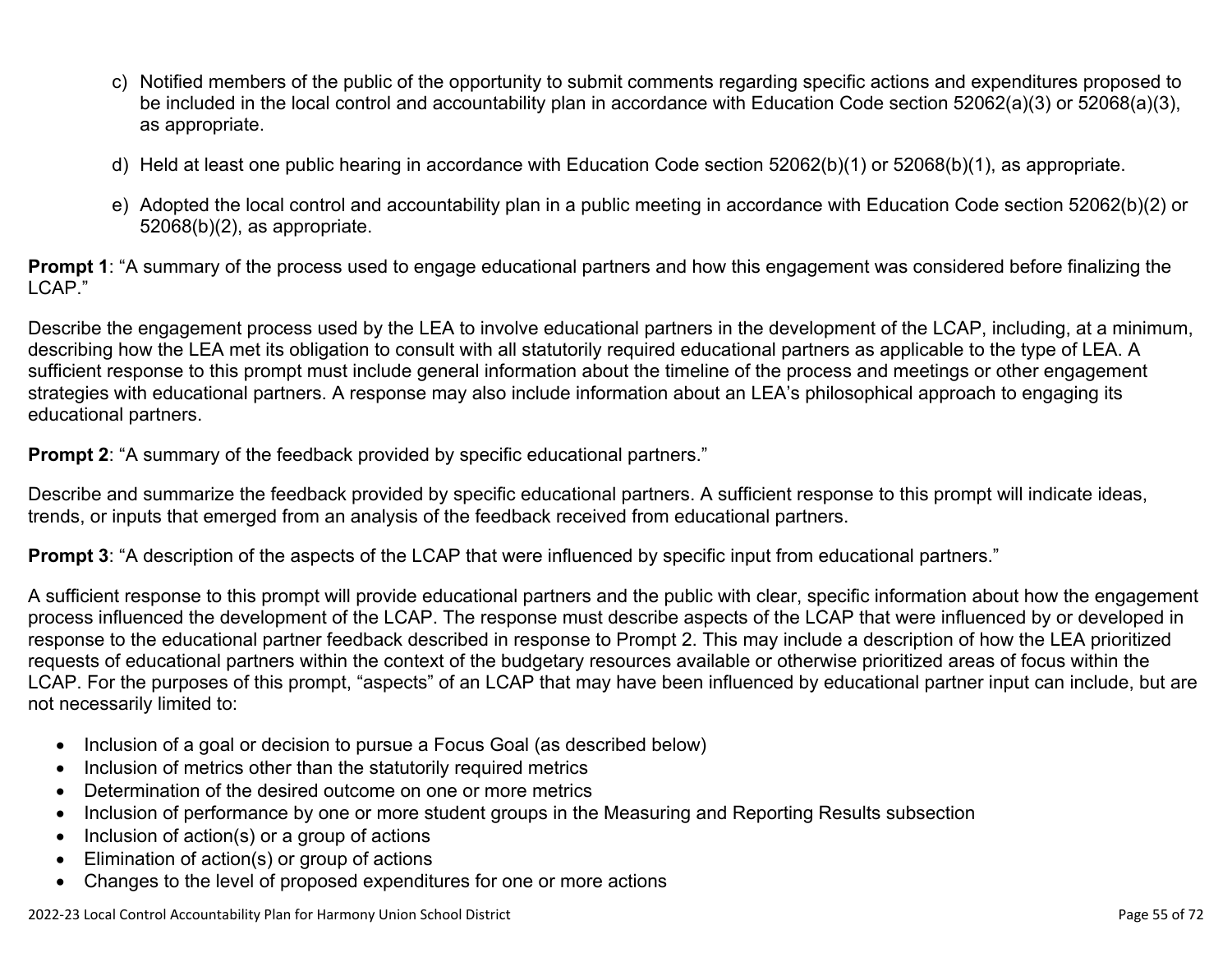c) Notified members of the public of the opportunity to submit comments regarding specific actions and expenditures proposed to be included in the local control and accountability plan in accordance with Education Code section 52062(a)(3) or 52068(a)(3), as appropriate.

d) Held at least one public hearing in accordance with Education Code section 52062(b)(1) or 52068(b)(1), as appropriate.

e) Adopted the local control and accountability plan in a public meeting in accordance with Education Code section 52062(b)(2) or 52068(b)(2), as appropriate.

**Prompt 1**: "A summary of the process used to engage educational partners and how this engagement was considered before finalizing the LCAP."

Describe the engagement process used by the LEA to involve educational partners in the development of the LCAP, including, at a minimum, describing how the LEA met its obligation to consult with all statutorily required educational partners as applicable to the type of LEA. A sufficient response to this prompt must include general information about the timeline of the process and meetings or other engagement strategies with educational partners. A response may also include information about an LEA's philosophical approach to engaging its educational partners.

**Prompt 2**: "A summary of the feedback provided by specific educational partners."

Describe and summarize the feedback provided by specific educational partners. A sufficient response to this prompt will indicate ideas, trends, or inputs that emerged from an analysis of the feedback received from educational partners.

**Prompt 3**: "A description of the aspects of the LCAP that were influenced by specific input from educational partners."

A sufficient response to this prompt will provide educational partners and the public with clear, specific information about how the engagement process influenced the development of the LCAP. The response must describe aspects of the LCAP that were influenced by or developed in response to the educational partner feedback described in response to Prompt 2. This may include a description of how the LEA prioritized requests of educational partners within the context of the budgetary resources available or otherwise prioritized areas of focus within the LCAP. For the purposes of this prompt, "aspects" of an LCAP that may have been influenced by educational partner input can include, but are not necessarily limited to:

- Inclusion of a goal or decision to pursue a Focus Goal (as described below)
- Inclusion of metrics other than the statutorily required metrics
- Determination of the desired outcome on one or more metrics
- Inclusion of performance by one or more student groups in the Measuring and Reporting Results subsection
- Inclusion of action(s) or a group of actions
- Elimination of action(s) or group of actions
- Changes to the level of proposed expenditures for one or more actions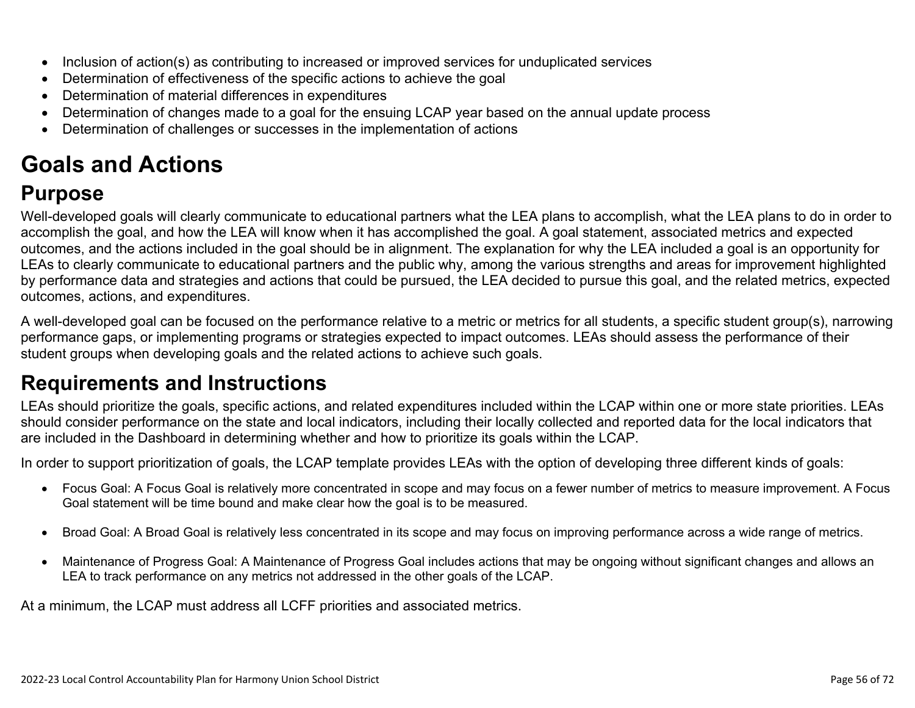- Inclusion of action(s) as contributing to increased or improved services for unduplicated services
- Determination of effectiveness of the specific actions to achieve the goal
- Determination of material differences in expenditures
- Determination of changes made to a goal for the ensuing LCAP year based on the annual update process
- Determination of challenges or successes in the implementation of actions

# Goals and Actions

## Purpose

Well-developed goals will clearly communicate to educational partners what the LEA plans to accomplish, what the LEA plans to do in order to accomplish the goal, and how the LEA will know when it has accomplished the goal. A goal statement, associated metrics and expected outcomes, and the actions included in the goal should be in alignment. The explanation for why the LEA included a goal is an opportunity for LEAs to clearly communicate to educational partners and the public why, among the various strengths and areas for improvement highlighted by performance data and strategies and actions that could be pursued, the LEA decided to pursue this goal, and the related metrics, expected outcomes, actions, and expenditures.

A well-developed goal can be focused on the performance relative to a metric or metrics for all students, a specific student group(s), narrowing performance gaps, or implementing programs or strategies expected to impact outcomes. LEAs should assess the performance of their student groups when developing goals and the related actions to achieve such goals.

## Requirements and Instructions

LEAs should prioritize the goals, specific actions, and related expenditures included within the LCAP within one or more state priorities. LEAs should consider performance on the state and local indicators, including their locally collected and reported data for the local indicators that are included in the Dashboard in determining whether and how to prioritize its goals within the LCAP.

In order to support prioritization of goals, the LCAP template provides LEAs with the option of developing three different kinds of goals:

- Focus Goal: A Focus Goal is relatively more concentrated in scope and may focus on a fewer number of metrics to measure improvement. A Focus Goal statement will be time bound and make clear how the goal is to be measured.

- Broad Goal: A Broad Goal is relatively less concentrated in its scope and may focus on improving performance across a wide range of metrics.

- Maintenance of Progress Goal: A Maintenance of Progress Goal includes actions that may be ongoing without significant changes and allows an LEA to track performance on any metrics not addressed in the other goals of the LCAP.

At a minimum, the LCAP must address all LCFF priorities and associated metrics.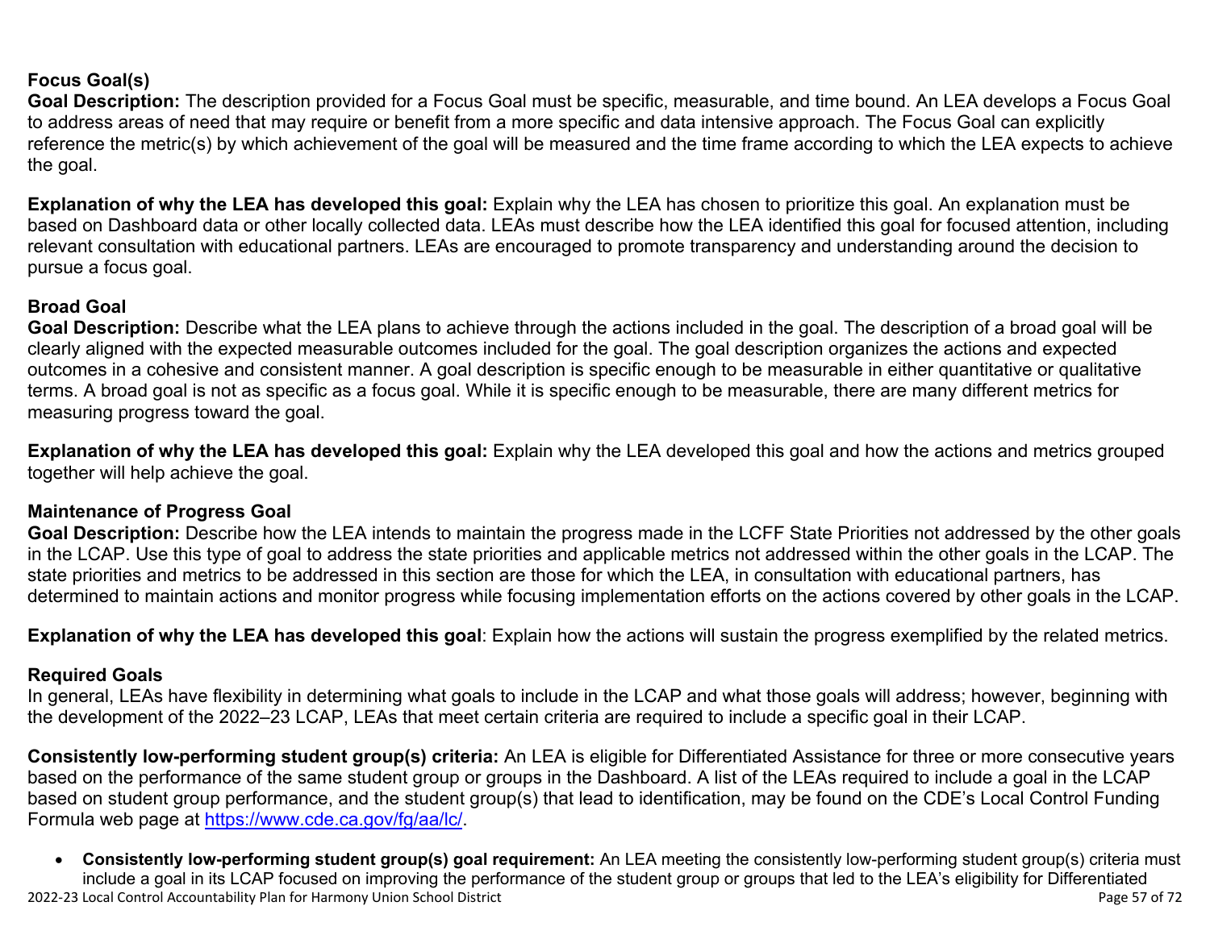### Focus Goal(s)

**Goal Description:** The description provided for a Focus Goal must be specific, measurable, and time bound. An LEA develops a Focus Goal to address areas of need that may require or benefit from a more specific and data intensive approach. The Focus Goal can explicitly reference the metric(s) by which achievement of the goal will be measured and the time frame according to which the LEA expects to achieve the goal.

**Explanation of why the LEA has developed this goal:** Explain why the LEA has chosen to prioritize this goal. An explanation must be based on Dashboard data or other locally collected data. LEAs must describe how the LEA identified this goal for focused attention, including relevant consultation with educational partners. LEAs are encouraged to promote transparency and understanding around the decision to pursue a focus goal.

### Broad Goal

**Goal Description:** Describe what the LEA plans to achieve through the actions included in the goal. The description of a broad goal will be clearly aligned with the expected measurable outcomes included for the goal. The goal description organizes the actions and expected outcomes in a cohesive and consistent manner. A goal description is specific enough to be measurable in either quantitative or qualitative terms. A broad goal is not as specific as a focus goal. While it is specific enough to be measurable, there are many different metrics for measuring progress toward the goal.

**Explanation of why the LEA has developed this goal:** Explain why the LEA developed this goal and how the actions and metrics grouped together will help achieve the goal.

### Maintenance of Progress Goal

**Goal Description:** Describe how the LEA intends to maintain the progress made in the LCFF State Priorities not addressed by the other goals in the LCAP. Use this type of goal to address the state priorities and applicable metrics not addressed within the other goals in the LCAP. The state priorities and metrics to be addressed in this section are those for which the LEA, in consultation with educational partners, has determined to maintain actions and monitor progress while focusing implementation efforts on the actions covered by other goals in the LCAP.

**Explanation of why the LEA has developed this goal**: Explain how the actions will sustain the progress exemplified by the related metrics.

### Required Goals

In general, LEAs have flexibility in determining what goals to include in the LCAP and what those goals will address; however, beginning with the development of the 2022–23 LCAP, LEAs that meet certain criteria are required to include a specific goal in their LCAP.

**Consistently low-performing student group(s) criteria:** An LEA is eligible for Differentiated Assistance for three or more consecutive years based on the performance of the same student group or groups in the Dashboard. A list of the LEAs required to include a goal in the LCAP based on student group performance, and the student group(s) that lead to identification, may be found on the CDE's Local Control Funding Formula web page at https://www.cde.ca.gov/fg/aa/lc/.

- **Consistently low-performing student group(s) goal requirement:** An LEA meeting the consistently low-performing student group(s) criteria must include a goal in its LCAP focused on improving the performance of the student group or groups that led to the LEA's eligibility for Differentiated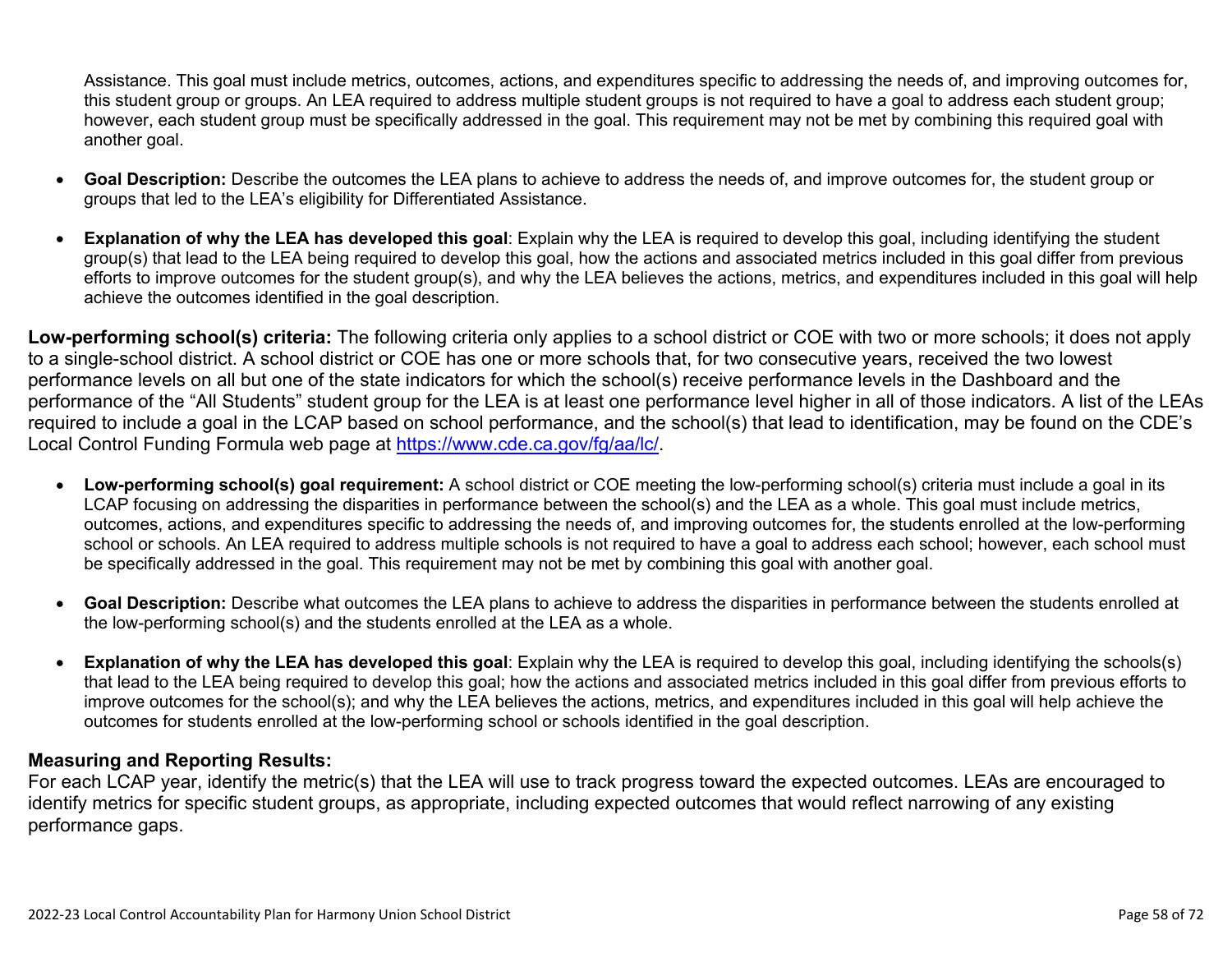Assistance. This goal must include metrics, outcomes, actions, and expenditures specific to addressing the needs of, and improving outcomes for, this student group or groups. An LEA required to address multiple student groups is not required to have a goal to address each student group; however, each student group must be specifically addressed in the goal. This requirement may not be met by combining this required goal with another goal.

- **Goal Description:** Describe the outcomes the LEA plans to achieve to address the needs of, and improve outcomes for, the student group or groups that led to the LEA's eligibility for Differentiated Assistance.
- **Explanation of why the LEA has developed this goal**: Explain why the LEA is required to develop this goal, including identifying the student group(s) that lead to the LEA being required to develop this goal, how the actions and associated metrics included in this goal differ from previous efforts to improve outcomes for the student group(s), and why the LEA believes the actions, metrics, and expenditures included in this goal will help achieve the outcomes identified in the goal description.

**Low-performing school(s) criteria:** The following criteria only applies to a school district or COE with two or more schools; it does not apply to a single-school district. A school district or COE has one or more schools that, for two consecutive years, received the two lowest performance levels on all but one of the state indicators for which the school(s) receive performance levels in the Dashboard and the performance of the "All Students" student group for the LEA is at least one performance level higher in all of those indicators. A list of the LEAs required to include a goal in the LCAP based on school performance, and the school(s) that lead to identification, may be found on the CDE's Local Control Funding Formula web page at https://www.cde.ca.gov/fg/aa/lc/.

- **Low-performing school(s) goal requirement:** A school district or COE meeting the low-performing school(s) criteria must include a goal in its LCAP focusing on addressing the disparities in performance between the school(s) and the LEA as a whole. This goal must include metrics, outcomes, actions, and expenditures specific to addressing the needs of, and improving outcomes for, the students enrolled at the low-performing school or schools. An LEA required to address multiple schools is not required to have a goal to address each school; however, each school must be specifically addressed in the goal. This requirement may not be met by combining this goal with another goal.
- **Goal Description:** Describe what outcomes the LEA plans to achieve to address the disparities in performance between the students enrolled at the low-performing school(s) and the students enrolled at the LEA as a whole.
- **Explanation of why the LEA has developed this goal**: Explain why the LEA is required to develop this goal, including identifying the schools(s) that lead to the LEA being required to develop this goal; how the actions and associated metrics included in this goal differ from previous efforts to improve outcomes for the school(s); and why the LEA believes the actions, metrics, and expenditures included in this goal will help achieve the outcomes for students enrolled at the low-performing school or schools identified in the goal description.

### Measuring and Reporting Results:

For each LCAP year, identify the metric(s) that the LEA will use to track progress toward the expected outcomes. LEAs are encouraged to identify metrics for specific student groups, as appropriate, including expected outcomes that would reflect narrowing of any existing performance gaps.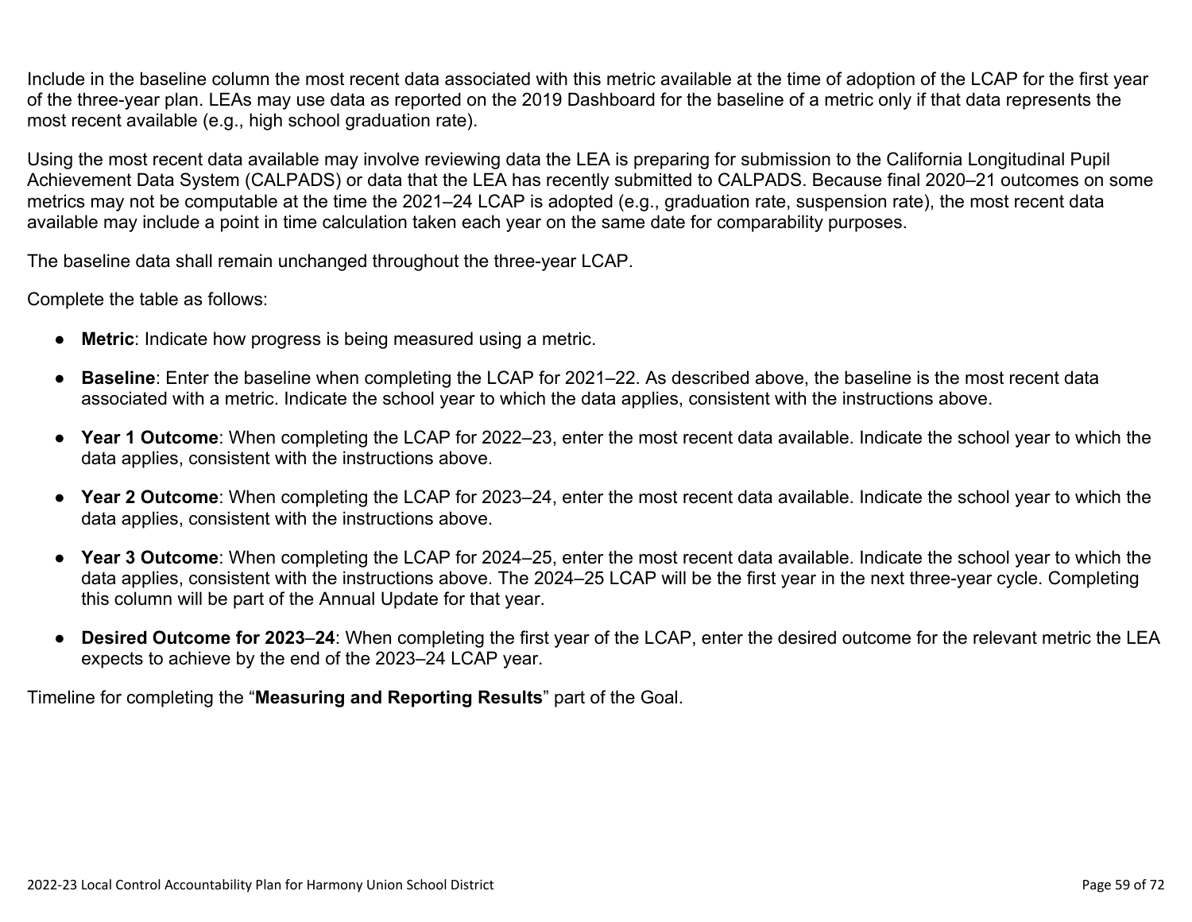Include in the baseline column the most recent data associated with this metric available at the time of adoption of the LCAP for the first year of the three-year plan. LEAs may use data as reported on the 2019 Dashboard for the baseline of a metric only if that data represents the most recent available (e.g., high school graduation rate).

Using the most recent data available may involve reviewing data the LEA is preparing for submission to the California Longitudinal Pupil Achievement Data System (CALPADS) or data that the LEA has recently submitted to CALPADS. Because final 2020–21 outcomes on some metrics may not be computable at the time the 2021–24 LCAP is adopted (e.g., graduation rate, suspension rate), the most recent data available may include a point in time calculation taken each year on the same date for comparability purposes.

The baseline data shall remain unchanged throughout the three-year LCAP.

Complete the table as follows:

- **Metric**: Indicate how progress is being measured using a metric.
- **Baseline**: Enter the baseline when completing the LCAP for 2021–22. As described above, the baseline is the most recent data associated with a metric. Indicate the school year to which the data applies, consistent with the instructions above.
- **Year 1 Outcome**: When completing the LCAP for 2022–23, enter the most recent data available. Indicate the school year to which the data applies, consistent with the instructions above.
- **Year 2 Outcome**: When completing the LCAP for 2023–24, enter the most recent data available. Indicate the school year to which the data applies, consistent with the instructions above.
- **Year 3 Outcome**: When completing the LCAP for 2024–25, enter the most recent data available. Indicate the school year to which the data applies, consistent with the instructions above. The 2024–25 LCAP will be the first year in the next three-year cycle. Completing this column will be part of the Annual Update for that year.
- **Desired Outcome for 2023–24**: When completing the first year of the LCAP, enter the desired outcome for the relevant metric the LEA expects to achieve by the end of the 2023–24 LCAP year.

Timeline for completing the "**Measuring and Reporting Results**" part of the Goal.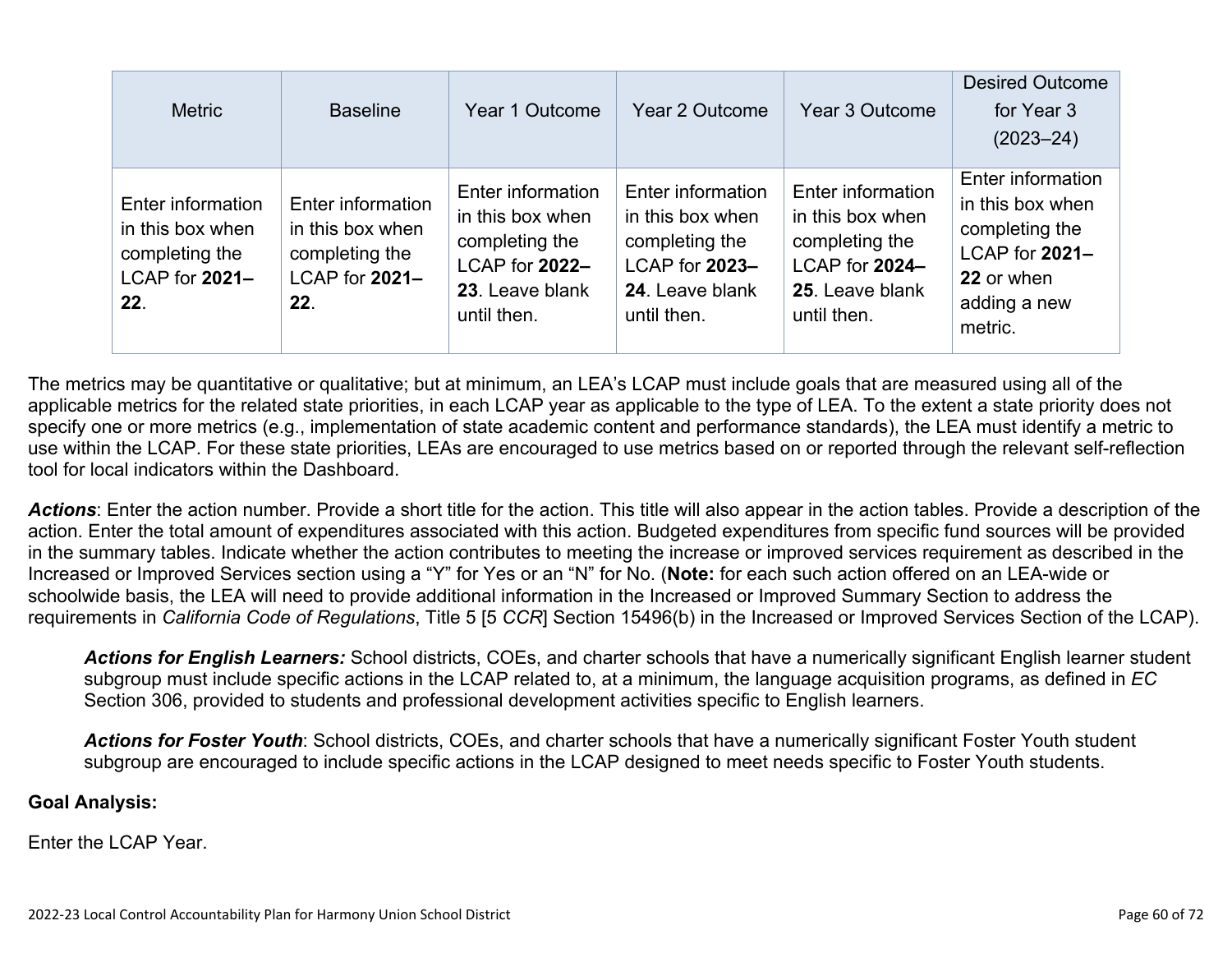| Metric | Baseline | Year 1 Outcome | Year 2 Outcome | Year 3 Outcome | Desired Outcome for Year 3 (2023–24) |
| --- | --- | --- | --- | --- | --- |
| Enter information in this box when completing the LCAP for **2021–22**. | Enter information in this box when completing the LCAP for **2021–22**. | Enter information in this box when completing the LCAP for **2022–23**. Leave blank until then. | Enter information in this box when completing the LCAP for **2023–24**. Leave blank until then. | Enter information in this box when completing the LCAP for **2024–25**. Leave blank until then. | Enter information in this box when completing the LCAP for **2021–22** or when adding a new metric. |

The metrics may be quantitative or qualitative; but at minimum, an LEA's LCAP must include goals that are measured using all of the applicable metrics for the related state priorities, in each LCAP year as applicable to the type of LEA. To the extent a state priority does not specify one or more metrics (e.g., implementation of state academic content and performance standards), the LEA must identify a metric to use within the LCAP. For these state priorities, LEAs are encouraged to use metrics based on or reported through the relevant self-reflection tool for local indicators within the Dashboard.

***Actions***: Enter the action number. Provide a short title for the action. This title will also appear in the action tables. Provide a description of the action. Enter the total amount of expenditures associated with this action. Budgeted expenditures from specific fund sources will be provided in the summary tables. Indicate whether the action contributes to meeting the increase or improved services requirement as described in the Increased or Improved Services section using a "Y" for Yes or an "N" for No. (**Note:** for each such action offered on an LEA-wide or schoolwide basis, the LEA will need to provide additional information in the Increased or Improved Summary Section to address the requirements in *California Code of Regulations*, Title 5 [5 *CCR*] Section 15496(b) in the Increased or Improved Services Section of the LCAP).

> ***Actions for English Learners:*** School districts, COEs, and charter schools that have a numerically significant English learner student subgroup must include specific actions in the LCAP related to, at a minimum, the language acquisition programs, as defined in *EC* Section 306, provided to students and professional development activities specific to English learners.
>
> ***Actions for Foster Youth***: School districts, COEs, and charter schools that have a numerically significant Foster Youth student subgroup are encouraged to include specific actions in the LCAP designed to meet needs specific to Foster Youth students.

**Goal Analysis:**

Enter the LCAP Year.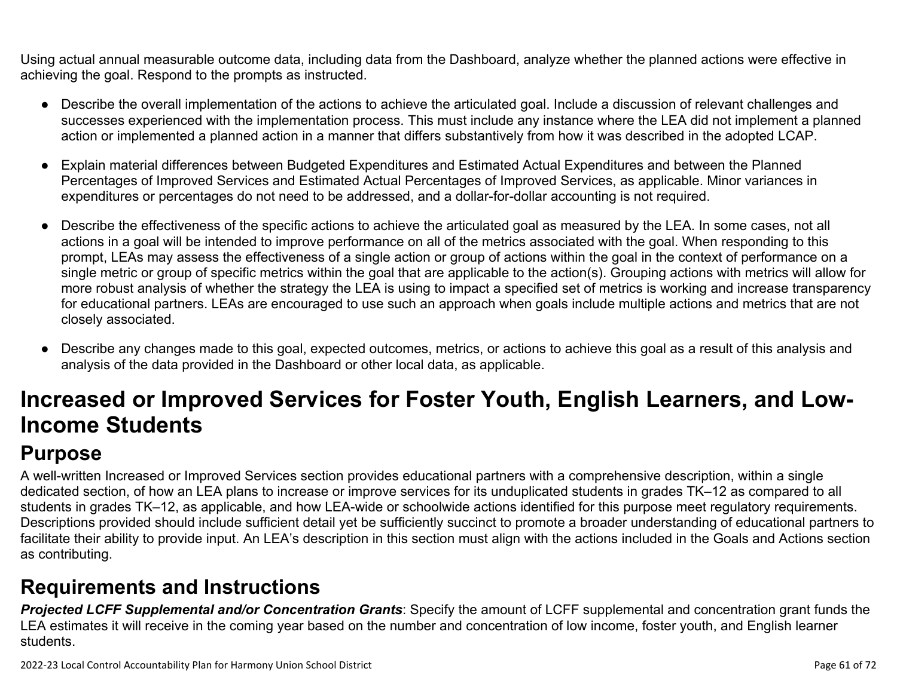Using actual annual measurable outcome data, including data from the Dashboard, analyze whether the planned actions were effective in achieving the goal. Respond to the prompts as instructed.

- Describe the overall implementation of the actions to achieve the articulated goal. Include a discussion of relevant challenges and successes experienced with the implementation process. This must include any instance where the LEA did not implement a planned action or implemented a planned action in a manner that differs substantively from how it was described in the adopted LCAP.
- Explain material differences between Budgeted Expenditures and Estimated Actual Expenditures and between the Planned Percentages of Improved Services and Estimated Actual Percentages of Improved Services, as applicable. Minor variances in expenditures or percentages do not need to be addressed, and a dollar-for-dollar accounting is not required.
- Describe the effectiveness of the specific actions to achieve the articulated goal as measured by the LEA. In some cases, not all actions in a goal will be intended to improve performance on all of the metrics associated with the goal. When responding to this prompt, LEAs may assess the effectiveness of a single action or group of actions within the goal in the context of performance on a single metric or group of specific metrics within the goal that are applicable to the action(s). Grouping actions with metrics will allow for more robust analysis of whether the strategy the LEA is using to impact a specified set of metrics is working and increase transparency for educational partners. LEAs are encouraged to use such an approach when goals include multiple actions and metrics that are not closely associated.
- Describe any changes made to this goal, expected outcomes, metrics, or actions to achieve this goal as a result of this analysis and analysis of the data provided in the Dashboard or other local data, as applicable.

# Increased or Improved Services for Foster Youth, English Learners, and Low-Income Students

## Purpose

A well-written Increased or Improved Services section provides educational partners with a comprehensive description, within a single dedicated section, of how an LEA plans to increase or improve services for its unduplicated students in grades TK–12 as compared to all students in grades TK–12, as applicable, and how LEA-wide or schoolwide actions identified for this purpose meet regulatory requirements. Descriptions provided should include sufficient detail yet be sufficiently succinct to promote a broader understanding of educational partners to facilitate their ability to provide input. An LEA's description in this section must align with the actions included in the Goals and Actions section as contributing.

## Requirements and Instructions

***Projected LCFF Supplemental and/or Concentration Grants***: Specify the amount of LCFF supplemental and concentration grant funds the LEA estimates it will receive in the coming year based on the number and concentration of low income, foster youth, and English learner students.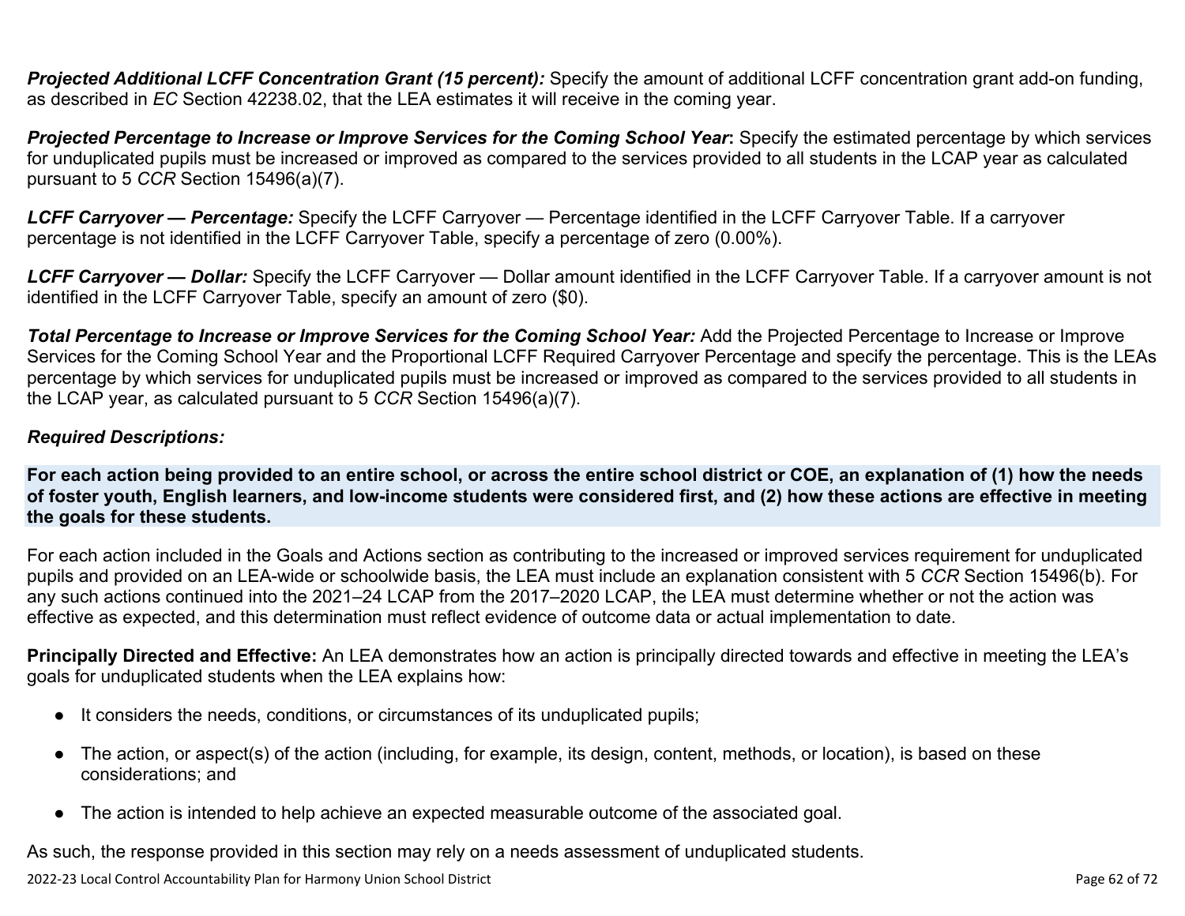***Projected Additional LCFF Concentration Grant (15 percent):*** Specify the amount of additional LCFF concentration grant add-on funding, as described in *EC* Section 42238.02, that the LEA estimates it will receive in the coming year.

***Projected Percentage to Increase or Improve Services for the Coming School Year*:** Specify the estimated percentage by which services for unduplicated pupils must be increased or improved as compared to the services provided to all students in the LCAP year as calculated pursuant to 5 *CCR* Section 15496(a)(7).

***LCFF Carryover — Percentage:*** Specify the LCFF Carryover — Percentage identified in the LCFF Carryover Table. If a carryover percentage is not identified in the LCFF Carryover Table, specify a percentage of zero (0.00%).

***LCFF Carryover — Dollar:*** Specify the LCFF Carryover — Dollar amount identified in the LCFF Carryover Table. If a carryover amount is not identified in the LCFF Carryover Table, specify an amount of zero ($0).

***Total Percentage to Increase or Improve Services for the Coming School Year:*** Add the Projected Percentage to Increase or Improve Services for the Coming School Year and the Proportional LCFF Required Carryover Percentage and specify the percentage. This is the LEAs percentage by which services for unduplicated pupils must be increased or improved as compared to the services provided to all students in the LCAP year, as calculated pursuant to 5 *CCR* Section 15496(a)(7).

### *Required Descriptions:*

**For each action being provided to an entire school, or across the entire school district or COE, an explanation of (1) how the needs of foster youth, English learners, and low-income students were considered first, and (2) how these actions are effective in meeting the goals for these students.**

For each action included in the Goals and Actions section as contributing to the increased or improved services requirement for unduplicated pupils and provided on an LEA-wide or schoolwide basis, the LEA must include an explanation consistent with 5 *CCR* Section 15496(b). For any such actions continued into the 2021–24 LCAP from the 2017–2020 LCAP, the LEA must determine whether or not the action was effective as expected, and this determination must reflect evidence of outcome data or actual implementation to date.

**Principally Directed and Effective:** An LEA demonstrates how an action is principally directed towards and effective in meeting the LEA's goals for unduplicated students when the LEA explains how:

- It considers the needs, conditions, or circumstances of its unduplicated pupils;
- The action, or aspect(s) of the action (including, for example, its design, content, methods, or location), is based on these considerations; and
- The action is intended to help achieve an expected measurable outcome of the associated goal.

As such, the response provided in this section may rely on a needs assessment of unduplicated students.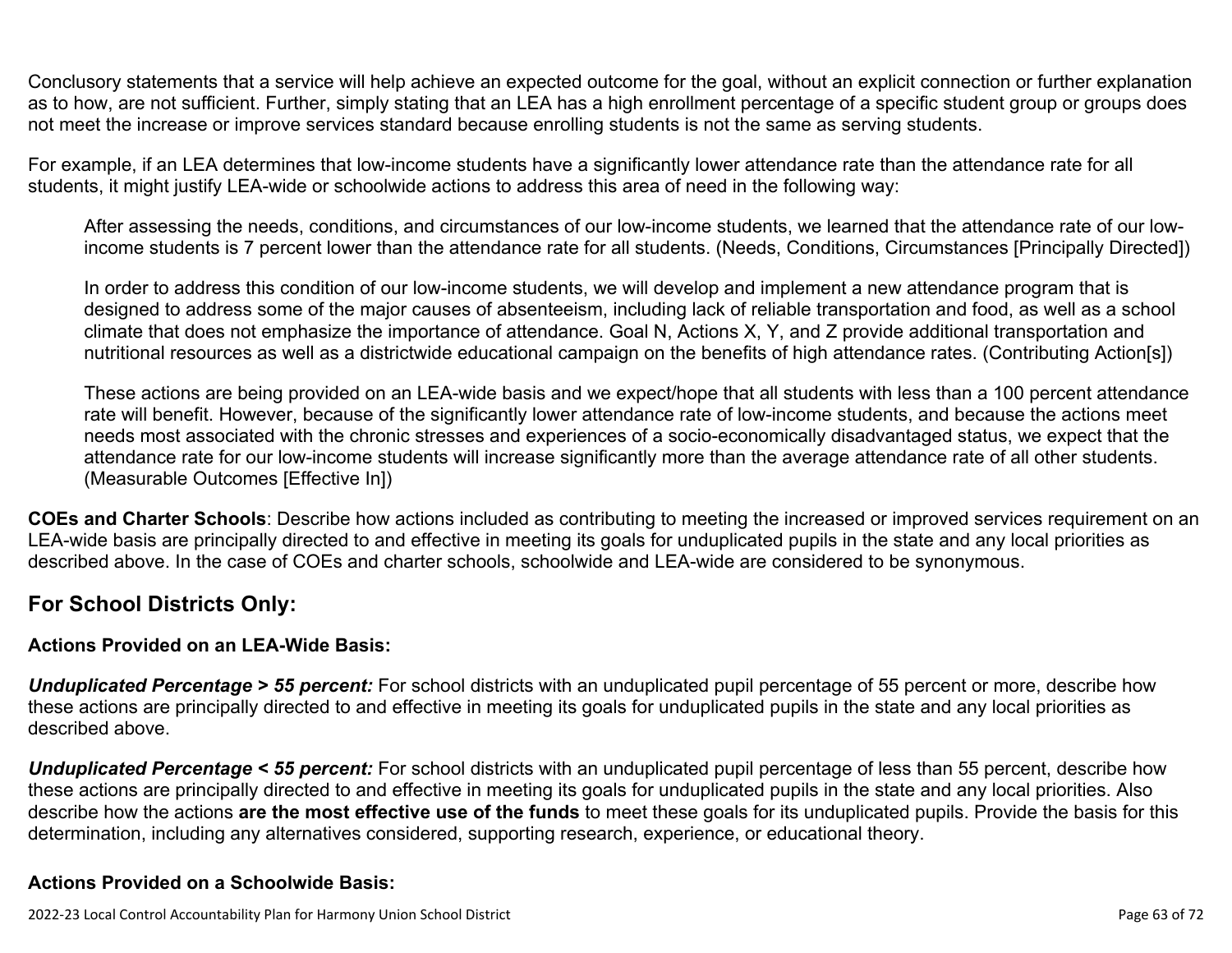Conclusory statements that a service will help achieve an expected outcome for the goal, without an explicit connection or further explanation as to how, are not sufficient. Further, simply stating that an LEA has a high enrollment percentage of a specific student group or groups does not meet the increase or improve services standard because enrolling students is not the same as serving students.

For example, if an LEA determines that low-income students have a significantly lower attendance rate than the attendance rate for all students, it might justify LEA-wide or schoolwide actions to address this area of need in the following way:

> After assessing the needs, conditions, and circumstances of our low-income students, we learned that the attendance rate of our low-income students is 7 percent lower than the attendance rate for all students. (Needs, Conditions, Circumstances [Principally Directed])
>
> In order to address this condition of our low-income students, we will develop and implement a new attendance program that is designed to address some of the major causes of absenteeism, including lack of reliable transportation and food, as well as a school climate that does not emphasize the importance of attendance. Goal N, Actions X, Y, and Z provide additional transportation and nutritional resources as well as a districtwide educational campaign on the benefits of high attendance rates. (Contributing Action[s])
>
> These actions are being provided on an LEA-wide basis and we expect/hope that all students with less than a 100 percent attendance rate will benefit. However, because of the significantly lower attendance rate of low-income students, and because the actions meet needs most associated with the chronic stresses and experiences of a socio-economically disadvantaged status, we expect that the attendance rate for our low-income students will increase significantly more than the average attendance rate of all other students. (Measurable Outcomes [Effective In])

**COEs and Charter Schools**: Describe how actions included as contributing to meeting the increased or improved services requirement on an LEA-wide basis are principally directed to and effective in meeting its goals for unduplicated pupils in the state and any local priorities as described above. In the case of COEs and charter schools, schoolwide and LEA-wide are considered to be synonymous.

## For School Districts Only:

### Actions Provided on an LEA-Wide Basis:

***Unduplicated Percentage > 55 percent:*** For school districts with an unduplicated pupil percentage of 55 percent or more, describe how these actions are principally directed to and effective in meeting its goals for unduplicated pupils in the state and any local priorities as described above.

***Unduplicated Percentage < 55 percent:*** For school districts with an unduplicated pupil percentage of less than 55 percent, describe how these actions are principally directed to and effective in meeting its goals for unduplicated pupils in the state and any local priorities. Also describe how the actions **are the most effective use of the funds** to meet these goals for its unduplicated pupils. Provide the basis for this determination, including any alternatives considered, supporting research, experience, or educational theory.

### Actions Provided on a Schoolwide Basis: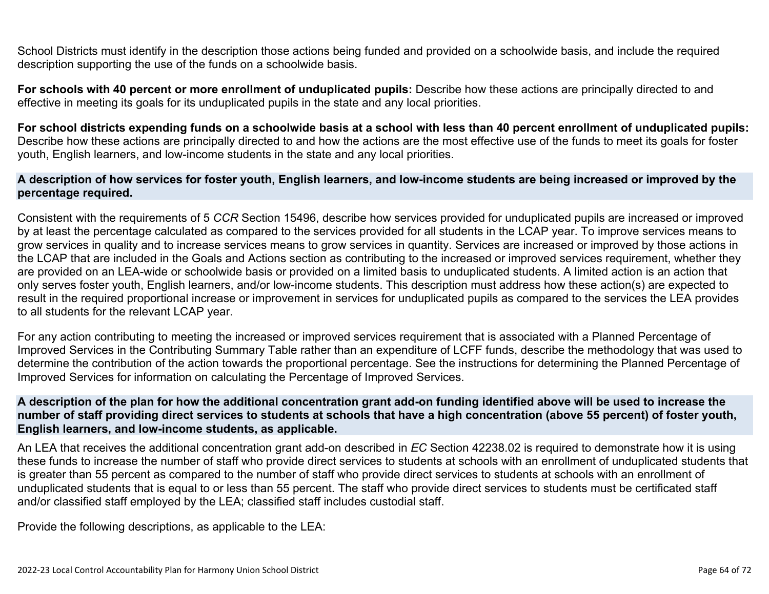School Districts must identify in the description those actions being funded and provided on a schoolwide basis, and include the required description supporting the use of the funds on a schoolwide basis.

**For schools with 40 percent or more enrollment of unduplicated pupils:** Describe how these actions are principally directed to and effective in meeting its goals for its unduplicated pupils in the state and any local priorities.

**For school districts expending funds on a schoolwide basis at a school with less than 40 percent enrollment of unduplicated pupils:** Describe how these actions are principally directed to and how the actions are the most effective use of the funds to meet its goals for foster youth, English learners, and low-income students in the state and any local priorities.

### A description of how services for foster youth, English learners, and low-income students are being increased or improved by the percentage required.

Consistent with the requirements of 5 *CCR* Section 15496, describe how services provided for unduplicated pupils are increased or improved by at least the percentage calculated as compared to the services provided for all students in the LCAP year. To improve services means to grow services in quality and to increase services means to grow services in quantity. Services are increased or improved by those actions in the LCAP that are included in the Goals and Actions section as contributing to the increased or improved services requirement, whether they are provided on an LEA-wide or schoolwide basis or provided on a limited basis to unduplicated students. A limited action is an action that only serves foster youth, English learners, and/or low-income students. This description must address how these action(s) are expected to result in the required proportional increase or improvement in services for unduplicated pupils as compared to the services the LEA provides to all students for the relevant LCAP year.

For any action contributing to meeting the increased or improved services requirement that is associated with a Planned Percentage of Improved Services in the Contributing Summary Table rather than an expenditure of LCFF funds, describe the methodology that was used to determine the contribution of the action towards the proportional percentage. See the instructions for determining the Planned Percentage of Improved Services for information on calculating the Percentage of Improved Services.

### A description of the plan for how the additional concentration grant add-on funding identified above will be used to increase the number of staff providing direct services to students at schools that have a high concentration (above 55 percent) of foster youth, English learners, and low-income students, as applicable.

An LEA that receives the additional concentration grant add-on described in *EC* Section 42238.02 is required to demonstrate how it is using these funds to increase the number of staff who provide direct services to students at schools with an enrollment of unduplicated students that is greater than 55 percent as compared to the number of staff who provide direct services to students at schools with an enrollment of unduplicated students that is equal to or less than 55 percent. The staff who provide direct services to students must be certificated staff and/or classified staff employed by the LEA; classified staff includes custodial staff.

Provide the following descriptions, as applicable to the LEA: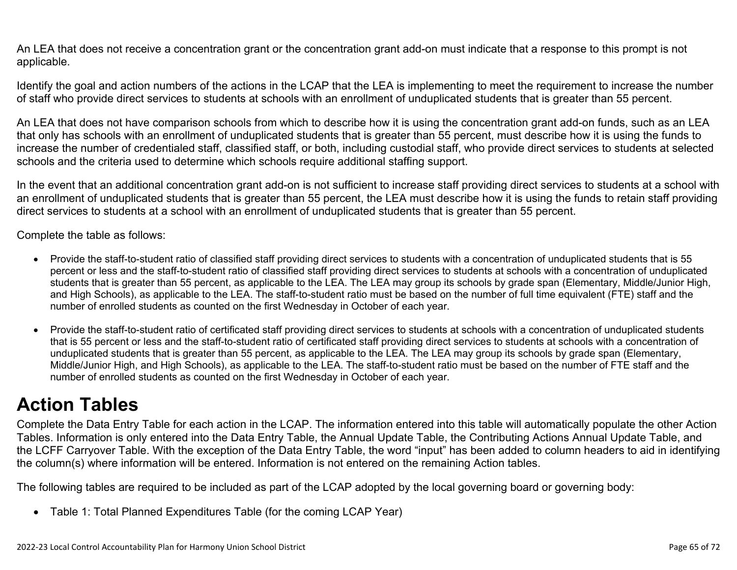An LEA that does not receive a concentration grant or the concentration grant add-on must indicate that a response to this prompt is not applicable.

Identify the goal and action numbers of the actions in the LCAP that the LEA is implementing to meet the requirement to increase the number of staff who provide direct services to students at schools with an enrollment of unduplicated students that is greater than 55 percent.

An LEA that does not have comparison schools from which to describe how it is using the concentration grant add-on funds, such as an LEA that only has schools with an enrollment of unduplicated students that is greater than 55 percent, must describe how it is using the funds to increase the number of credentialed staff, classified staff, or both, including custodial staff, who provide direct services to students at selected schools and the criteria used to determine which schools require additional staffing support.

In the event that an additional concentration grant add-on is not sufficient to increase staff providing direct services to students at a school with an enrollment of unduplicated students that is greater than 55 percent, the LEA must describe how it is using the funds to retain staff providing direct services to students at a school with an enrollment of unduplicated students that is greater than 55 percent.

Complete the table as follows:

- Provide the staff-to-student ratio of classified staff providing direct services to students with a concentration of unduplicated students that is 55 percent or less and the staff-to-student ratio of classified staff providing direct services to students at schools with a concentration of unduplicated students that is greater than 55 percent, as applicable to the LEA. The LEA may group its schools by grade span (Elementary, Middle/Junior High, and High Schools), as applicable to the LEA. The staff-to-student ratio must be based on the number of full time equivalent (FTE) staff and the number of enrolled students as counted on the first Wednesday in October of each year.

- Provide the staff-to-student ratio of certificated staff providing direct services to students at schools with a concentration of unduplicated students that is 55 percent or less and the staff-to-student ratio of certificated staff providing direct services to students at schools with a concentration of unduplicated students that is greater than 55 percent, as applicable to the LEA. The LEA may group its schools by grade span (Elementary, Middle/Junior High, and High Schools), as applicable to the LEA. The staff-to-student ratio must be based on the number of FTE staff and the number of enrolled students as counted on the first Wednesday in October of each year.

# Action Tables

Complete the Data Entry Table for each action in the LCAP. The information entered into this table will automatically populate the other Action Tables. Information is only entered into the Data Entry Table, the Annual Update Table, the Contributing Actions Annual Update Table, and the LCFF Carryover Table. With the exception of the Data Entry Table, the word "input" has been added to column headers to aid in identifying the column(s) where information will be entered. Information is not entered on the remaining Action tables.

The following tables are required to be included as part of the LCAP adopted by the local governing board or governing body:

- Table 1: Total Planned Expenditures Table (for the coming LCAP Year)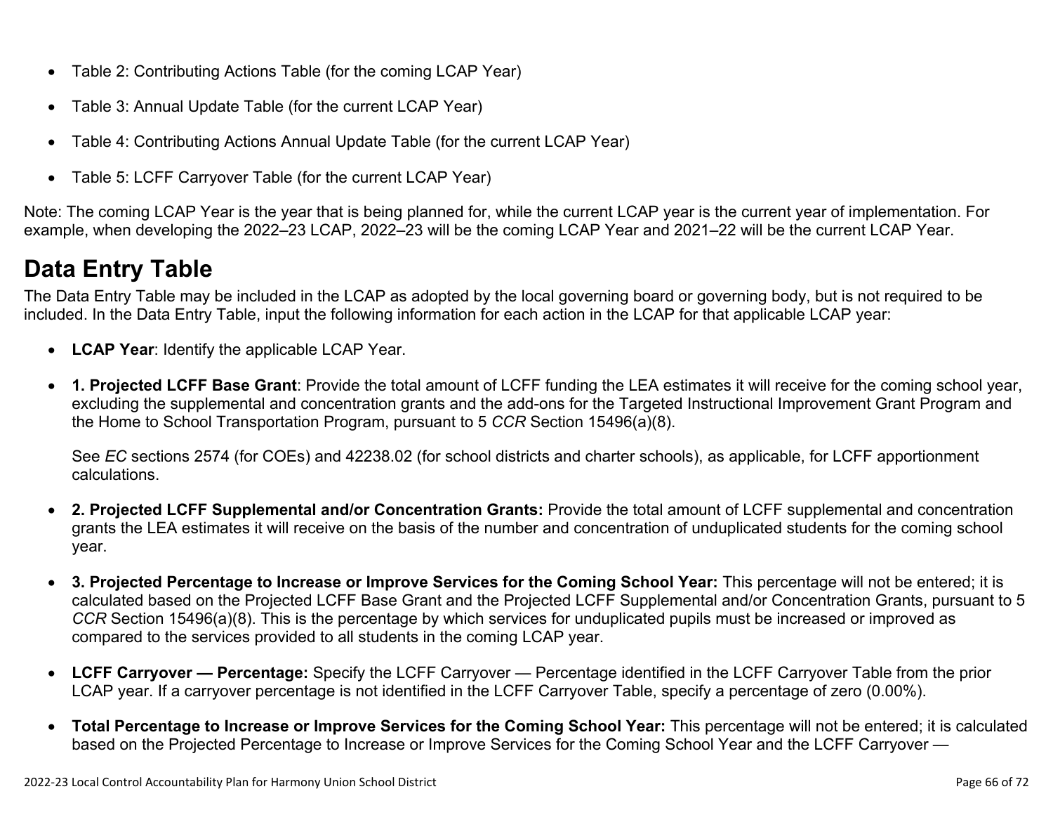- Table 2: Contributing Actions Table (for the coming LCAP Year)
- Table 3: Annual Update Table (for the current LCAP Year)
- Table 4: Contributing Actions Annual Update Table (for the current LCAP Year)
- Table 5: LCFF Carryover Table (for the current LCAP Year)

Note: The coming LCAP Year is the year that is being planned for, while the current LCAP year is the current year of implementation. For example, when developing the 2022–23 LCAP, 2022–23 will be the coming LCAP Year and 2021–22 will be the current LCAP Year.

# Data Entry Table

The Data Entry Table may be included in the LCAP as adopted by the local governing board or governing body, but is not required to be included. In the Data Entry Table, input the following information for each action in the LCAP for that applicable LCAP year:

- **LCAP Year**: Identify the applicable LCAP Year.
- **1. Projected LCFF Base Grant**: Provide the total amount of LCFF funding the LEA estimates it will receive for the coming school year, excluding the supplemental and concentration grants and the add-ons for the Targeted Instructional Improvement Grant Program and the Home to School Transportation Program, pursuant to 5 *CCR* Section 15496(a)(8).

  See *EC* sections 2574 (for COEs) and 42238.02 (for school districts and charter schools), as applicable, for LCFF apportionment calculations.

- **2. Projected LCFF Supplemental and/or Concentration Grants:** Provide the total amount of LCFF supplemental and concentration grants the LEA estimates it will receive on the basis of the number and concentration of unduplicated students for the coming school year.
- **3. Projected Percentage to Increase or Improve Services for the Coming School Year:** This percentage will not be entered; it is calculated based on the Projected LCFF Base Grant and the Projected LCFF Supplemental and/or Concentration Grants, pursuant to 5 *CCR* Section 15496(a)(8). This is the percentage by which services for unduplicated pupils must be increased or improved as compared to the services provided to all students in the coming LCAP year.
- **LCFF Carryover — Percentage:** Specify the LCFF Carryover — Percentage identified in the LCFF Carryover Table from the prior LCAP year. If a carryover percentage is not identified in the LCFF Carryover Table, specify a percentage of zero (0.00%).
- **Total Percentage to Increase or Improve Services for the Coming School Year:** This percentage will not be entered; it is calculated based on the Projected Percentage to Increase or Improve Services for the Coming School Year and the LCFF Carryover —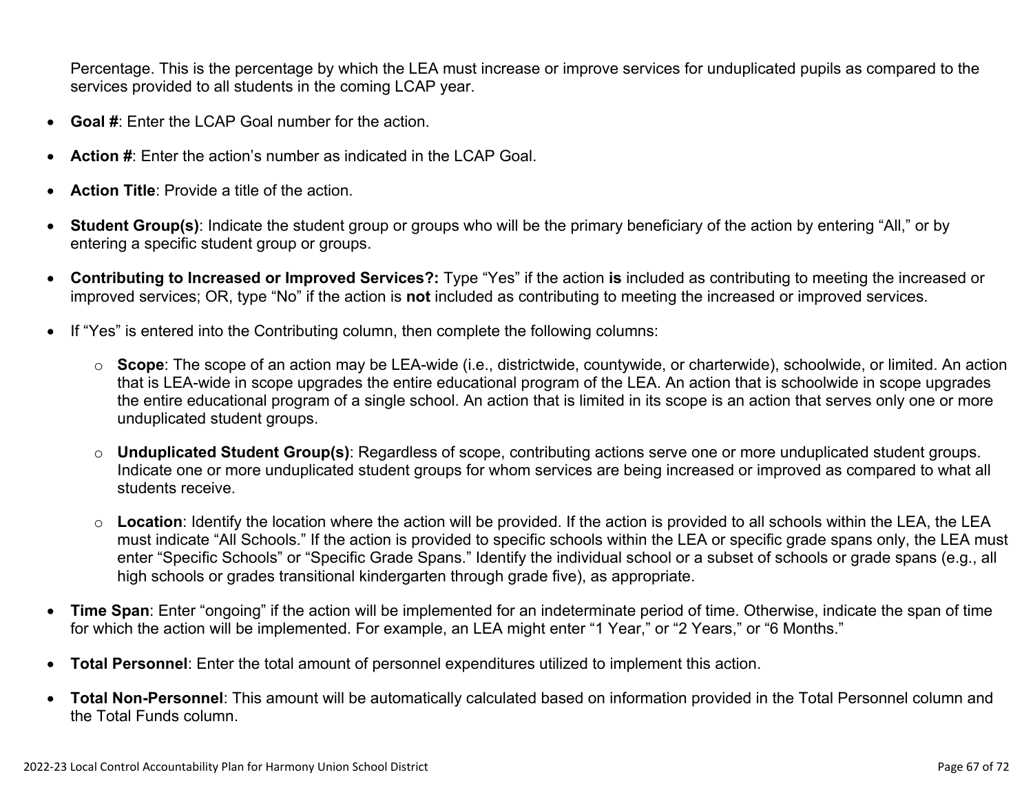Percentage. This is the percentage by which the LEA must increase or improve services for unduplicated pupils as compared to the services provided to all students in the coming LCAP year.

- **Goal #**: Enter the LCAP Goal number for the action.
- **Action #**: Enter the action's number as indicated in the LCAP Goal.
- **Action Title**: Provide a title of the action.
- **Student Group(s)**: Indicate the student group or groups who will be the primary beneficiary of the action by entering "All," or by entering a specific student group or groups.
- **Contributing to Increased or Improved Services?:** Type "Yes" if the action **is** included as contributing to meeting the increased or improved services; OR, type "No" if the action is **not** included as contributing to meeting the increased or improved services.
- If "Yes" is entered into the Contributing column, then complete the following columns:
  - **Scope**: The scope of an action may be LEA-wide (i.e., districtwide, countywide, or charterwide), schoolwide, or limited. An action that is LEA-wide in scope upgrades the entire educational program of the LEA. An action that is schoolwide in scope upgrades the entire educational program of a single school. An action that is limited in its scope is an action that serves only one or more unduplicated student groups.
  - **Unduplicated Student Group(s)**: Regardless of scope, contributing actions serve one or more unduplicated student groups. Indicate one or more unduplicated student groups for whom services are being increased or improved as compared to what all students receive.
  - **Location**: Identify the location where the action will be provided. If the action is provided to all schools within the LEA, the LEA must indicate "All Schools." If the action is provided to specific schools within the LEA or specific grade spans only, the LEA must enter "Specific Schools" or "Specific Grade Spans." Identify the individual school or a subset of schools or grade spans (e.g., all high schools or grades transitional kindergarten through grade five), as appropriate.
- **Time Span**: Enter "ongoing" if the action will be implemented for an indeterminate period of time. Otherwise, indicate the span of time for which the action will be implemented. For example, an LEA might enter "1 Year," or "2 Years," or "6 Months."
- **Total Personnel**: Enter the total amount of personnel expenditures utilized to implement this action.
- **Total Non-Personnel**: This amount will be automatically calculated based on information provided in the Total Personnel column and the Total Funds column.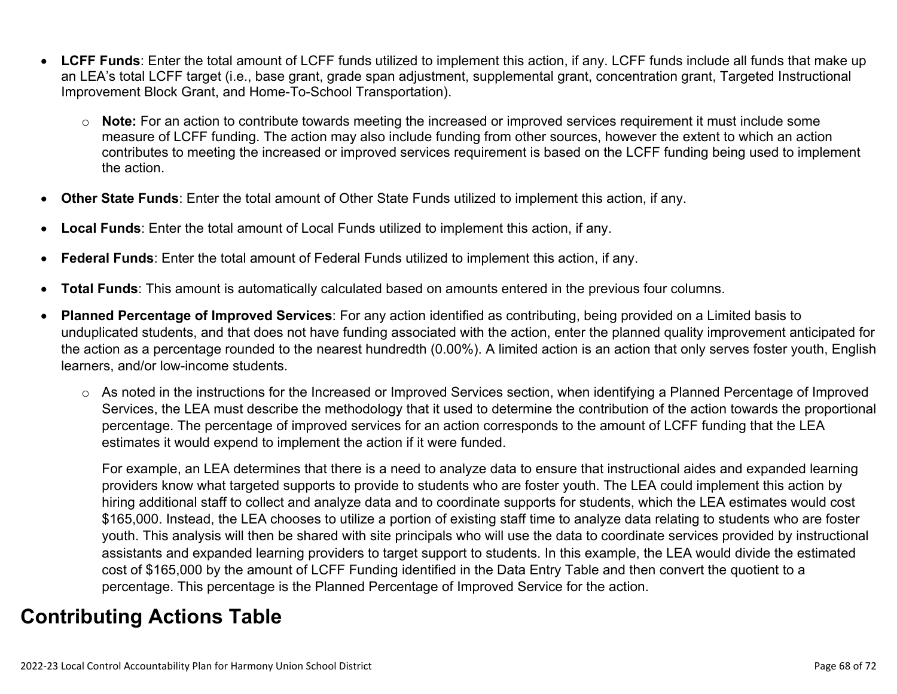- **LCFF Funds**: Enter the total amount of LCFF funds utilized to implement this action, if any. LCFF funds include all funds that make up an LEA's total LCFF target (i.e., base grant, grade span adjustment, supplemental grant, concentration grant, Targeted Instructional Improvement Block Grant, and Home-To-School Transportation).
  - **Note:** For an action to contribute towards meeting the increased or improved services requirement it must include some measure of LCFF funding. The action may also include funding from other sources, however the extent to which an action contributes to meeting the increased or improved services requirement is based on the LCFF funding being used to implement the action.
- **Other State Funds**: Enter the total amount of Other State Funds utilized to implement this action, if any.
- **Local Funds**: Enter the total amount of Local Funds utilized to implement this action, if any.
- **Federal Funds**: Enter the total amount of Federal Funds utilized to implement this action, if any.
- **Total Funds**: This amount is automatically calculated based on amounts entered in the previous four columns.
- **Planned Percentage of Improved Services**: For any action identified as contributing, being provided on a Limited basis to unduplicated students, and that does not have funding associated with the action, enter the planned quality improvement anticipated for the action as a percentage rounded to the nearest hundredth (0.00%). A limited action is an action that only serves foster youth, English learners, and/or low-income students.
  - As noted in the instructions for the Increased or Improved Services section, when identifying a Planned Percentage of Improved Services, the LEA must describe the methodology that it used to determine the contribution of the action towards the proportional percentage. The percentage of improved services for an action corresponds to the amount of LCFF funding that the LEA estimates it would expend to implement the action if it were funded.

    For example, an LEA determines that there is a need to analyze data to ensure that instructional aides and expanded learning providers know what targeted supports to provide to students who are foster youth. The LEA could implement this action by hiring additional staff to collect and analyze data and to coordinate supports for students, which the LEA estimates would cost $165,000. Instead, the LEA chooses to utilize a portion of existing staff time to analyze data relating to students who are foster youth. This analysis will then be shared with site principals who will use the data to coordinate services provided by instructional assistants and expanded learning providers to target support to students. In this example, the LEA would divide the estimated cost of $165,000 by the amount of LCFF Funding identified in the Data Entry Table and then convert the quotient to a percentage. This percentage is the Planned Percentage of Improved Service for the action.

## Contributing Actions Table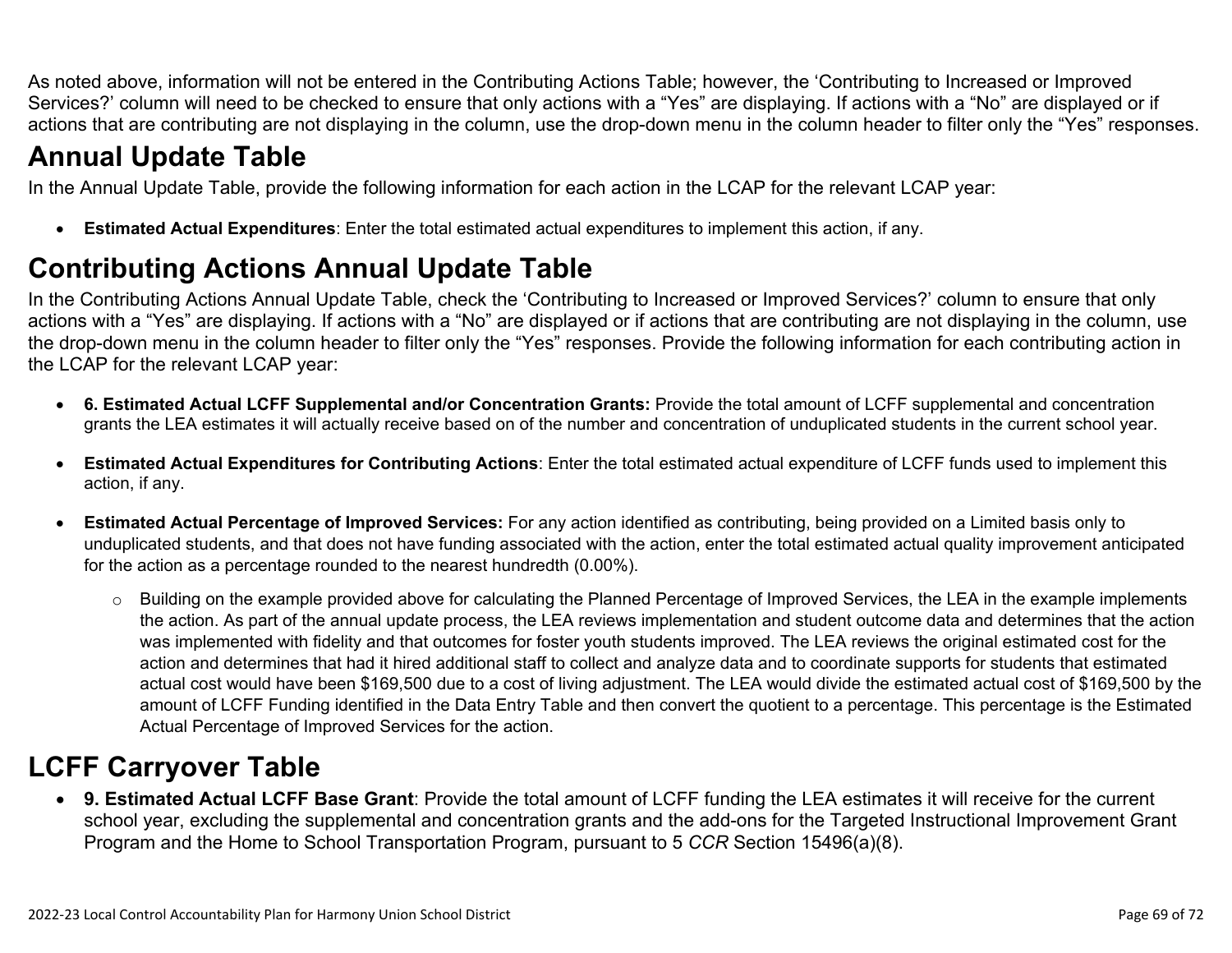As noted above, information will not be entered in the Contributing Actions Table; however, the 'Contributing to Increased or Improved Services?' column will need to be checked to ensure that only actions with a "Yes" are displaying. If actions with a "No" are displayed or if actions that are contributing are not displaying in the column, use the drop-down menu in the column header to filter only the "Yes" responses.

# Annual Update Table

In the Annual Update Table, provide the following information for each action in the LCAP for the relevant LCAP year:

- **Estimated Actual Expenditures**: Enter the total estimated actual expenditures to implement this action, if any.

# Contributing Actions Annual Update Table

In the Contributing Actions Annual Update Table, check the 'Contributing to Increased or Improved Services?' column to ensure that only actions with a "Yes" are displaying. If actions with a "No" are displayed or if actions that are contributing are not displaying in the column, use the drop-down menu in the column header to filter only the "Yes" responses. Provide the following information for each contributing action in the LCAP for the relevant LCAP year:

- **6. Estimated Actual LCFF Supplemental and/or Concentration Grants:** Provide the total amount of LCFF supplemental and concentration grants the LEA estimates it will actually receive based on of the number and concentration of unduplicated students in the current school year.

- **Estimated Actual Expenditures for Contributing Actions**: Enter the total estimated actual expenditure of LCFF funds used to implement this action, if any.

- **Estimated Actual Percentage of Improved Services:** For any action identified as contributing, being provided on a Limited basis only to unduplicated students, and that does not have funding associated with the action, enter the total estimated actual quality improvement anticipated for the action as a percentage rounded to the nearest hundredth (0.00%).

  - Building on the example provided above for calculating the Planned Percentage of Improved Services, the LEA in the example implements the action. As part of the annual update process, the LEA reviews implementation and student outcome data and determines that the action was implemented with fidelity and that outcomes for foster youth students improved. The LEA reviews the original estimated cost for the action and determines that had it hired additional staff to collect and analyze data and to coordinate supports for students that estimated actual cost would have been $169,500 due to a cost of living adjustment. The LEA would divide the estimated actual cost of $169,500 by the amount of LCFF Funding identified in the Data Entry Table and then convert the quotient to a percentage. This percentage is the Estimated Actual Percentage of Improved Services for the action.

# LCFF Carryover Table

- **9. Estimated Actual LCFF Base Grant**: Provide the total amount of LCFF funding the LEA estimates it will receive for the current school year, excluding the supplemental and concentration grants and the add-ons for the Targeted Instructional Improvement Grant Program and the Home to School Transportation Program, pursuant to 5 *CCR* Section 15496(a)(8).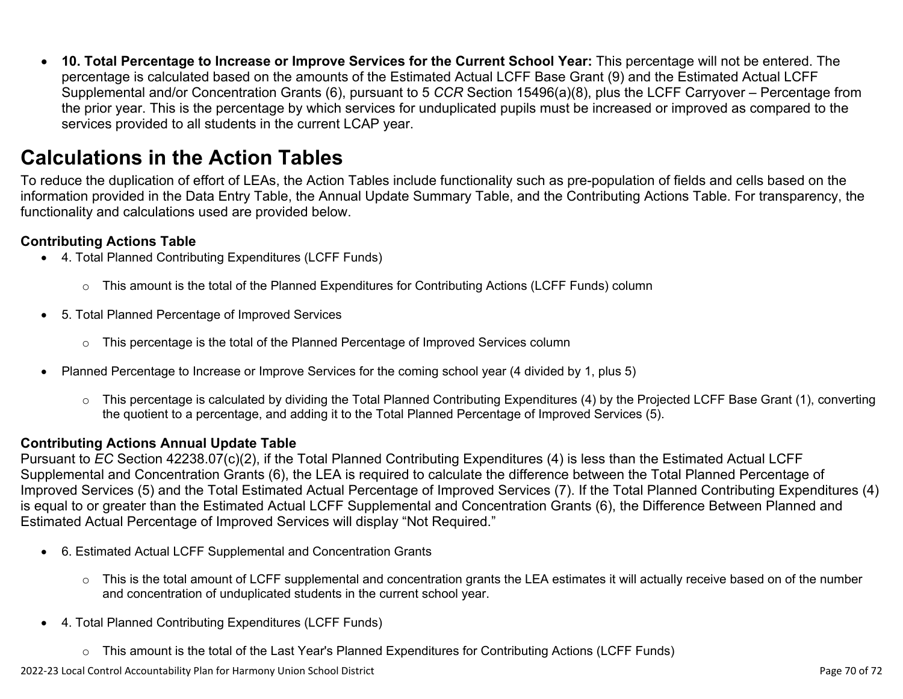- **10. Total Percentage to Increase or Improve Services for the Current School Year:** This percentage will not be entered. The percentage is calculated based on the amounts of the Estimated Actual LCFF Base Grant (9) and the Estimated Actual LCFF Supplemental and/or Concentration Grants (6), pursuant to 5 *CCR* Section 15496(a)(8), plus the LCFF Carryover – Percentage from the prior year. This is the percentage by which services for unduplicated pupils must be increased or improved as compared to the services provided to all students in the current LCAP year.

# Calculations in the Action Tables

To reduce the duplication of effort of LEAs, the Action Tables include functionality such as pre-population of fields and cells based on the information provided in the Data Entry Table, the Annual Update Summary Table, and the Contributing Actions Table. For transparency, the functionality and calculations used are provided below.

### Contributing Actions Table

- 4. Total Planned Contributing Expenditures (LCFF Funds)
  - This amount is the total of the Planned Expenditures for Contributing Actions (LCFF Funds) column
- 5. Total Planned Percentage of Improved Services
  - This percentage is the total of the Planned Percentage of Improved Services column
- Planned Percentage to Increase or Improve Services for the coming school year (4 divided by 1, plus 5)
  - This percentage is calculated by dividing the Total Planned Contributing Expenditures (4) by the Projected LCFF Base Grant (1), converting the quotient to a percentage, and adding it to the Total Planned Percentage of Improved Services (5).

### Contributing Actions Annual Update Table

Pursuant to *EC* Section 42238.07(c)(2), if the Total Planned Contributing Expenditures (4) is less than the Estimated Actual LCFF Supplemental and Concentration Grants (6), the LEA is required to calculate the difference between the Total Planned Percentage of Improved Services (5) and the Total Estimated Actual Percentage of Improved Services (7). If the Total Planned Contributing Expenditures (4) is equal to or greater than the Estimated Actual LCFF Supplemental and Concentration Grants (6), the Difference Between Planned and Estimated Actual Percentage of Improved Services will display "Not Required."

- 6. Estimated Actual LCFF Supplemental and Concentration Grants
  - This is the total amount of LCFF supplemental and concentration grants the LEA estimates it will actually receive based on of the number and concentration of unduplicated students in the current school year.
- 4. Total Planned Contributing Expenditures (LCFF Funds)
  - This amount is the total of the Last Year's Planned Expenditures for Contributing Actions (LCFF Funds)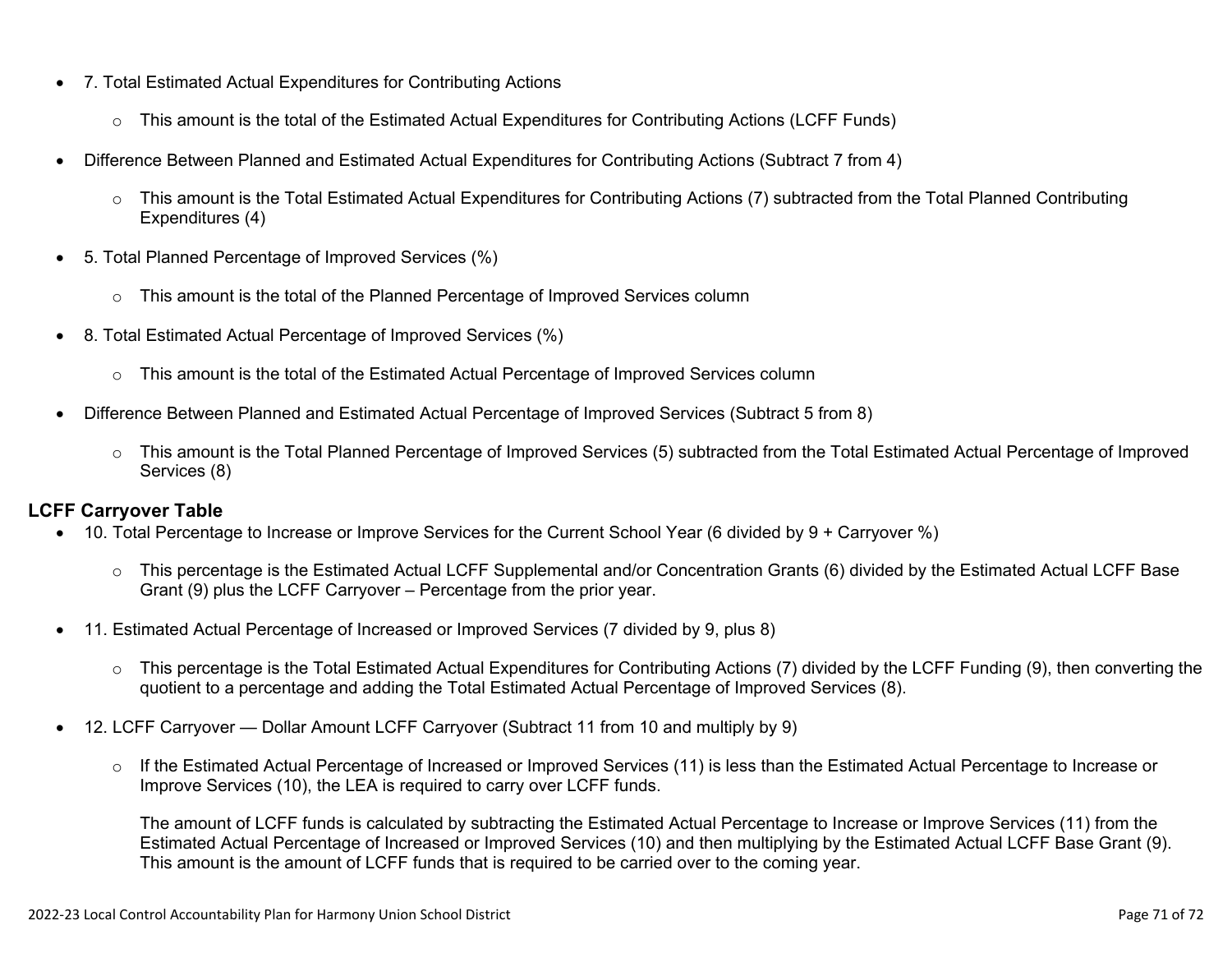- 7. Total Estimated Actual Expenditures for Contributing Actions
  - This amount is the total of the Estimated Actual Expenditures for Contributing Actions (LCFF Funds)
- Difference Between Planned and Estimated Actual Expenditures for Contributing Actions (Subtract 7 from 4)
  - This amount is the Total Estimated Actual Expenditures for Contributing Actions (7) subtracted from the Total Planned Contributing Expenditures (4)
- 5. Total Planned Percentage of Improved Services (%)
  - This amount is the total of the Planned Percentage of Improved Services column
- 8. Total Estimated Actual Percentage of Improved Services (%)
  - This amount is the total of the Estimated Actual Percentage of Improved Services column
- Difference Between Planned and Estimated Actual Percentage of Improved Services (Subtract 5 from 8)
  - This amount is the Total Planned Percentage of Improved Services (5) subtracted from the Total Estimated Actual Percentage of Improved Services (8)

**LCFF Carryover Table**

- 10. Total Percentage to Increase or Improve Services for the Current School Year (6 divided by 9 + Carryover %)
  - This percentage is the Estimated Actual LCFF Supplemental and/or Concentration Grants (6) divided by the Estimated Actual LCFF Base Grant (9) plus the LCFF Carryover – Percentage from the prior year.
- 11. Estimated Actual Percentage of Increased or Improved Services (7 divided by 9, plus 8)
  - This percentage is the Total Estimated Actual Expenditures for Contributing Actions (7) divided by the LCFF Funding (9), then converting the quotient to a percentage and adding the Total Estimated Actual Percentage of Improved Services (8).
- 12. LCFF Carryover — Dollar Amount LCFF Carryover (Subtract 11 from 10 and multiply by 9)
  - If the Estimated Actual Percentage of Increased or Improved Services (11) is less than the Estimated Actual Percentage to Increase or Improve Services (10), the LEA is required to carry over LCFF funds.

    The amount of LCFF funds is calculated by subtracting the Estimated Actual Percentage to Increase or Improve Services (11) from the Estimated Actual Percentage of Increased or Improved Services (10) and then multiplying by the Estimated Actual LCFF Base Grant (9). This amount is the amount of LCFF funds that is required to be carried over to the coming year.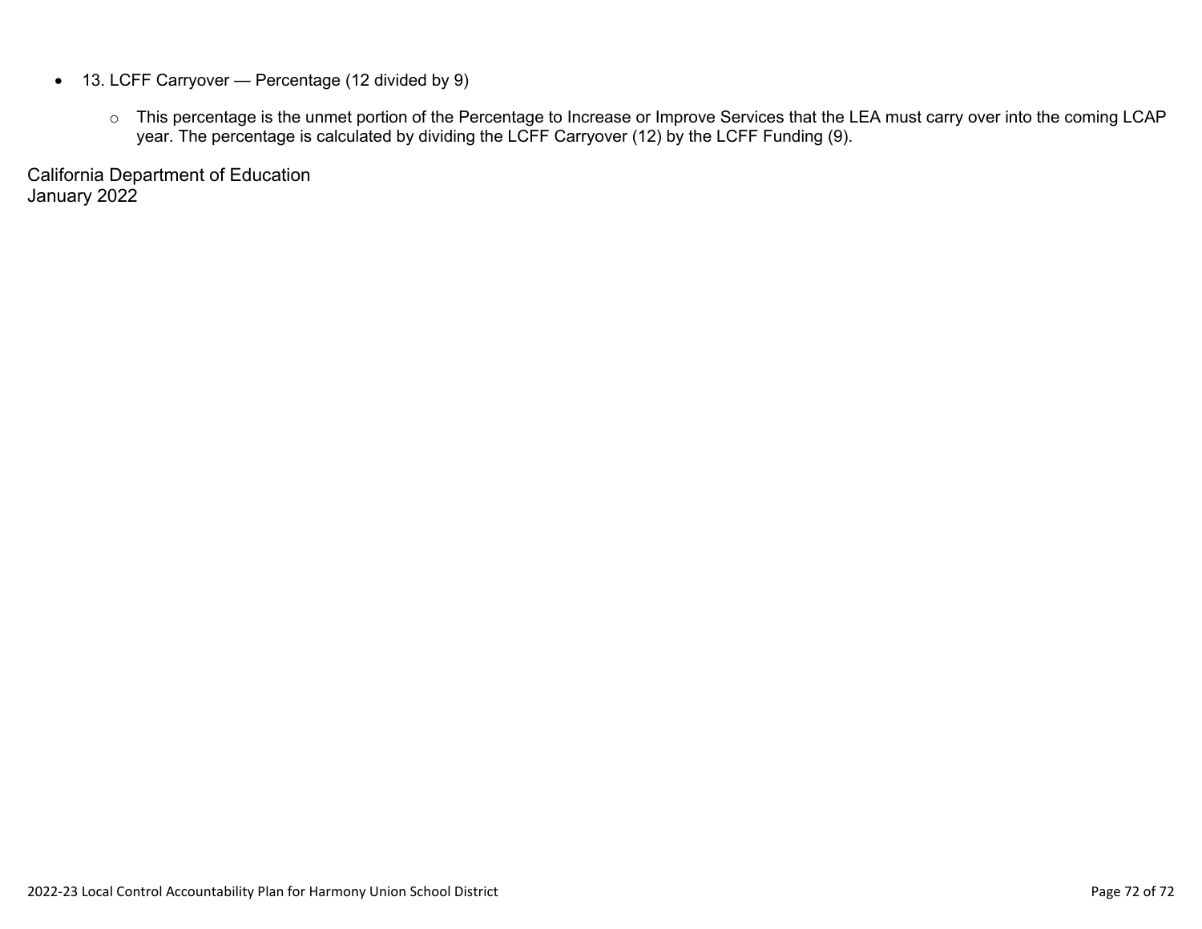- 13. LCFF Carryover — Percentage (12 divided by 9)
    - This percentage is the unmet portion of the Percentage to Increase or Improve Services that the LEA must carry over into the coming LCAP year. The percentage is calculated by dividing the LCFF Carryover (12) by the LCFF Funding (9).

California Department of Education
January 2022